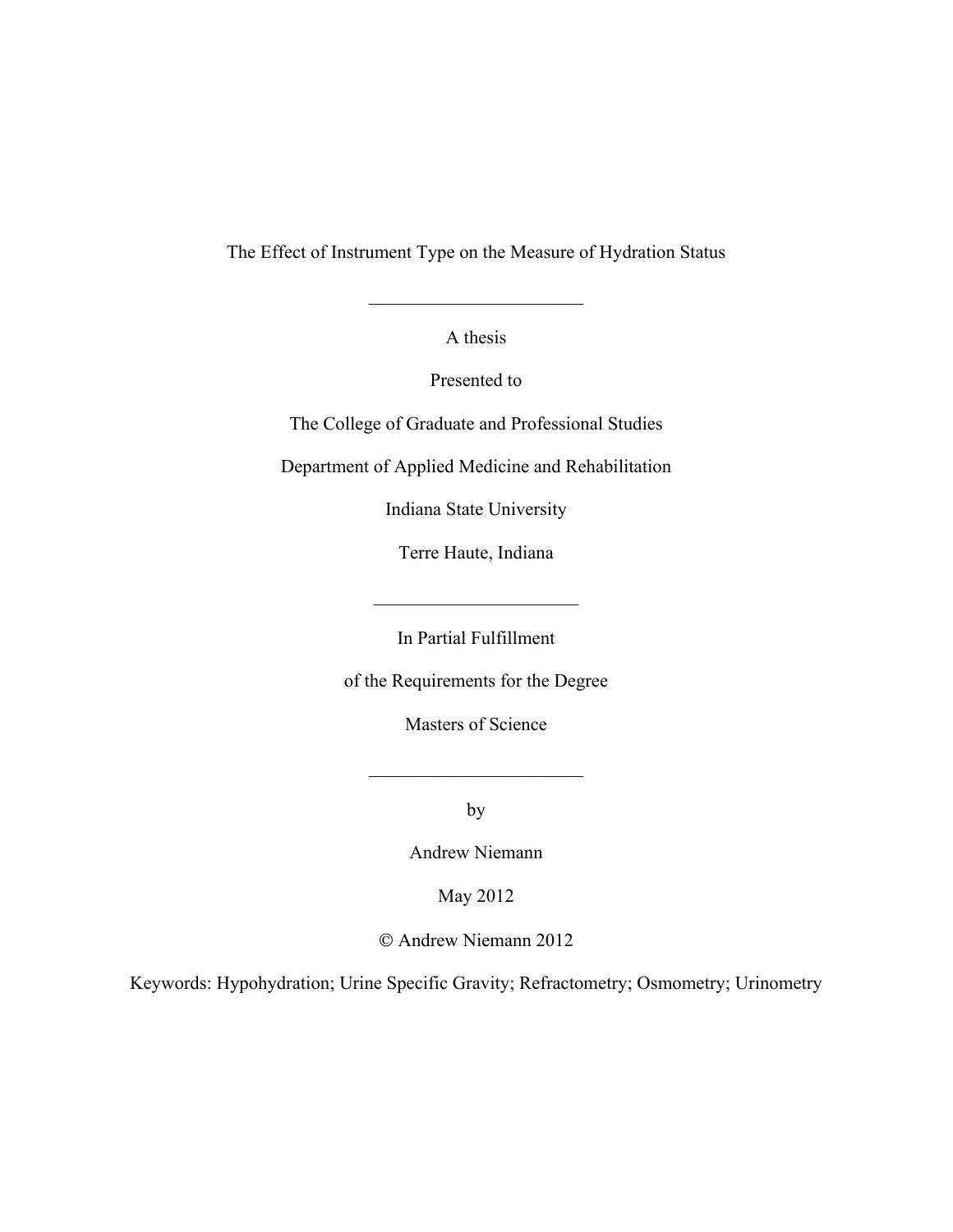# The Effect of Instrument Type on the Measure of Hydration Status

---

A thesis

Presented to

The College of Graduate and Professional Studies

Department of Applied Medicine and Rehabilitation

Indiana State University

Terre Haute, Indiana

---

In Partial Fulfillment

of the Requirements for the Degree

Masters of Science

---

by

Andrew Niemann

May 2012

© Andrew Niemann 2012

Keywords: Hypohydration; Urine Specific Gravity; Refractometry; Osmometry; Urinometry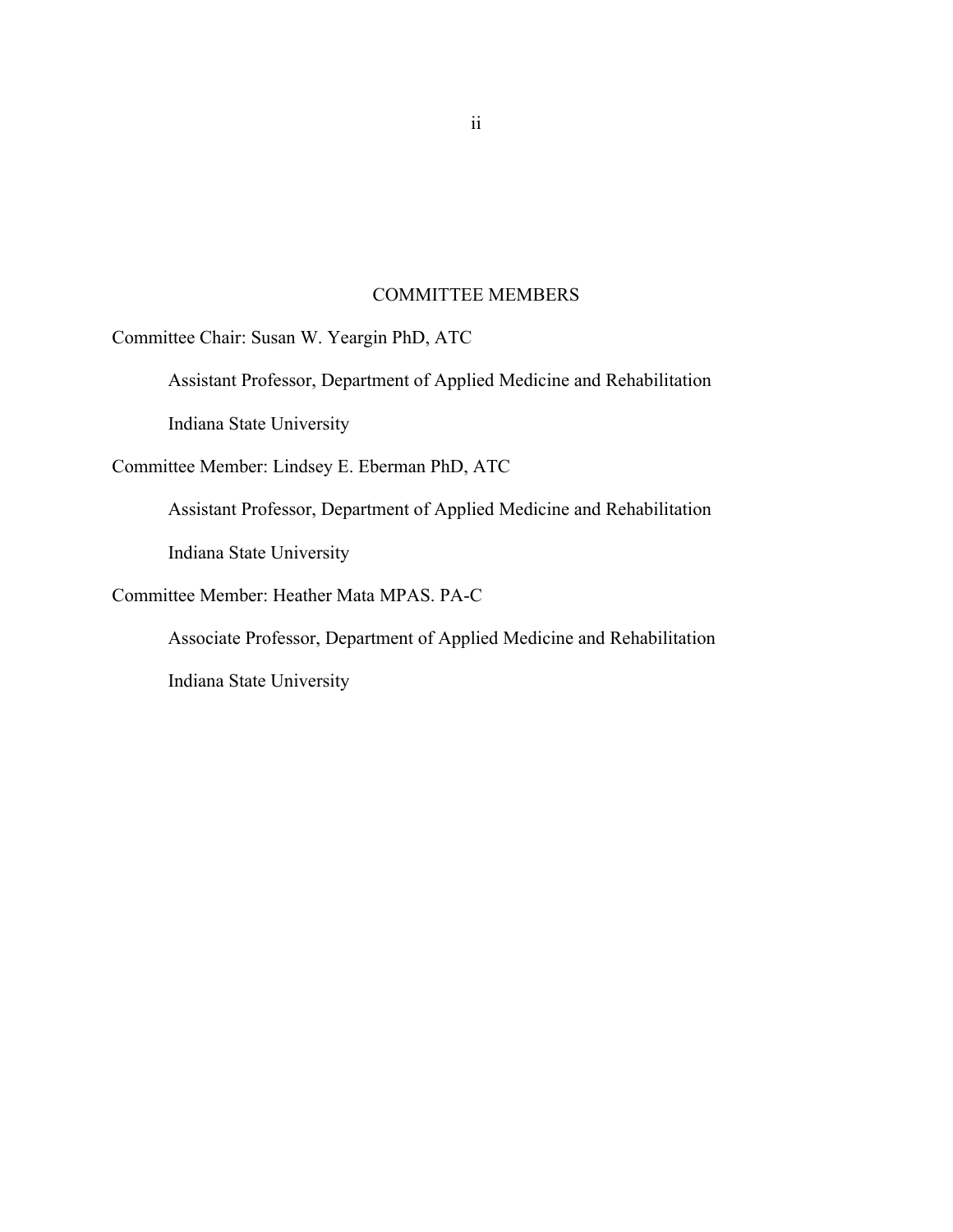## COMMITTEE MEMBERS

Committee Chair: Susan W. Yeargin PhD, ATC

Assistant Professor, Department of Applied Medicine and Rehabilitation

Indiana State University

Committee Member: Lindsey E. Eberman PhD, ATC

Assistant Professor, Department of Applied Medicine and Rehabilitation

Indiana State University

Committee Member: Heather Mata MPAS. PA-C

Associate Professor, Department of Applied Medicine and Rehabilitation

Indiana State University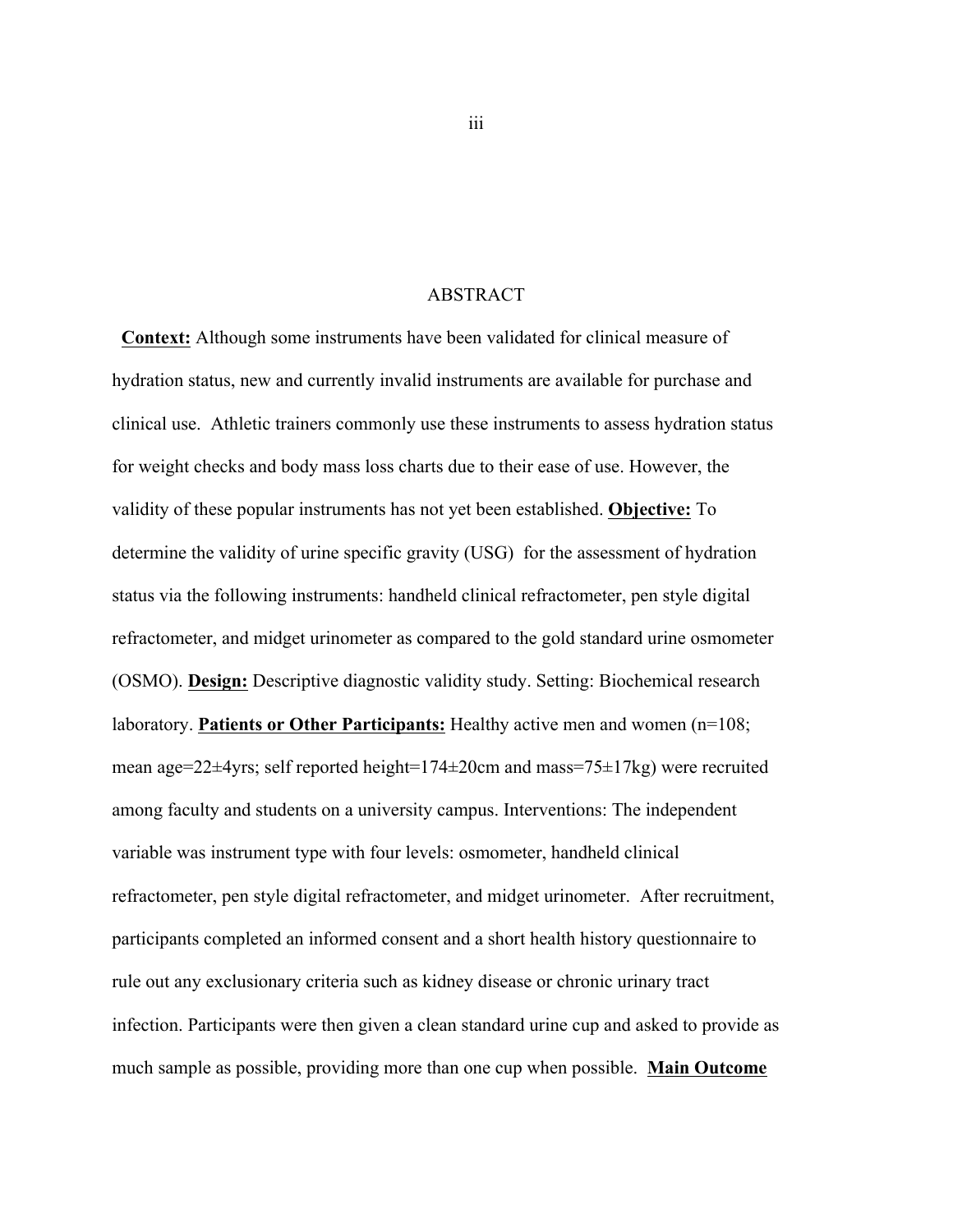# ABSTRACT

**Context:** Although some instruments have been validated for clinical measure of hydration status, new and currently invalid instruments are available for purchase and clinical use. Athletic trainers commonly use these instruments to assess hydration status for weight checks and body mass loss charts due to their ease of use. However, the validity of these popular instruments has not yet been established. **Objective:** To determine the validity of urine specific gravity (USG) for the assessment of hydration status via the following instruments: handheld clinical refractometer, pen style digital refractometer, and midget urinometer as compared to the gold standard urine osmometer (OSMO). **Design:** Descriptive diagnostic validity study. Setting: Biochemical research laboratory. **Patients or Other Participants:** Healthy active men and women (n=108; mean age=22±4yrs; self reported height=174±20cm and mass=75±17kg) were recruited among faculty and students on a university campus. Interventions: The independent variable was instrument type with four levels: osmometer, handheld clinical refractometer, pen style digital refractometer, and midget urinometer. After recruitment, participants completed an informed consent and a short health history questionnaire to rule out any exclusionary criteria such as kidney disease or chronic urinary tract infection. Participants were then given a clean standard urine cup and asked to provide as much sample as possible, providing more than one cup when possible. **Main Outcome**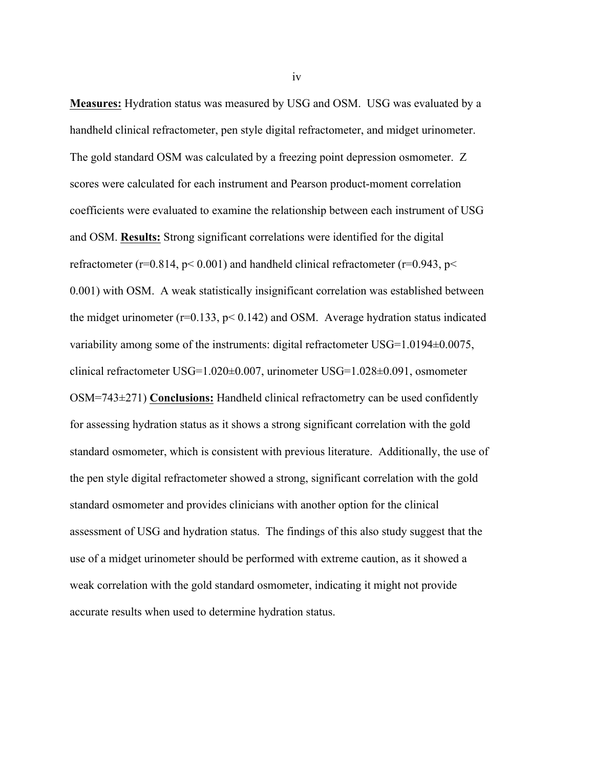**Measures:** Hydration status was measured by USG and OSM. USG was evaluated by a handheld clinical refractometer, pen style digital refractometer, and midget urinometer. The gold standard OSM was calculated by a freezing point depression osmometer. Z scores were calculated for each instrument and Pearson product-moment correlation coefficients were evaluated to examine the relationship between each instrument of USG and OSM. **Results:** Strong significant correlations were identified for the digital refractometer ($r=0.814$, $p< 0.001$) and handheld clinical refractometer ($r=0.943$, $p< 0.001$) with OSM. A weak statistically insignificant correlation was established between the midget urinometer ($r=0.133$, $p< 0.142$) and OSM. Average hydration status indicated variability among some of the instruments: digital refractometer USG=1.0194±0.0075, clinical refractometer USG=1.020±0.007, urinometer USG=1.028±0.091, osmometer OSM=743±271) **Conclusions:** Handheld clinical refractometry can be used confidently for assessing hydration status as it shows a strong significant correlation with the gold standard osmometer, which is consistent with previous literature. Additionally, the use of the pen style digital refractometer showed a strong, significant correlation with the gold standard osmometer and provides clinicians with another option for the clinical assessment of USG and hydration status. The findings of this also study suggest that the use of a midget urinometer should be performed with extreme caution, as it showed a weak correlation with the gold standard osmometer, indicating it might not provide accurate results when used to determine hydration status.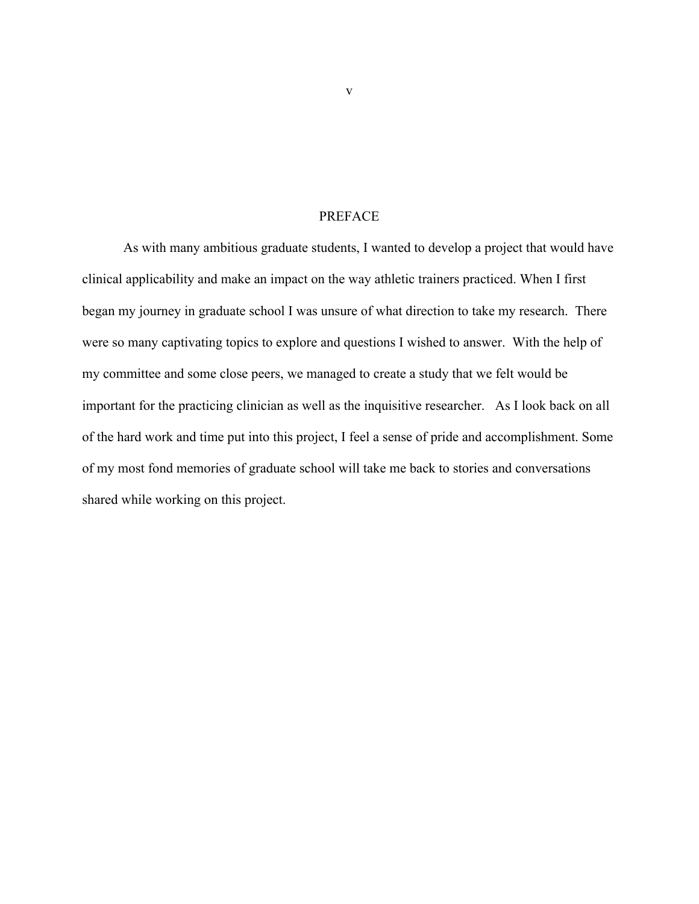# PREFACE

As with many ambitious graduate students, I wanted to develop a project that would have clinical applicability and make an impact on the way athletic trainers practiced. When I first began my journey in graduate school I was unsure of what direction to take my research. There were so many captivating topics to explore and questions I wished to answer. With the help of my committee and some close peers, we managed to create a study that we felt would be important for the practicing clinician as well as the inquisitive researcher. As I look back on all of the hard work and time put into this project, I feel a sense of pride and accomplishment. Some of my most fond memories of graduate school will take me back to stories and conversations shared while working on this project.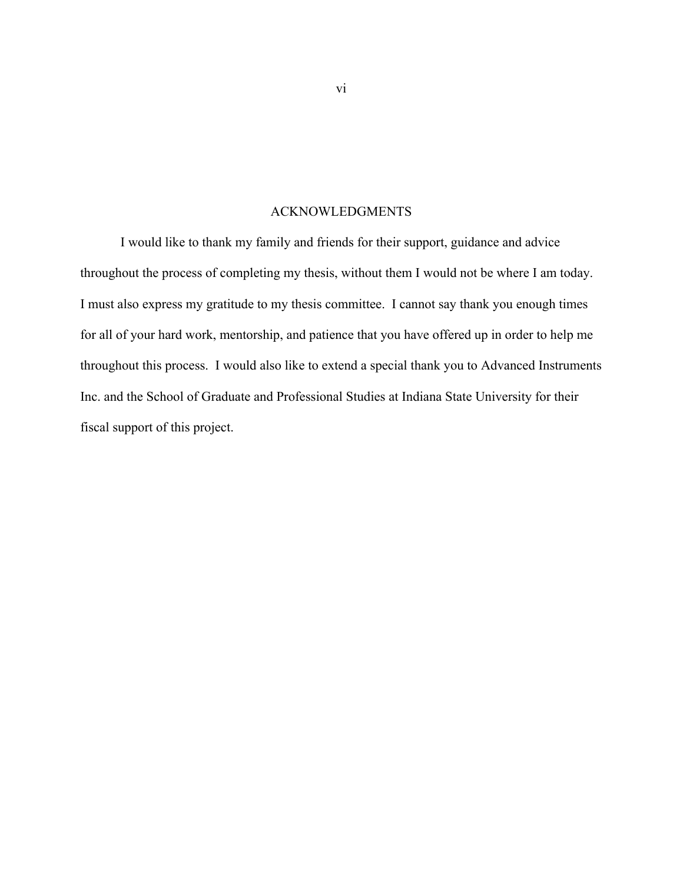# ACKNOWLEDGMENTS

I would like to thank my family and friends for their support, guidance and advice throughout the process of completing my thesis, without them I would not be where I am today. I must also express my gratitude to my thesis committee. I cannot say thank you enough times for all of your hard work, mentorship, and patience that you have offered up in order to help me throughout this process. I would also like to extend a special thank you to Advanced Instruments Inc. and the School of Graduate and Professional Studies at Indiana State University for their fiscal support of this project.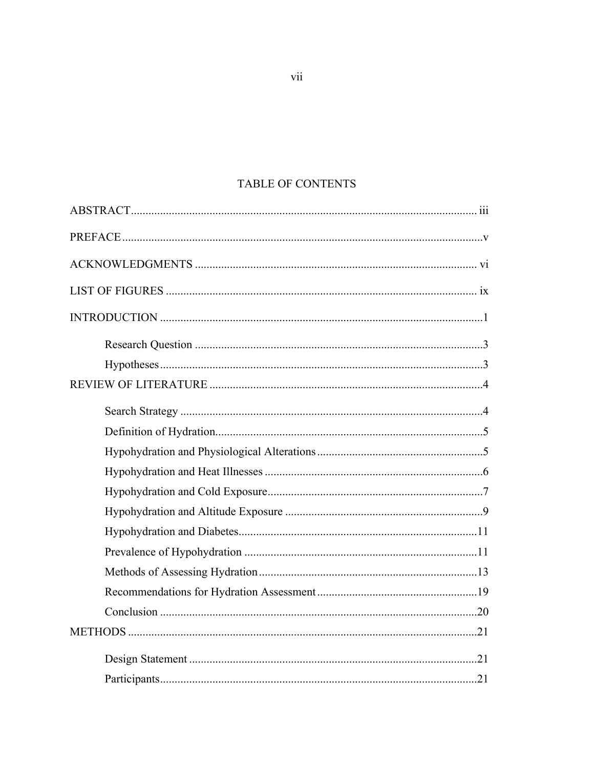# TABLE OF CONTENTS

ABSTRACT .......... iii

PREFACE .......... v

ACKNOWLEDGMENTS .......... vi

LIST OF FIGURES .......... ix

INTRODUCTION .......... 1

- Research Question .......... 3
- Hypotheses .......... 3

REVIEW OF LITERATURE .......... 4

- Search Strategy .......... 4
- Definition of Hydration .......... 5
- Hypohydration and Physiological Alterations .......... 5
- Hypohydration and Heat Illnesses .......... 6
- Hypohydration and Cold Exposure .......... 7
- Hypohydration and Altitude Exposure .......... 9
- Hypohydration and Diabetes .......... 11
- Prevalence of Hypohydration .......... 11
- Methods of Assessing Hydration .......... 13
- Recommendations for Hydration Assessment .......... 19
- Conclusion .......... 20

METHODS .......... 21

- Design Statement .......... 21
- Participants .......... 21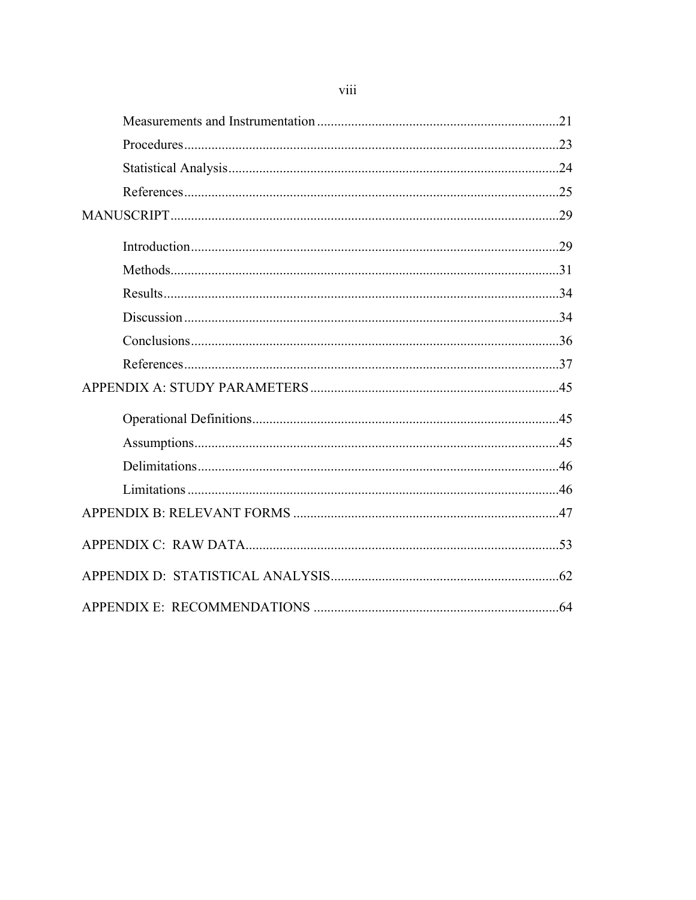Measurements and Instrumentation ......................................................................21

Procedures.............................................................................................................23

Statistical Analysis................................................................................................24

References.............................................................................................................25

MANUSCRIPT.................................................................................................................29

Introduction...........................................................................................................29

Methods.................................................................................................................31

Results...................................................................................................................34

Discussion.............................................................................................................34

Conclusions...........................................................................................................36

References.............................................................................................................37

APPENDIX A: STUDY PARAMETERS........................................................................45

Operational Definitions.........................................................................................45

Assumptions..........................................................................................................45

Delimitations.........................................................................................................46

Limitations............................................................................................................46

APPENDIX B: RELEVANT FORMS.............................................................................47

APPENDIX C: RAW DATA...........................................................................................53

APPENDIX D: STATISTICAL ANALYSIS..................................................................62

APPENDIX E: RECOMMENDATIONS........................................................................64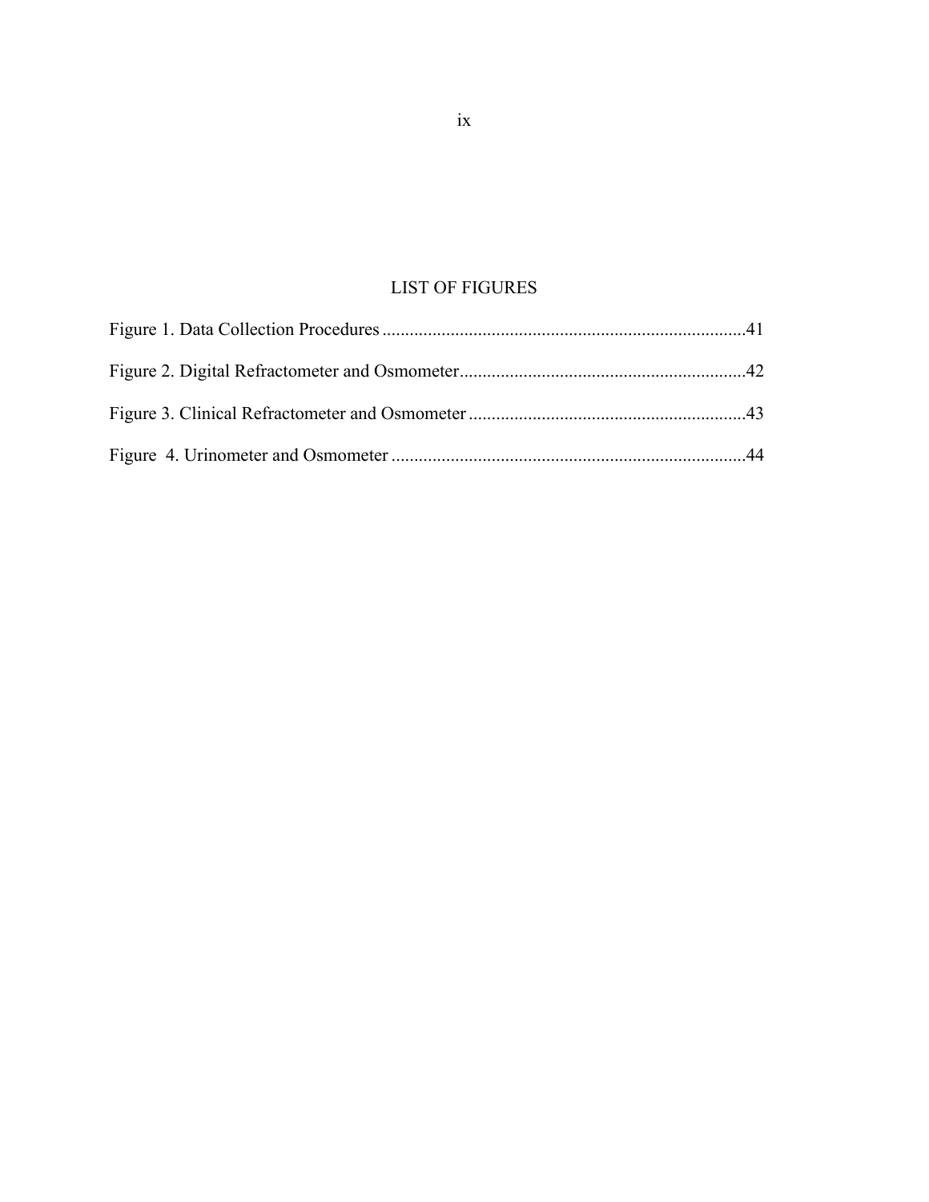# LIST OF FIGURES

Figure 1. Data Collection Procedures ................................................................................41

Figure 2. Digital Refractometer and Osmometer...............................................................42

Figure 3. Clinical Refractometer and Osmometer .............................................................43

Figure 4. Urinometer and Osmometer ..............................................................................44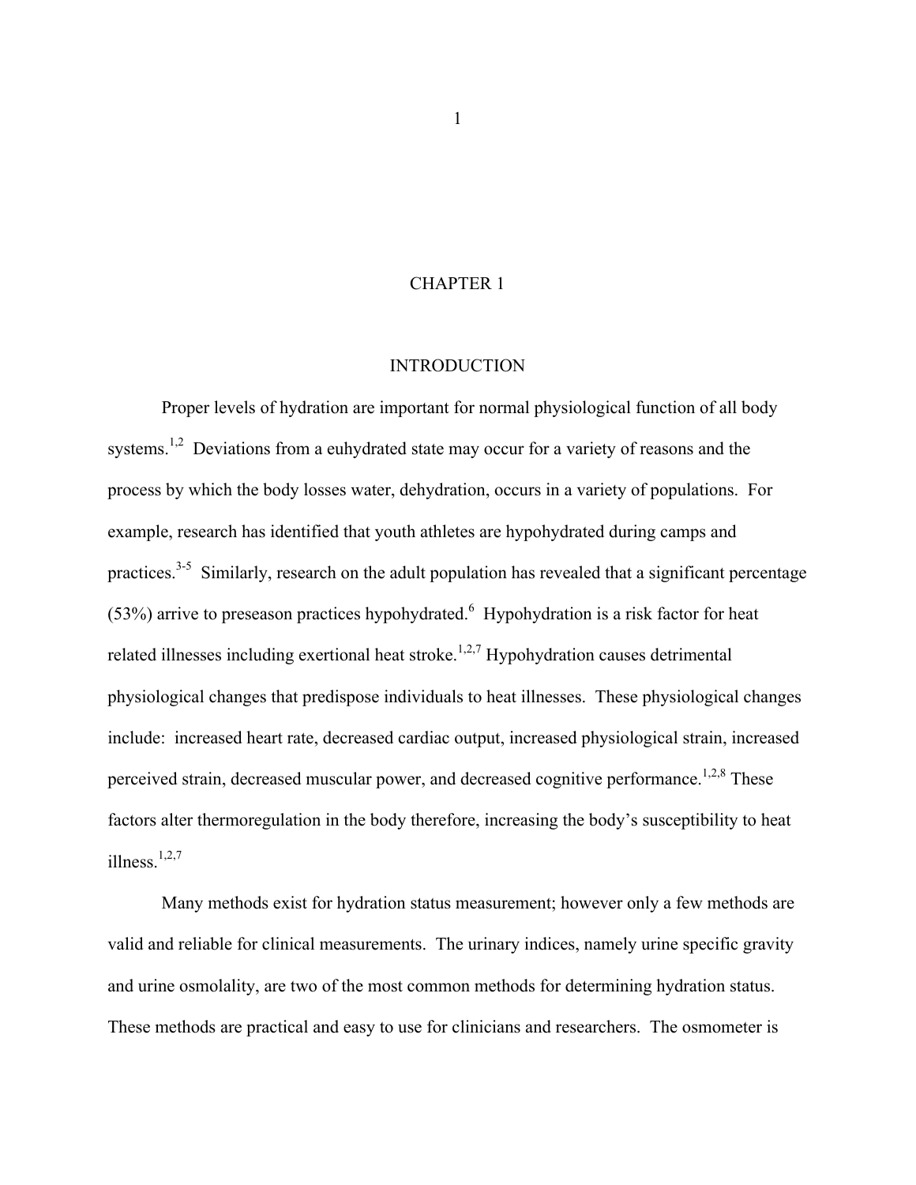# CHAPTER 1

## INTRODUCTION

Proper levels of hydration are important for normal physiological function of all body systems.[1,2] Deviations from a euhydrated state may occur for a variety of reasons and the process by which the body losses water, dehydration, occurs in a variety of populations. For example, research has identified that youth athletes are hypohydrated during camps and practices.[3-5] Similarly, research on the adult population has revealed that a significant percentage (53%) arrive to preseason practices hypohydrated.[6] Hypohydration is a risk factor for heat related illnesses including exertional heat stroke.[1,2,7] Hypohydration causes detrimental physiological changes that predispose individuals to heat illnesses. These physiological changes include: increased heart rate, decreased cardiac output, increased physiological strain, increased perceived strain, decreased muscular power, and decreased cognitive performance.[1,2,8] These factors alter thermoregulation in the body therefore, increasing the body's susceptibility to heat illness.[1,2,7]

Many methods exist for hydration status measurement; however only a few methods are valid and reliable for clinical measurements. The urinary indices, namely urine specific gravity and urine osmolality, are two of the most common methods for determining hydration status. These methods are practical and easy to use for clinicians and researchers. The osmometer is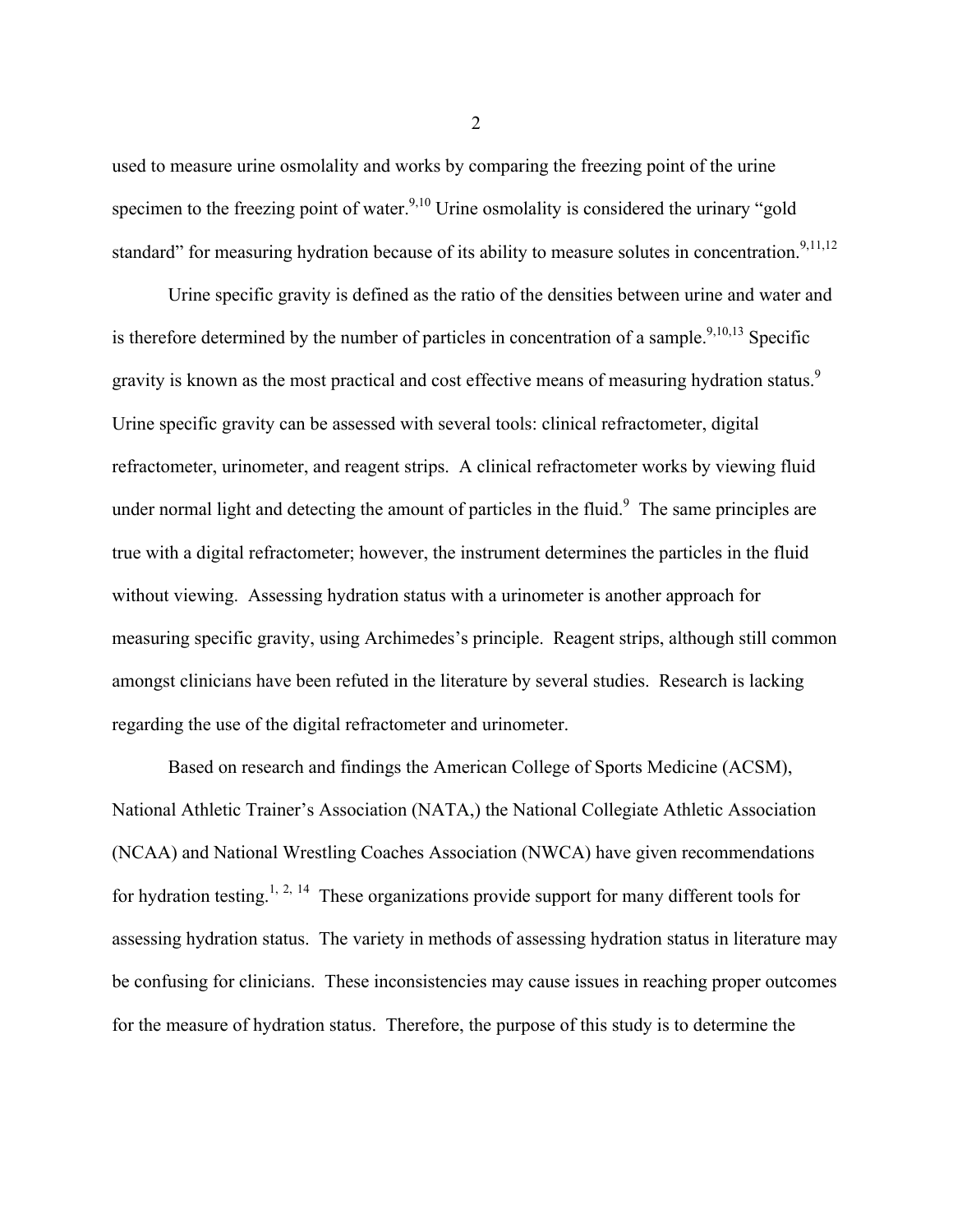used to measure urine osmolality and works by comparing the freezing point of the urine specimen to the freezing point of water.[9,10] Urine osmolality is considered the urinary "gold standard" for measuring hydration because of its ability to measure solutes in concentration.[9,11,12]

Urine specific gravity is defined as the ratio of the densities between urine and water and is therefore determined by the number of particles in concentration of a sample.[9,10,13] Specific gravity is known as the most practical and cost effective means of measuring hydration status.[9] Urine specific gravity can be assessed with several tools: clinical refractometer, digital refractometer, urinometer, and reagent strips. A clinical refractometer works by viewing fluid under normal light and detecting the amount of particles in the fluid.[9] The same principles are true with a digital refractometer; however, the instrument determines the particles in the fluid without viewing. Assessing hydration status with a urinometer is another approach for measuring specific gravity, using Archimedes's principle. Reagent strips, although still common amongst clinicians have been refuted in the literature by several studies. Research is lacking regarding the use of the digital refractometer and urinometer.

Based on research and findings the American College of Sports Medicine (ACSM), National Athletic Trainer's Association (NATA,) the National Collegiate Athletic Association (NCAA) and National Wrestling Coaches Association (NWCA) have given recommendations for hydration testing.[1, 2, 14] These organizations provide support for many different tools for assessing hydration status. The variety in methods of assessing hydration status in literature may be confusing for clinicians. These inconsistencies may cause issues in reaching proper outcomes for the measure of hydration status. Therefore, the purpose of this study is to determine the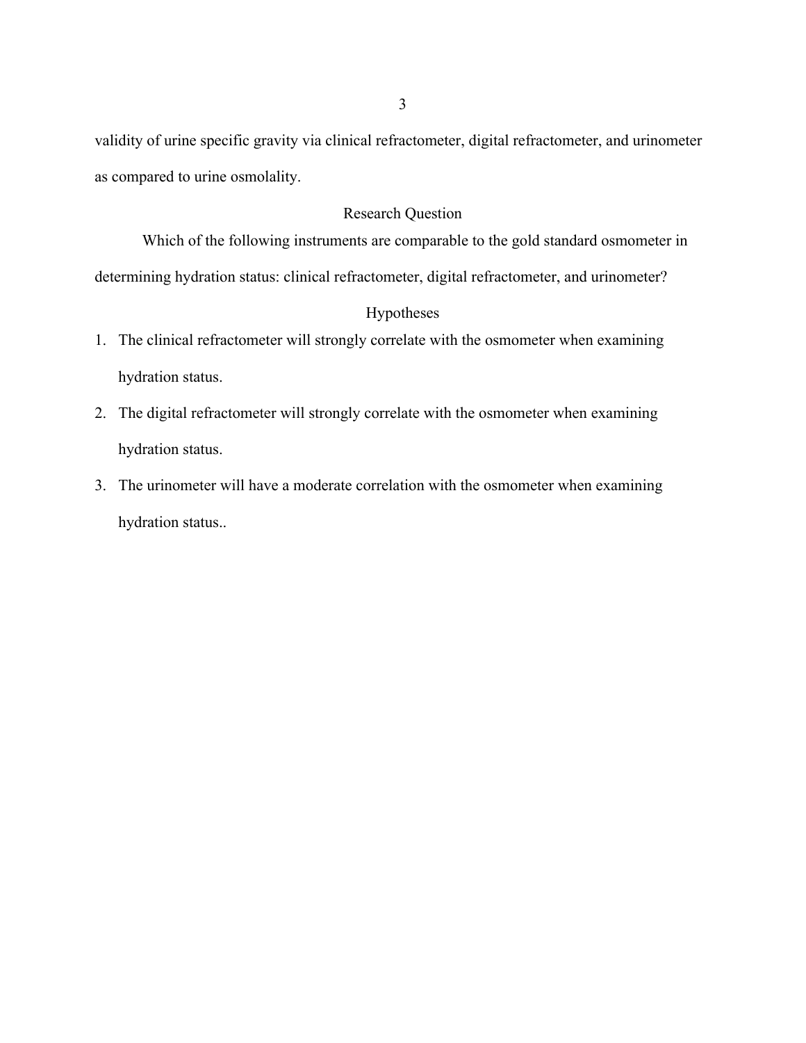validity of urine specific gravity via clinical refractometer, digital refractometer, and urinometer as compared to urine osmolality.

## Research Question

Which of the following instruments are comparable to the gold standard osmometer in determining hydration status: clinical refractometer, digital refractometer, and urinometer?

## Hypotheses

1. The clinical refractometer will strongly correlate with the osmometer when examining hydration status.
2. The digital refractometer will strongly correlate with the osmometer when examining hydration status.
3. The urinometer will have a moderate correlation with the osmometer when examining hydration status..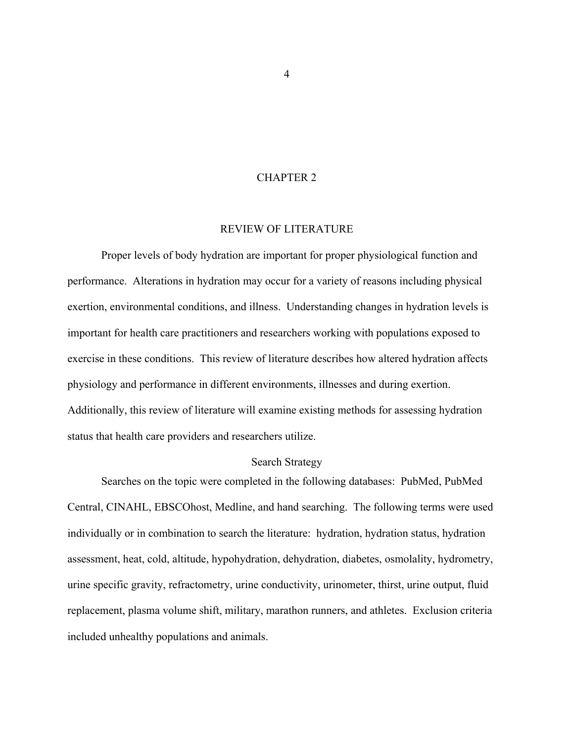# CHAPTER 2

## REVIEW OF LITERATURE

Proper levels of body hydration are important for proper physiological function and performance. Alterations in hydration may occur for a variety of reasons including physical exertion, environmental conditions, and illness. Understanding changes in hydration levels is important for health care practitioners and researchers working with populations exposed to exercise in these conditions. This review of literature describes how altered hydration affects physiology and performance in different environments, illnesses and during exertion. Additionally, this review of literature will examine existing methods for assessing hydration status that health care providers and researchers utilize.

### Search Strategy

Searches on the topic were completed in the following databases: PubMed, PubMed Central, CINAHL, EBSCOhost, Medline, and hand searching. The following terms were used individually or in combination to search the literature: hydration, hydration status, hydration assessment, heat, cold, altitude, hypohydration, dehydration, diabetes, osmolality, hydrometry, urine specific gravity, refractometry, urine conductivity, urinometer, thirst, urine output, fluid replacement, plasma volume shift, military, marathon runners, and athletes. Exclusion criteria included unhealthy populations and animals.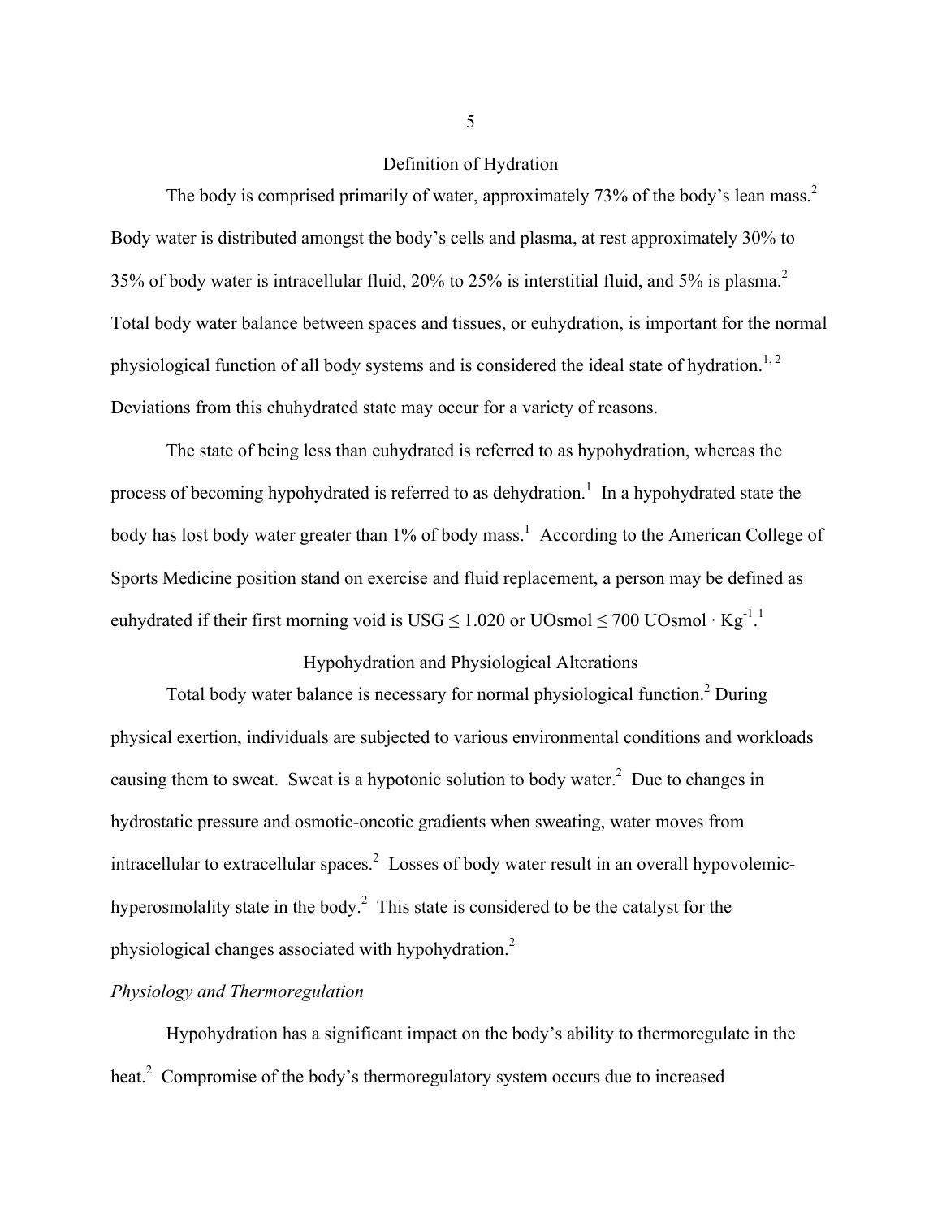## Definition of Hydration

The body is comprised primarily of water, approximately 73% of the body's lean mass.[2] Body water is distributed amongst the body's cells and plasma, at rest approximately 30% to 35% of body water is intracellular fluid, 20% to 25% is interstitial fluid, and 5% is plasma.[2] Total body water balance between spaces and tissues, or euhydration, is important for the normal physiological function of all body systems and is considered the ideal state of hydration.[1, 2] Deviations from this ehuhydrated state may occur for a variety of reasons.

The state of being less than euhydrated is referred to as hypohydration, whereas the process of becoming hypohydrated is referred to as dehydration.[1] In a hypohydrated state the body has lost body water greater than 1% of body mass.[1] According to the American College of Sports Medicine position stand on exercise and fluid replacement, a person may be defined as euhydrated if their first morning void is USG ≤ 1.020 or UOsmol ≤ 700 UOsmol $\cdot$ $Kg^{-1}$.[1]

## Hypohydration and Physiological Alterations

Total body water balance is necessary for normal physiological function.[2] During physical exertion, individuals are subjected to various environmental conditions and workloads causing them to sweat. Sweat is a hypotonic solution to body water.[2] Due to changes in hydrostatic pressure and osmotic-oncotic gradients when sweating, water moves from intracellular to extracellular spaces.[2] Losses of body water result in an overall hypovolemic-hyperosmolality state in the body.[2] This state is considered to be the catalyst for the physiological changes associated with hypohydration.[2]

### *Physiology and Thermoregulation*

Hypohydration has a significant impact on the body's ability to thermoregulate in the heat.[2] Compromise of the body's thermoregulatory system occurs due to increased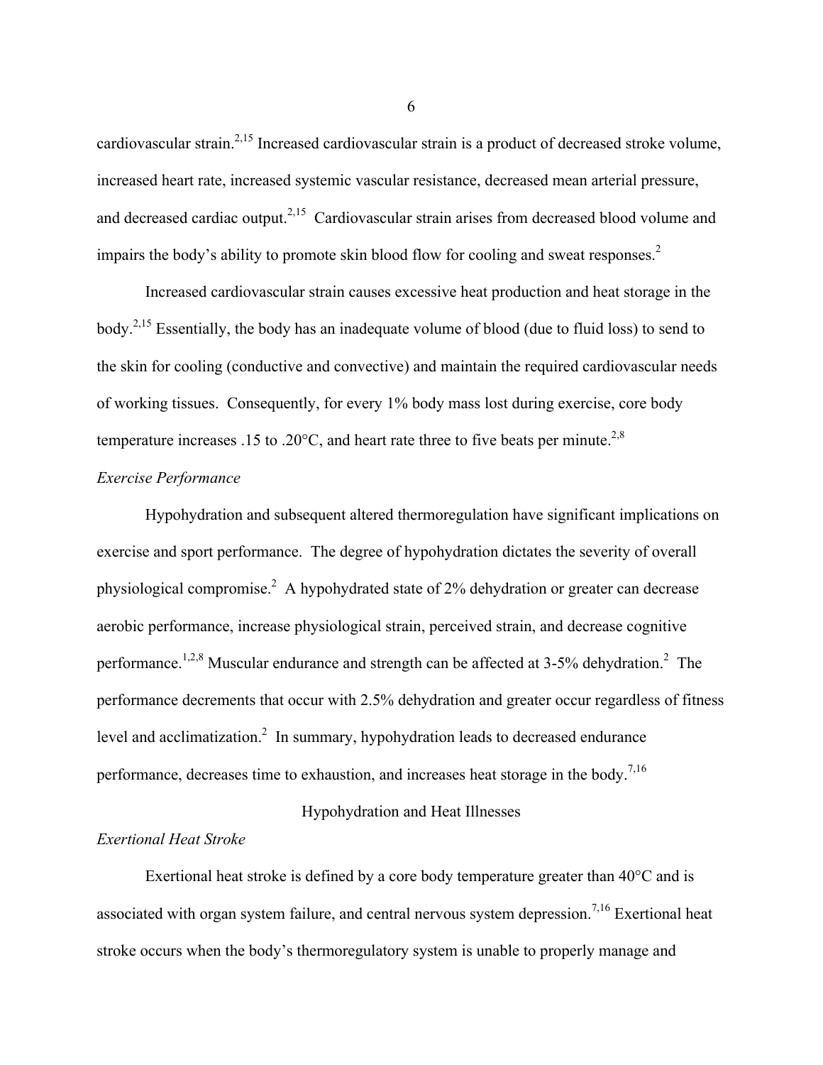cardiovascular strain.[2,15] Increased cardiovascular strain is a product of decreased stroke volume, increased heart rate, increased systemic vascular resistance, decreased mean arterial pressure, and decreased cardiac output.[2,15] Cardiovascular strain arises from decreased blood volume and impairs the body's ability to promote skin blood flow for cooling and sweat responses.[2]

Increased cardiovascular strain causes excessive heat production and heat storage in the body.[2,15] Essentially, the body has an inadequate volume of blood (due to fluid loss) to send to the skin for cooling (conductive and convective) and maintain the required cardiovascular needs of working tissues. Consequently, for every 1% body mass lost during exercise, core body temperature increases .15 to .20°C, and heart rate three to five beats per minute.[2,8]

*Exercise Performance*

Hypohydration and subsequent altered thermoregulation have significant implications on exercise and sport performance. The degree of hypohydration dictates the severity of overall physiological compromise.[2] A hypohydrated state of 2% dehydration or greater can decrease aerobic performance, increase physiological strain, perceived strain, and decrease cognitive performance.[1,2,8] Muscular endurance and strength can be affected at 3-5% dehydration.[2] The performance decrements that occur with 2.5% dehydration and greater occur regardless of fitness level and acclimatization.[2] In summary, hypohydration leads to decreased endurance performance, decreases time to exhaustion, and increases heat storage in the body.[7,16]

## Hypohydration and Heat Illnesses

*Exertional Heat Stroke*

Exertional heat stroke is defined by a core body temperature greater than 40°C and is associated with organ system failure, and central nervous system depression.[7,16] Exertional heat stroke occurs when the body's thermoregulatory system is unable to properly manage and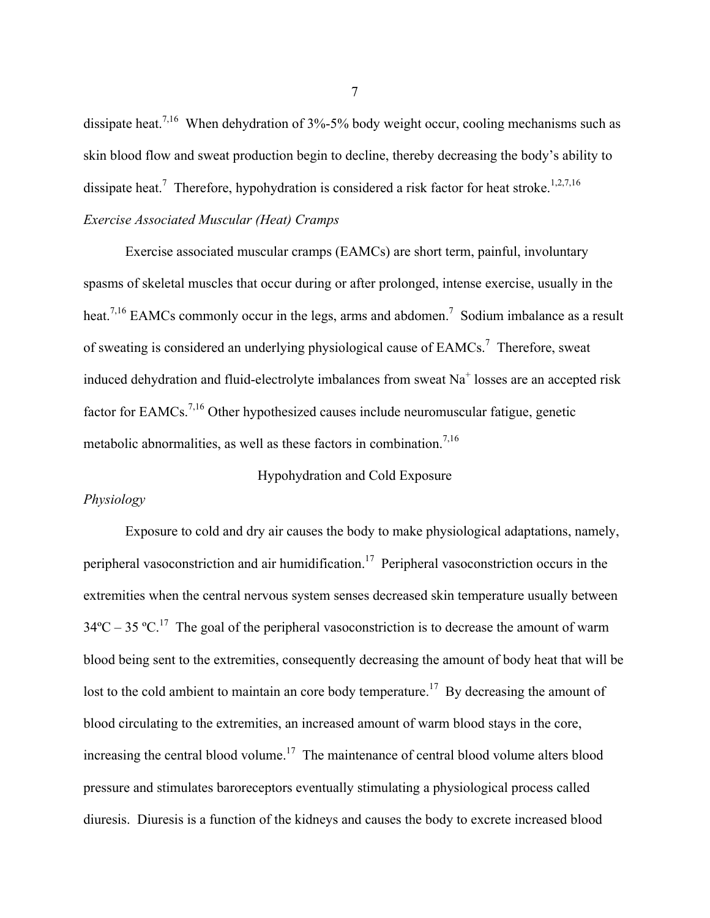dissipate heat.[7,16] When dehydration of 3%-5% body weight occur, cooling mechanisms such as skin blood flow and sweat production begin to decline, thereby decreasing the body's ability to dissipate heat.[7] Therefore, hypohydration is considered a risk factor for heat stroke.[1,2,7,16]

### *Exercise Associated Muscular (Heat) Cramps*

Exercise associated muscular cramps (EAMCs) are short term, painful, involuntary spasms of skeletal muscles that occur during or after prolonged, intense exercise, usually in the heat.[7,16] EAMCs commonly occur in the legs, arms and abdomen.[7] Sodium imbalance as a result of sweating is considered an underlying physiological cause of EAMCs.[7] Therefore, sweat induced dehydration and fluid-electrolyte imbalances from sweat $Na^+$ losses are an accepted risk factor for EAMCs.[7,16] Other hypothesized causes include neuromuscular fatigue, genetic metabolic abnormalities, as well as these factors in combination.[7,16]

## Hypohydration and Cold Exposure

### *Physiology*

Exposure to cold and dry air causes the body to make physiological adaptations, namely, peripheral vasoconstriction and air humidification.[17] Peripheral vasoconstriction occurs in the extremities when the central nervous system senses decreased skin temperature usually between 34ºC – 35 ºC.[17] The goal of the peripheral vasoconstriction is to decrease the amount of warm blood being sent to the extremities, consequently decreasing the amount of body heat that will be lost to the cold ambient to maintain an core body temperature.[17] By decreasing the amount of blood circulating to the extremities, an increased amount of warm blood stays in the core, increasing the central blood volume.[17] The maintenance of central blood volume alters blood pressure and stimulates baroreceptors eventually stimulating a physiological process called diuresis. Diuresis is a function of the kidneys and causes the body to excrete increased blood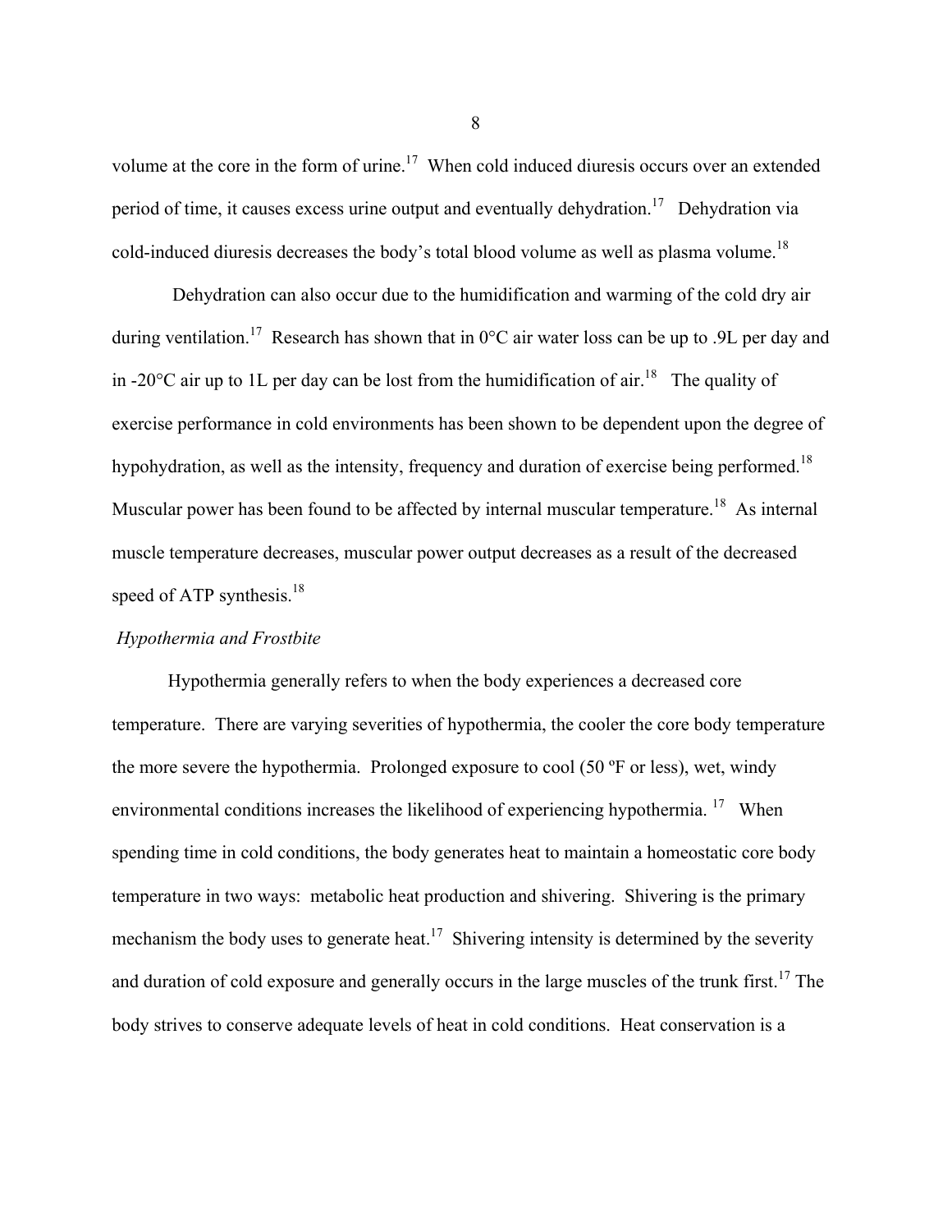volume at the core in the form of urine.[17] When cold induced diuresis occurs over an extended period of time, it causes excess urine output and eventually dehydration.[17] Dehydration via cold-induced diuresis decreases the body's total blood volume as well as plasma volume.[18]

Dehydration can also occur due to the humidification and warming of the cold dry air during ventilation.[17] Research has shown that in 0°C air water loss can be up to .9L per day and in -20°C air up to 1L per day can be lost from the humidification of air.[18] The quality of exercise performance in cold environments has been shown to be dependent upon the degree of hypohydration, as well as the intensity, frequency and duration of exercise being performed.[18] Muscular power has been found to be affected by internal muscular temperature.[18] As internal muscle temperature decreases, muscular power output decreases as a result of the decreased speed of ATP synthesis.[18]

*Hypothermia and Frostbite*

Hypothermia generally refers to when the body experiences a decreased core temperature. There are varying severities of hypothermia, the cooler the core body temperature the more severe the hypothermia. Prolonged exposure to cool (50 ºF or less), wet, windy environmental conditions increases the likelihood of experiencing hypothermia.[17] When spending time in cold conditions, the body generates heat to maintain a homeostatic core body temperature in two ways: metabolic heat production and shivering. Shivering is the primary mechanism the body uses to generate heat.[17] Shivering intensity is determined by the severity and duration of cold exposure and generally occurs in the large muscles of the trunk first.[17] The body strives to conserve adequate levels of heat in cold conditions. Heat conservation is a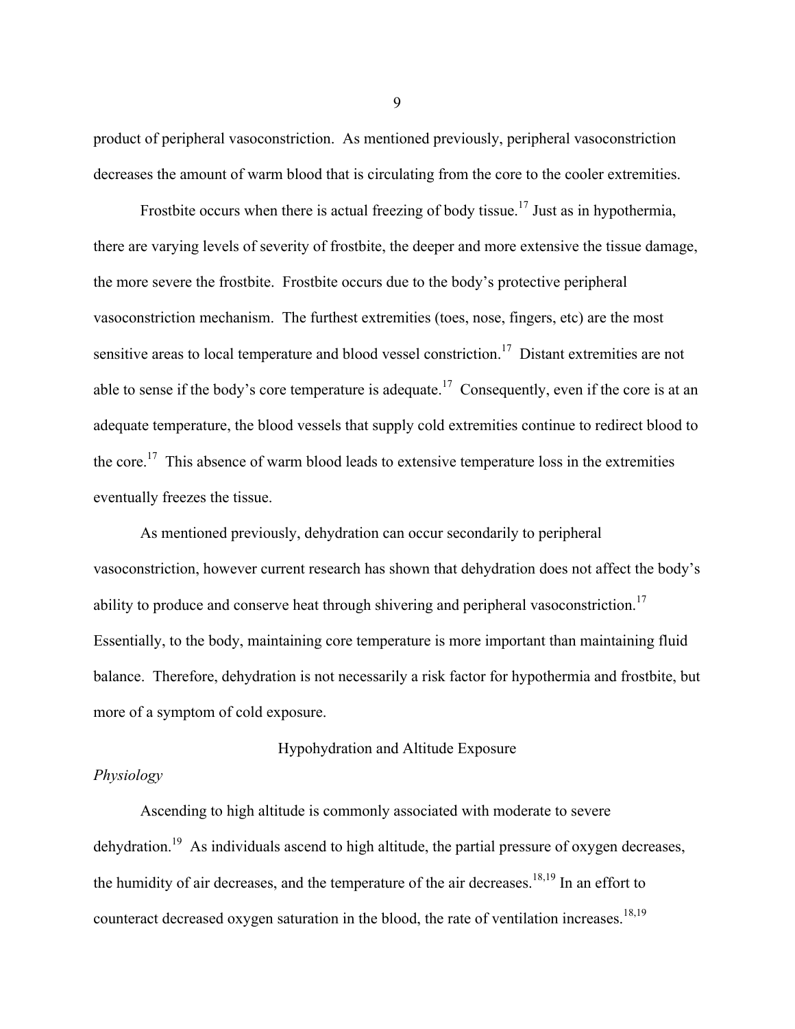product of peripheral vasoconstriction. As mentioned previously, peripheral vasoconstriction decreases the amount of warm blood that is circulating from the core to the cooler extremities.

Frostbite occurs when there is actual freezing of body tissue.[17] Just as in hypothermia, there are varying levels of severity of frostbite, the deeper and more extensive the tissue damage, the more severe the frostbite. Frostbite occurs due to the body's protective peripheral vasoconstriction mechanism. The furthest extremities (toes, nose, fingers, etc) are the most sensitive areas to local temperature and blood vessel constriction.[17] Distant extremities are not able to sense if the body's core temperature is adequate.[17] Consequently, even if the core is at an adequate temperature, the blood vessels that supply cold extremities continue to redirect blood to the core.[17] This absence of warm blood leads to extensive temperature loss in the extremities eventually freezes the tissue.

As mentioned previously, dehydration can occur secondarily to peripheral vasoconstriction, however current research has shown that dehydration does not affect the body's ability to produce and conserve heat through shivering and peripheral vasoconstriction.[17] Essentially, to the body, maintaining core temperature is more important than maintaining fluid balance. Therefore, dehydration is not necessarily a risk factor for hypothermia and frostbite, but more of a symptom of cold exposure.

## Hypohydration and Altitude Exposure

### *Physiology*

Ascending to high altitude is commonly associated with moderate to severe dehydration.[19] As individuals ascend to high altitude, the partial pressure of oxygen decreases, the humidity of air decreases, and the temperature of the air decreases.[18,19] In an effort to counteract decreased oxygen saturation in the blood, the rate of ventilation increases.[18,19]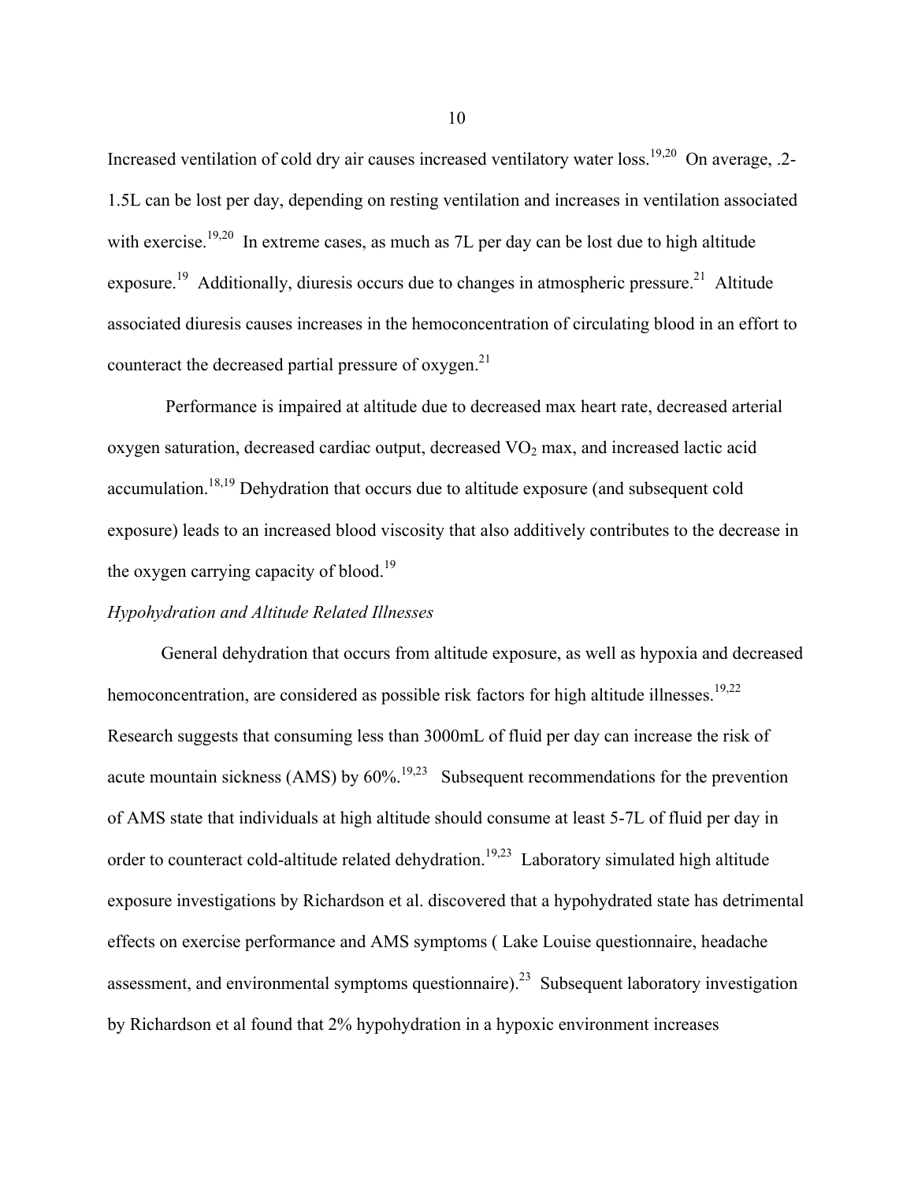Increased ventilation of cold dry air causes increased ventilatory water loss.[19,20] On average, .2-1.5L can be lost per day, depending on resting ventilation and increases in ventilation associated with exercise.[19,20] In extreme cases, as much as 7L per day can be lost due to high altitude exposure.[19] Additionally, diuresis occurs due to changes in atmospheric pressure.[21] Altitude associated diuresis causes increases in the hemoconcentration of circulating blood in an effort to counteract the decreased partial pressure of oxygen.[21]

Performance is impaired at altitude due to decreased max heart rate, decreased arterial oxygen saturation, decreased cardiac output, decreased $VO_2$ max, and increased lactic acid accumulation.[18,19] Dehydration that occurs due to altitude exposure (and subsequent cold exposure) leads to an increased blood viscosity that also additively contributes to the decrease in the oxygen carrying capacity of blood.[19]

*Hypohydration and Altitude Related Illnesses*

General dehydration that occurs from altitude exposure, as well as hypoxia and decreased hemoconcentration, are considered as possible risk factors for high altitude illnesses.[19,22] Research suggests that consuming less than 3000mL of fluid per day can increase the risk of acute mountain sickness (AMS) by 60%.[19,23] Subsequent recommendations for the prevention of AMS state that individuals at high altitude should consume at least 5-7L of fluid per day in order to counteract cold-altitude related dehydration.[19,23] Laboratory simulated high altitude exposure investigations by Richardson et al. discovered that a hypohydrated state has detrimental effects on exercise performance and AMS symptoms ( Lake Louise questionnaire, headache assessment, and environmental symptoms questionnaire).[23] Subsequent laboratory investigation by Richardson et al found that 2% hypohydration in a hypoxic environment increases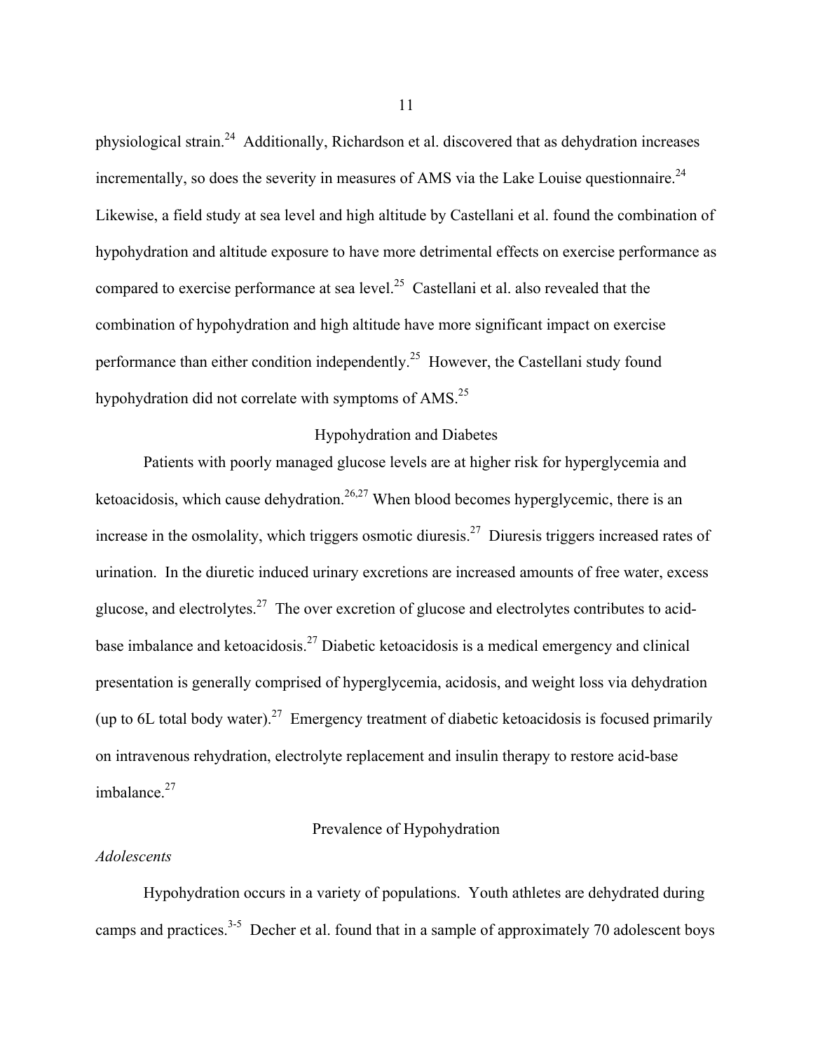physiological strain.[24] Additionally, Richardson et al. discovered that as dehydration increases incrementally, so does the severity in measures of AMS via the Lake Louise questionnaire.[24] Likewise, a field study at sea level and high altitude by Castellani et al. found the combination of hypohydration and altitude exposure to have more detrimental effects on exercise performance as compared to exercise performance at sea level.[25] Castellani et al. also revealed that the combination of hypohydration and high altitude have more significant impact on exercise performance than either condition independently.[25] However, the Castellani study found hypohydration did not correlate with symptoms of AMS.[25]

## Hypohydration and Diabetes

Patients with poorly managed glucose levels are at higher risk for hyperglycemia and ketoacidosis, which cause dehydration.[26,27] When blood becomes hyperglycemic, there is an increase in the osmolality, which triggers osmotic diuresis.[27] Diuresis triggers increased rates of urination. In the diuretic induced urinary excretions are increased amounts of free water, excess glucose, and electrolytes.[27] The over excretion of glucose and electrolytes contributes to acid-base imbalance and ketoacidosis.[27] Diabetic ketoacidosis is a medical emergency and clinical presentation is generally comprised of hyperglycemia, acidosis, and weight loss via dehydration (up to 6L total body water).[27] Emergency treatment of diabetic ketoacidosis is focused primarily on intravenous rehydration, electrolyte replacement and insulin therapy to restore acid-base imbalance.[27]

## Prevalence of Hypohydration

### *Adolescents*

Hypohydration occurs in a variety of populations. Youth athletes are dehydrated during camps and practices.[3-5] Decher et al. found that in a sample of approximately 70 adolescent boys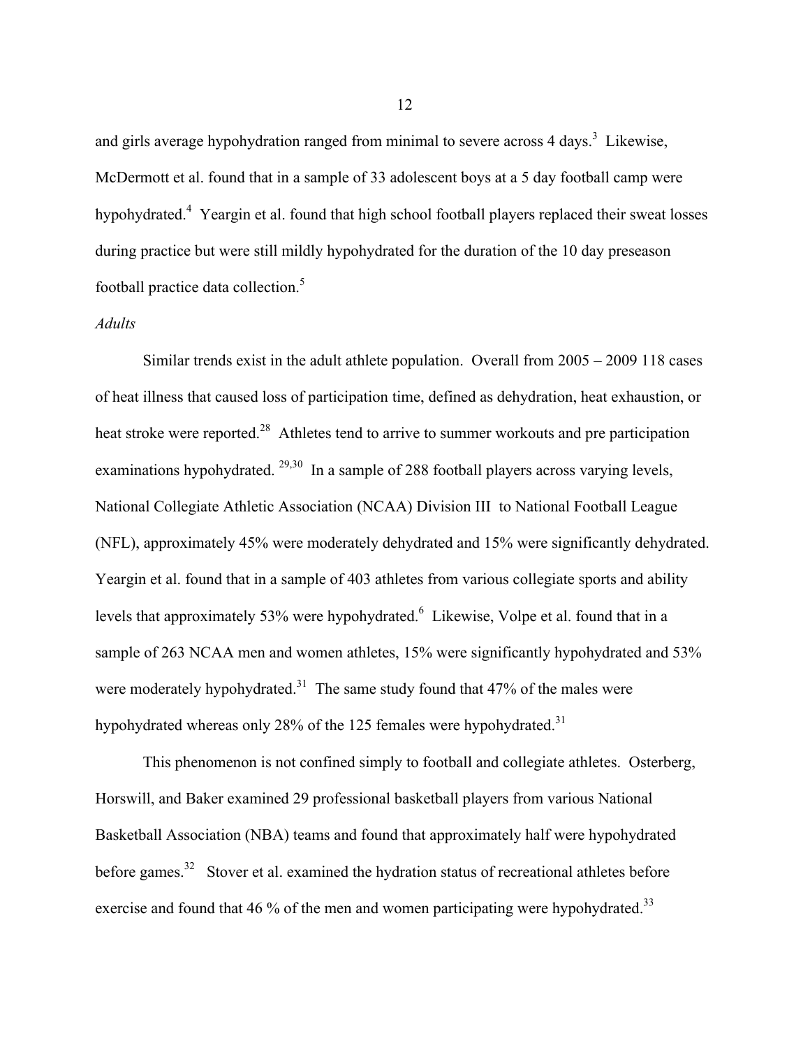and girls average hypohydration ranged from minimal to severe across 4 days.[3] Likewise, McDermott et al. found that in a sample of 33 adolescent boys at a 5 day football camp were hypohydrated.[4] Yeargin et al. found that high school football players replaced their sweat losses during practice but were still mildly hypohydrated for the duration of the 10 day preseason football practice data collection.[5]

*Adults*

Similar trends exist in the adult athlete population. Overall from 2005 – 2009 118 cases of heat illness that caused loss of participation time, defined as dehydration, heat exhaustion, or heat stroke were reported.[28] Athletes tend to arrive to summer workouts and pre participation examinations hypohydrated. [29,30] In a sample of 288 football players across varying levels, National Collegiate Athletic Association (NCAA) Division III to National Football League (NFL), approximately 45% were moderately dehydrated and 15% were significantly dehydrated. Yeargin et al. found that in a sample of 403 athletes from various collegiate sports and ability levels that approximately 53% were hypohydrated.[6] Likewise, Volpe et al. found that in a sample of 263 NCAA men and women athletes, 15% were significantly hypohydrated and 53% were moderately hypohydrated.[31] The same study found that 47% of the males were hypohydrated whereas only 28% of the 125 females were hypohydrated.[31]

This phenomenon is not confined simply to football and collegiate athletes. Osterberg, Horswill, and Baker examined 29 professional basketball players from various National Basketball Association (NBA) teams and found that approximately half were hypohydrated before games.[32] Stover et al. examined the hydration status of recreational athletes before exercise and found that 46 % of the men and women participating were hypohydrated.[33]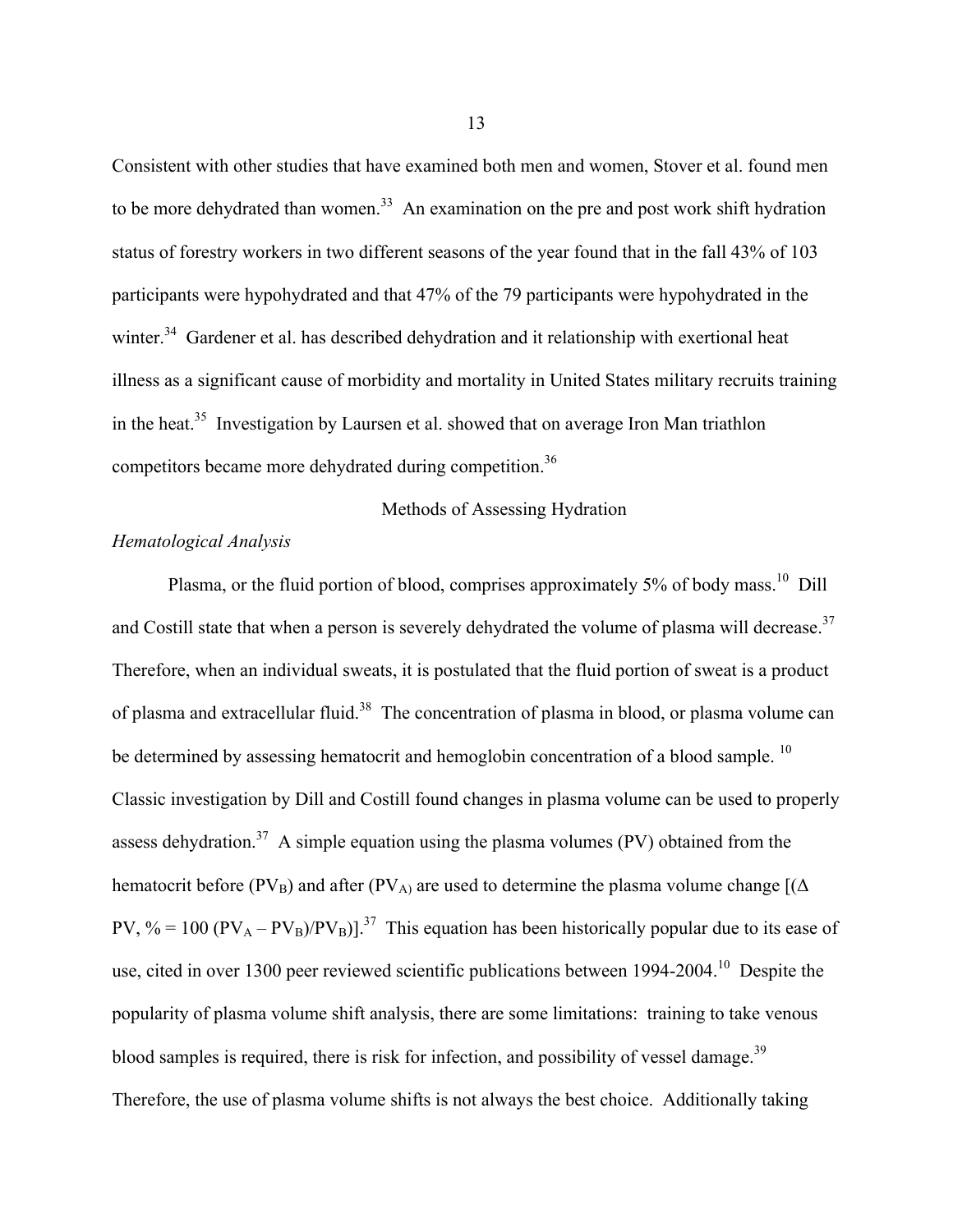Consistent with other studies that have examined both men and women, Stover et al. found men to be more dehydrated than women.[33] An examination on the pre and post work shift hydration status of forestry workers in two different seasons of the year found that in the fall 43% of 103 participants were hypohydrated and that 47% of the 79 participants were hypohydrated in the winter.[34] Gardener et al. has described dehydration and it relationship with exertional heat illness as a significant cause of morbidity and mortality in United States military recruits training in the heat.[35] Investigation by Laursen et al. showed that on average Iron Man triathlon competitors became more dehydrated during competition.[36]

## Methods of Assessing Hydration

### *Hematological Analysis*

Plasma, or the fluid portion of blood, comprises approximately 5% of body mass.[10] Dill and Costill state that when a person is severely dehydrated the volume of plasma will decrease.[37] Therefore, when an individual sweats, it is postulated that the fluid portion of sweat is a product of plasma and extracellular fluid.[38] The concentration of plasma in blood, or plasma volume can be determined by assessing hematocrit and hemoglobin concentration of a blood sample.[10] Classic investigation by Dill and Costill found changes in plasma volume can be used to properly assess dehydration.[37] A simple equation using the plasma volumes (PV) obtained from the hematocrit before ($PV_B$) and after ($PV_A$) are used to determine the plasma volume change [($\Delta$ PV, % = $100 (PV_A - PV_B)/PV_B$)].[37] This equation has been historically popular due to its ease of use, cited in over 1300 peer reviewed scientific publications between 1994-2004.[10] Despite the popularity of plasma volume shift analysis, there are some limitations: training to take venous blood samples is required, there is risk for infection, and possibility of vessel damage.[39] Therefore, the use of plasma volume shifts is not always the best choice. Additionally taking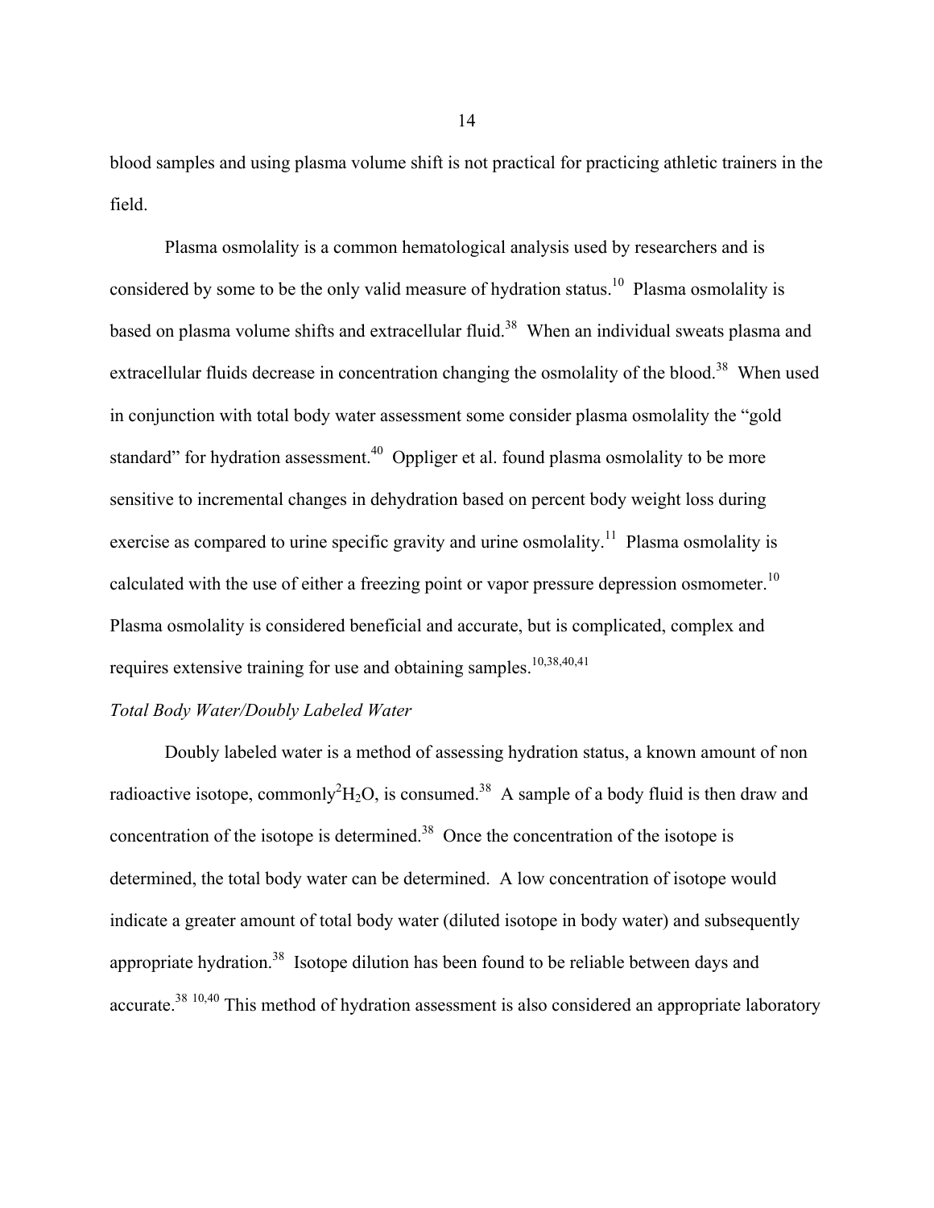blood samples and using plasma volume shift is not practical for practicing athletic trainers in the field.

Plasma osmolality is a common hematological analysis used by researchers and is considered by some to be the only valid measure of hydration status.[10] Plasma osmolality is based on plasma volume shifts and extracellular fluid.[38] When an individual sweats plasma and extracellular fluids decrease in concentration changing the osmolality of the blood.[38] When used in conjunction with total body water assessment some consider plasma osmolality the "gold standard" for hydration assessment.[40] Oppliger et al. found plasma osmolality to be more sensitive to incremental changes in dehydration based on percent body weight loss during exercise as compared to urine specific gravity and urine osmolality.[11] Plasma osmolality is calculated with the use of either a freezing point or vapor pressure depression osmometer.[10] Plasma osmolality is considered beneficial and accurate, but is complicated, complex and requires extensive training for use and obtaining samples.[10,38,40,41]

*Total Body Water/Doubly Labeled Water*

Doubly labeled water is a method of assessing hydration status, a known amount of non radioactive isotope, commonly $^2H_2O$, is consumed.[38] A sample of a body fluid is then draw and concentration of the isotope is determined.[38] Once the concentration of the isotope is determined, the total body water can be determined. A low concentration of isotope would indicate a greater amount of total body water (diluted isotope in body water) and subsequently appropriate hydration.[38] Isotope dilution has been found to be reliable between days and accurate.[38 10,40] This method of hydration assessment is also considered an appropriate laboratory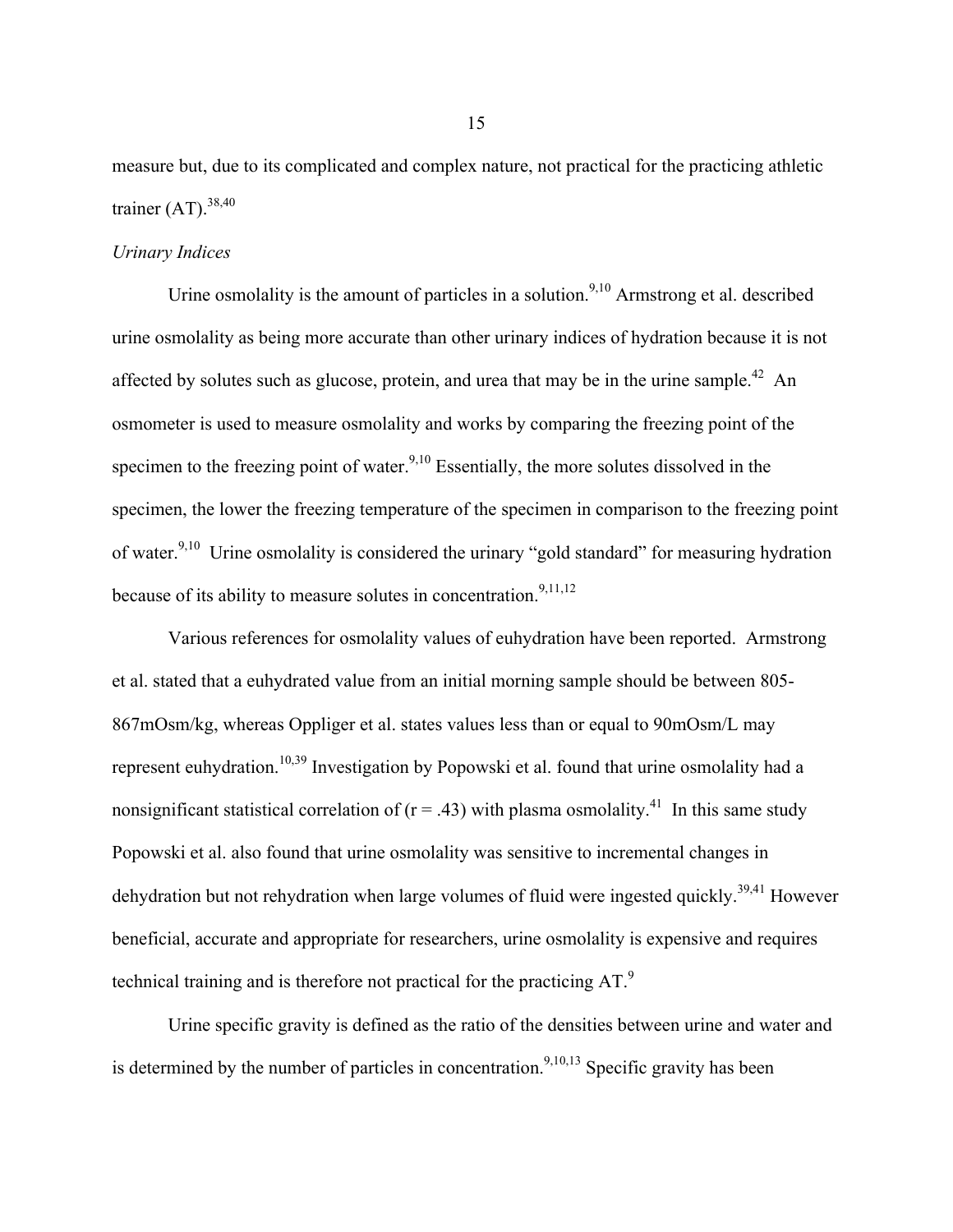measure but, due to its complicated and complex nature, not practical for the practicing athletic trainer (AT).[38,40]

*Urinary Indices*

Urine osmolality is the amount of particles in a solution.[9,10] Armstrong et al. described urine osmolality as being more accurate than other urinary indices of hydration because it is not affected by solutes such as glucose, protein, and urea that may be in the urine sample.[42] An osmometer is used to measure osmolality and works by comparing the freezing point of the specimen to the freezing point of water.[9,10] Essentially, the more solutes dissolved in the specimen, the lower the freezing temperature of the specimen in comparison to the freezing point of water.[9,10] Urine osmolality is considered the urinary "gold standard" for measuring hydration because of its ability to measure solutes in concentration.[9,11,12]

Various references for osmolality values of euhydration have been reported. Armstrong et al. stated that a euhydrated value from an initial morning sample should be between 805-867mOsm/kg, whereas Oppliger et al. states values less than or equal to 90mOsm/L may represent euhydration.[10,39] Investigation by Popowski et al. found that urine osmolality had a nonsignificant statistical correlation of ($r = .43$) with plasma osmolality.[41] In this same study Popowski et al. also found that urine osmolality was sensitive to incremental changes in dehydration but not rehydration when large volumes of fluid were ingested quickly.[39,41] However beneficial, accurate and appropriate for researchers, urine osmolality is expensive and requires technical training and is therefore not practical for the practicing AT.[9]

Urine specific gravity is defined as the ratio of the densities between urine and water and is determined by the number of particles in concentration.[9,10,13] Specific gravity has been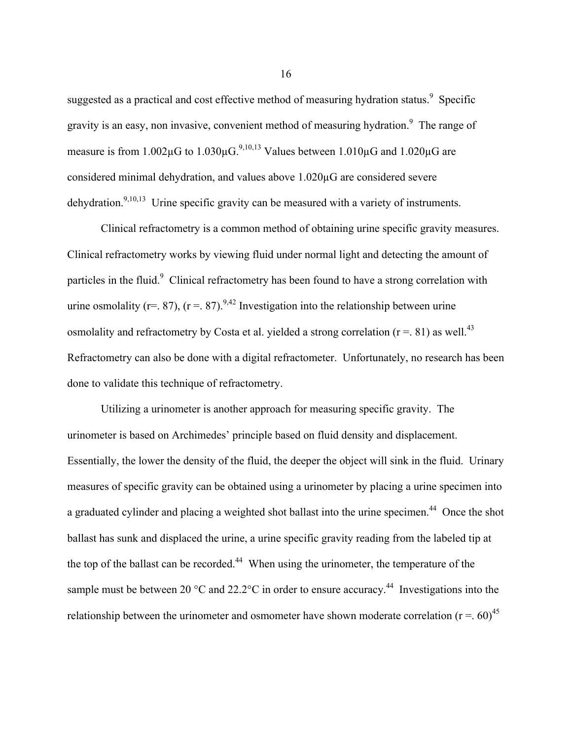suggested as a practical and cost effective method of measuring hydration status.[9] Specific gravity is an easy, non invasive, convenient method of measuring hydration.[9] The range of measure is from 1.002μG to 1.030μG.[9,10,13] Values between 1.010μG and 1.020μG are considered minimal dehydration, and values above 1.020μG are considered severe dehydration.[9,10,13] Urine specific gravity can be measured with a variety of instruments.

Clinical refractometry is a common method of obtaining urine specific gravity measures. Clinical refractometry works by viewing fluid under normal light and detecting the amount of particles in the fluid.[9] Clinical refractometry has been found to have a strong correlation with urine osmolality (r=. 87), (r =. 87).[9,42] Investigation into the relationship between urine osmolality and refractometry by Costa et al. yielded a strong correlation (r =. 81) as well.[43] Refractometry can also be done with a digital refractometer. Unfortunately, no research has been done to validate this technique of refractometry.

Utilizing a urinometer is another approach for measuring specific gravity. The urinometer is based on Archimedes' principle based on fluid density and displacement. Essentially, the lower the density of the fluid, the deeper the object will sink in the fluid. Urinary measures of specific gravity can be obtained using a urinometer by placing a urine specimen into a graduated cylinder and placing a weighted shot ballast into the urine specimen.[44] Once the shot ballast has sunk and displaced the urine, a urine specific gravity reading from the labeled tip at the top of the ballast can be recorded.[44] When using the urinometer, the temperature of the sample must be between 20 °C and 22.2°C in order to ensure accuracy.[44] Investigations into the relationship between the urinometer and osmometer have shown moderate correlation (r =. 60)[45]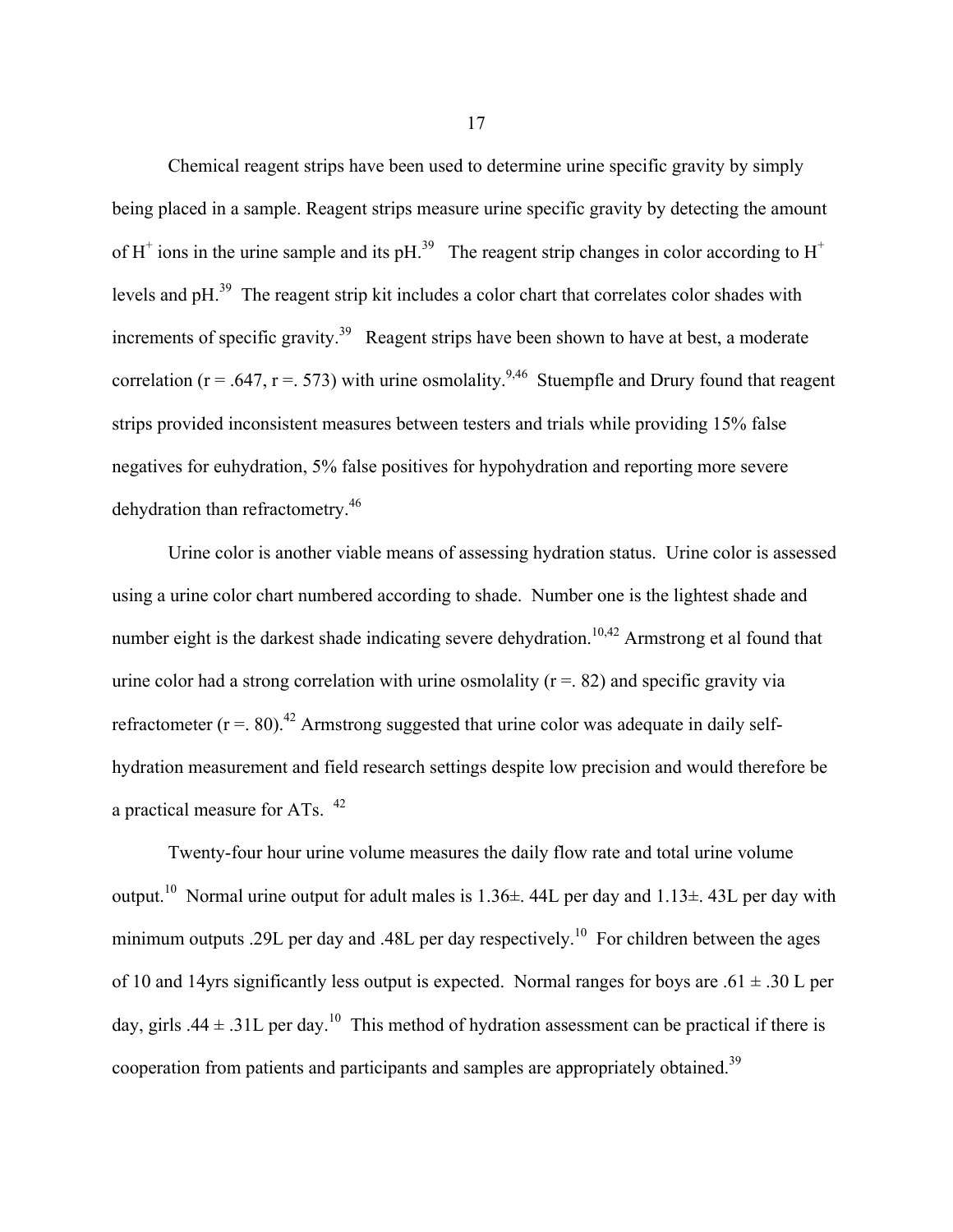Chemical reagent strips have been used to determine urine specific gravity by simply being placed in a sample. Reagent strips measure urine specific gravity by detecting the amount of $H^+$ ions in the urine sample and its pH.[39] The reagent strip changes in color according to $H^+$ levels and pH.[39] The reagent strip kit includes a color chart that correlates color shades with increments of specific gravity.[39] Reagent strips have been shown to have at best, a moderate correlation (r = .647, r =. 573) with urine osmolality.[9,46] Stuempfle and Drury found that reagent strips provided inconsistent measures between testers and trials while providing 15% false negatives for euhydration, 5% false positives for hypohydration and reporting more severe dehydration than refractometry.[46]

Urine color is another viable means of assessing hydration status. Urine color is assessed using a urine color chart numbered according to shade. Number one is the lightest shade and number eight is the darkest shade indicating severe dehydration.[10,42] Armstrong et al found that urine color had a strong correlation with urine osmolality (r =. 82) and specific gravity via refractometer (r =. 80).[42] Armstrong suggested that urine color was adequate in daily self-hydration measurement and field research settings despite low precision and would therefore be a practical measure for ATs.[42]

Twenty-four hour urine volume measures the daily flow rate and total urine volume output.[10] Normal urine output for adult males is 1.36±. 44L per day and 1.13±. 43L per day with minimum outputs .29L per day and .48L per day respectively.[10] For children between the ages of 10 and 14yrs significantly less output is expected. Normal ranges for boys are .61 ± .30 L per day, girls .44 ± .31L per day.[10] This method of hydration assessment can be practical if there is cooperation from patients and participants and samples are appropriately obtained.[39]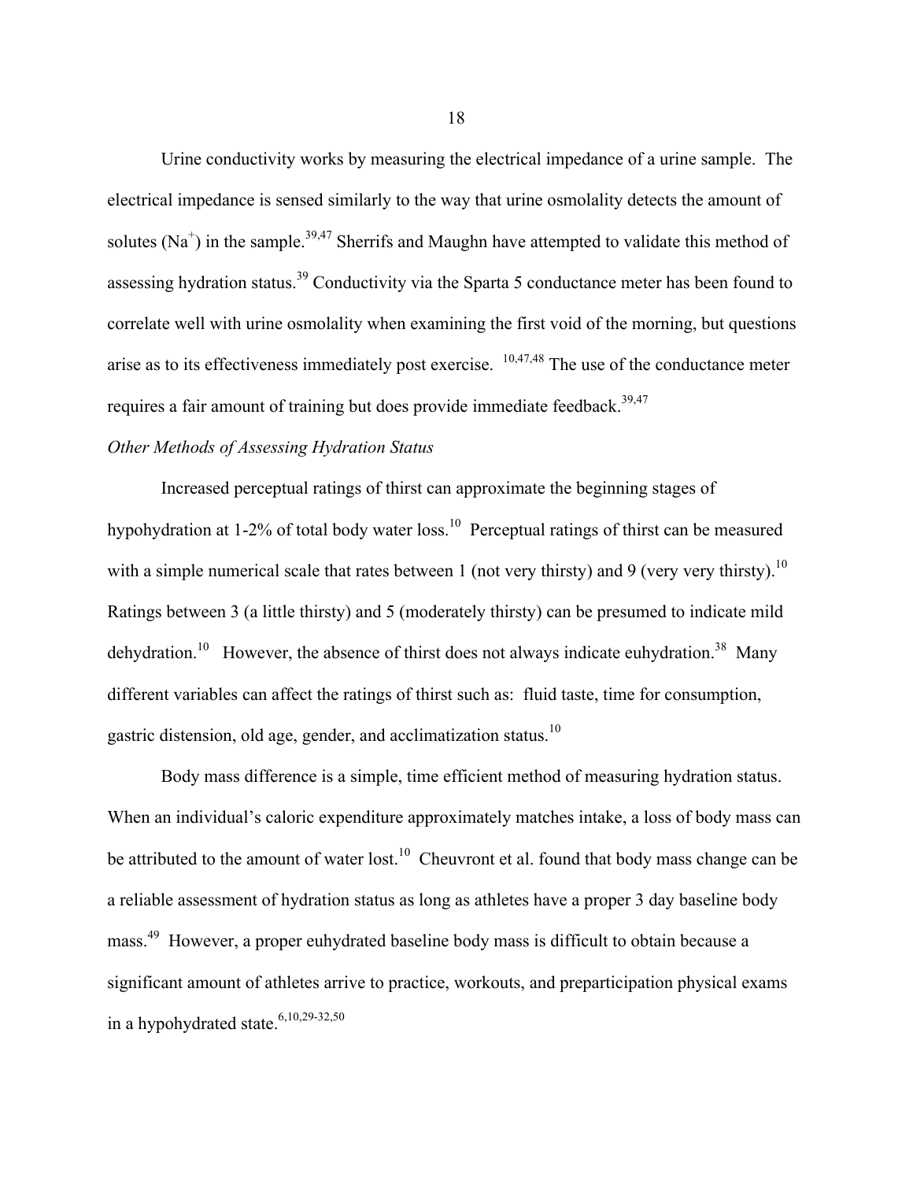Urine conductivity works by measuring the electrical impedance of a urine sample. The electrical impedance is sensed similarly to the way that urine osmolality detects the amount of solutes ($Na^{+}$) in the sample.[39,47] Sherrifs and Maughn have attempted to validate this method of assessing hydration status.[39] Conductivity via the Sparta 5 conductance meter has been found to correlate well with urine osmolality when examining the first void of the morning, but questions arise as to its effectiveness immediately post exercise. [10,47,48] The use of the conductance meter requires a fair amount of training but does provide immediate feedback.[39,47]

*Other Methods of Assessing Hydration Status*

Increased perceptual ratings of thirst can approximate the beginning stages of hypohydration at 1-2% of total body water loss.[10] Perceptual ratings of thirst can be measured with a simple numerical scale that rates between 1 (not very thirsty) and 9 (very very thirsty).[10] Ratings between 3 (a little thirsty) and 5 (moderately thirsty) can be presumed to indicate mild dehydration.[10] However, the absence of thirst does not always indicate euhydration.[38] Many different variables can affect the ratings of thirst such as: fluid taste, time for consumption, gastric distension, old age, gender, and acclimatization status.[10]

Body mass difference is a simple, time efficient method of measuring hydration status. When an individual's caloric expenditure approximately matches intake, a loss of body mass can be attributed to the amount of water lost.[10] Cheuvront et al. found that body mass change can be a reliable assessment of hydration status as long as athletes have a proper 3 day baseline body mass.[49] However, a proper euhydrated baseline body mass is difficult to obtain because a significant amount of athletes arrive to practice, workouts, and preparticipation physical exams in a hypohydrated state.[6,10,29-32,50]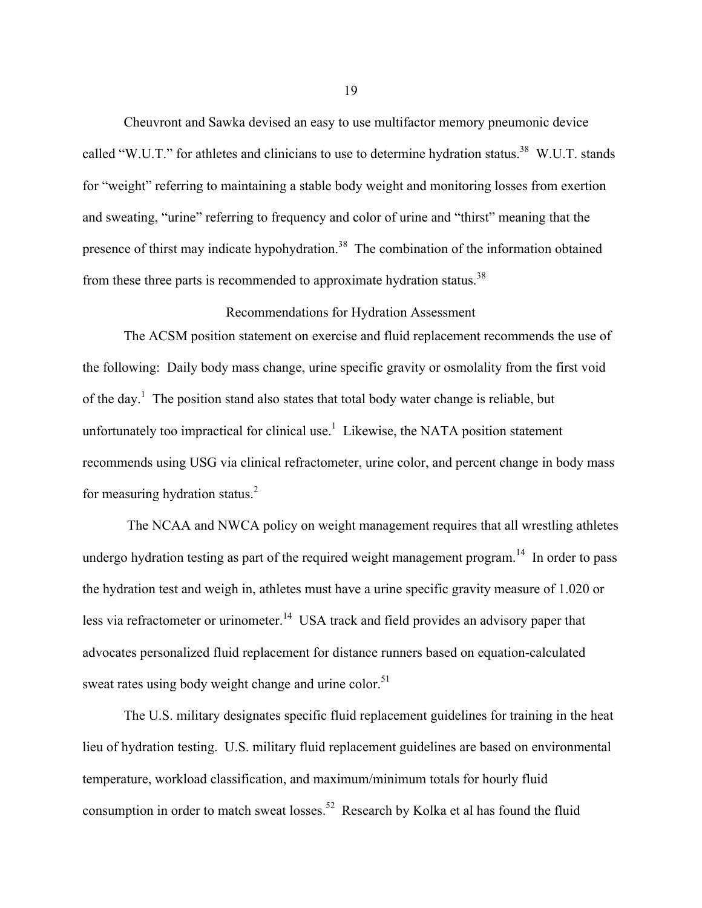Cheuvront and Sawka devised an easy to use multifactor memory pneumonic device called "W.U.T." for athletes and clinicians to use to determine hydration status.[38] W.U.T. stands for "weight" referring to maintaining a stable body weight and monitoring losses from exertion and sweating, "urine" referring to frequency and color of urine and "thirst" meaning that the presence of thirst may indicate hypohydration.[38] The combination of the information obtained from these three parts is recommended to approximate hydration status.[38]

## Recommendations for Hydration Assessment

The ACSM position statement on exercise and fluid replacement recommends the use of the following: Daily body mass change, urine specific gravity or osmolality from the first void of the day.[1] The position stand also states that total body water change is reliable, but unfortunately too impractical for clinical use.[1] Likewise, the NATA position statement recommends using USG via clinical refractometer, urine color, and percent change in body mass for measuring hydration status.[2]

The NCAA and NWCA policy on weight management requires that all wrestling athletes undergo hydration testing as part of the required weight management program.[14] In order to pass the hydration test and weigh in, athletes must have a urine specific gravity measure of 1.020 or less via refractometer or urinometer.[14] USA track and field provides an advisory paper that advocates personalized fluid replacement for distance runners based on equation-calculated sweat rates using body weight change and urine color.[51]

The U.S. military designates specific fluid replacement guidelines for training in the heat lieu of hydration testing. U.S. military fluid replacement guidelines are based on environmental temperature, workload classification, and maximum/minimum totals for hourly fluid consumption in order to match sweat losses.[52] Research by Kolka et al has found the fluid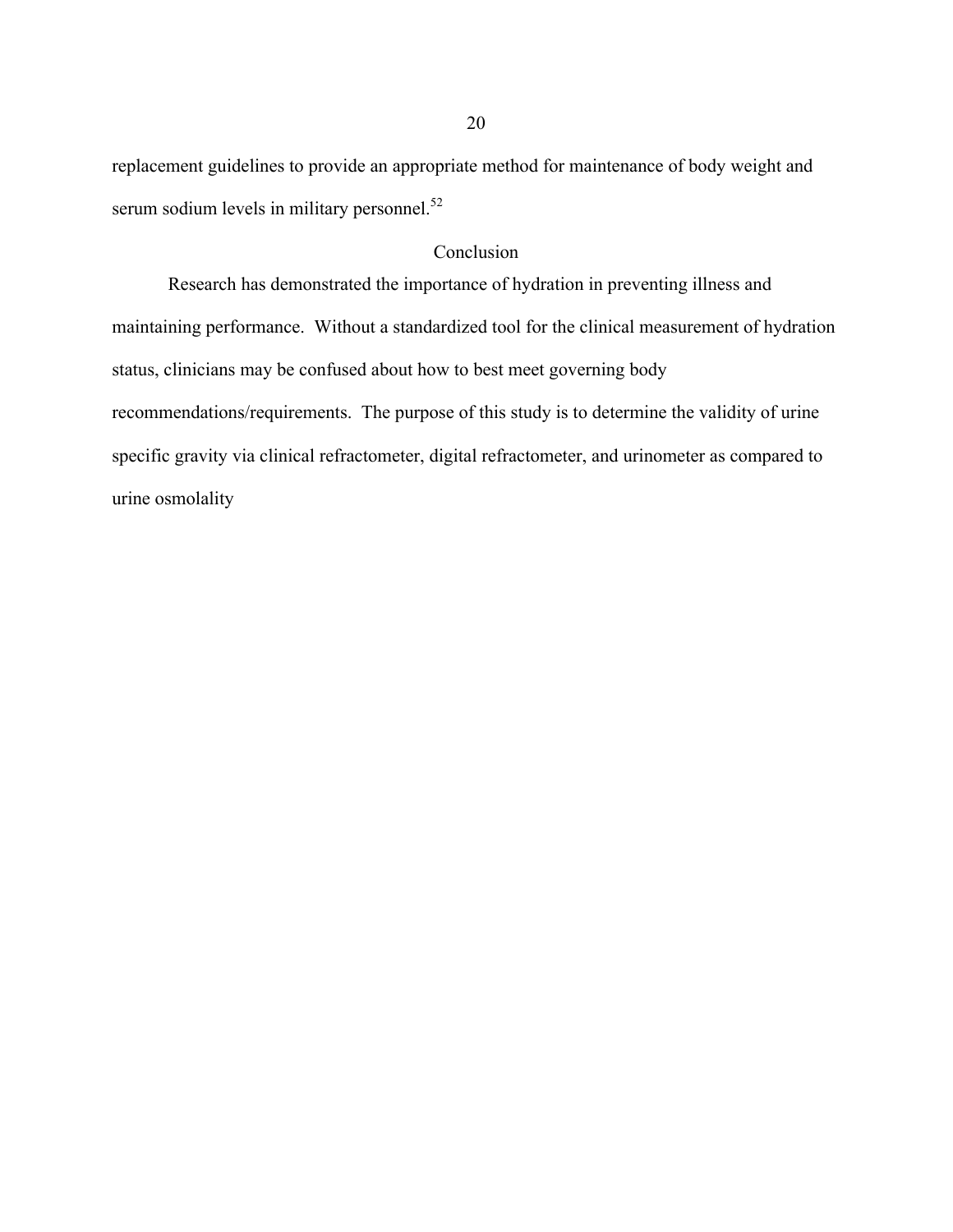replacement guidelines to provide an appropriate method for maintenance of body weight and serum sodium levels in military personnel.[52]

## Conclusion

Research has demonstrated the importance of hydration in preventing illness and maintaining performance. Without a standardized tool for the clinical measurement of hydration status, clinicians may be confused about how to best meet governing body recommendations/requirements. The purpose of this study is to determine the validity of urine specific gravity via clinical refractometer, digital refractometer, and urinometer as compared to urine osmolality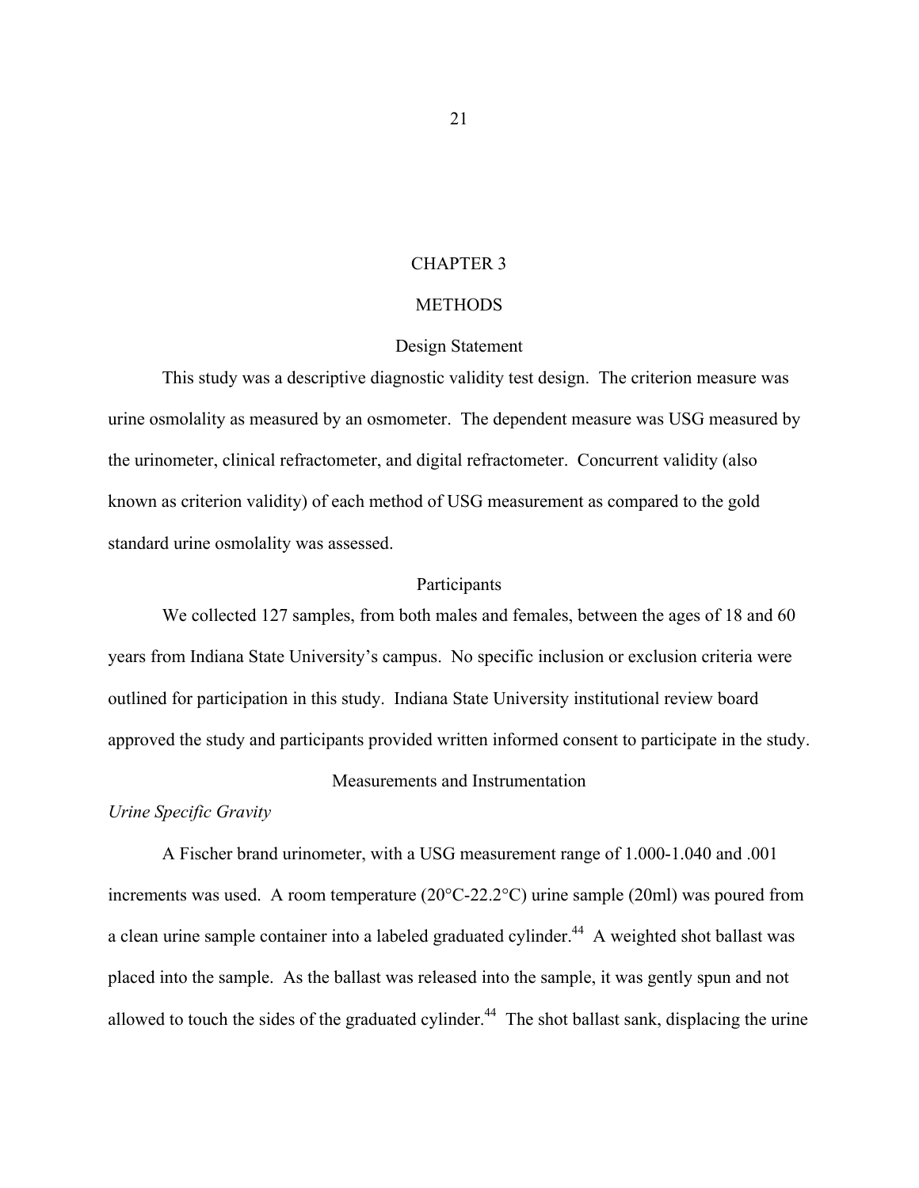# CHAPTER 3

# METHODS

## Design Statement

This study was a descriptive diagnostic validity test design. The criterion measure was urine osmolality as measured by an osmometer. The dependent measure was USG measured by the urinometer, clinical refractometer, and digital refractometer. Concurrent validity (also known as criterion validity) of each method of USG measurement as compared to the gold standard urine osmolality was assessed.

## Participants

We collected 127 samples, from both males and females, between the ages of 18 and 60 years from Indiana State University's campus. No specific inclusion or exclusion criteria were outlined for participation in this study. Indiana State University institutional review board approved the study and participants provided written informed consent to participate in the study.

## Measurements and Instrumentation

### *Urine Specific Gravity*

A Fischer brand urinometer, with a USG measurement range of 1.000-1.040 and .001 increments was used. A room temperature (20°C-22.2°C) urine sample (20ml) was poured from a clean urine sample container into a labeled graduated cylinder.[44] A weighted shot ballast was placed into the sample. As the ballast was released into the sample, it was gently spun and not allowed to touch the sides of the graduated cylinder.[44] The shot ballast sank, displacing the urine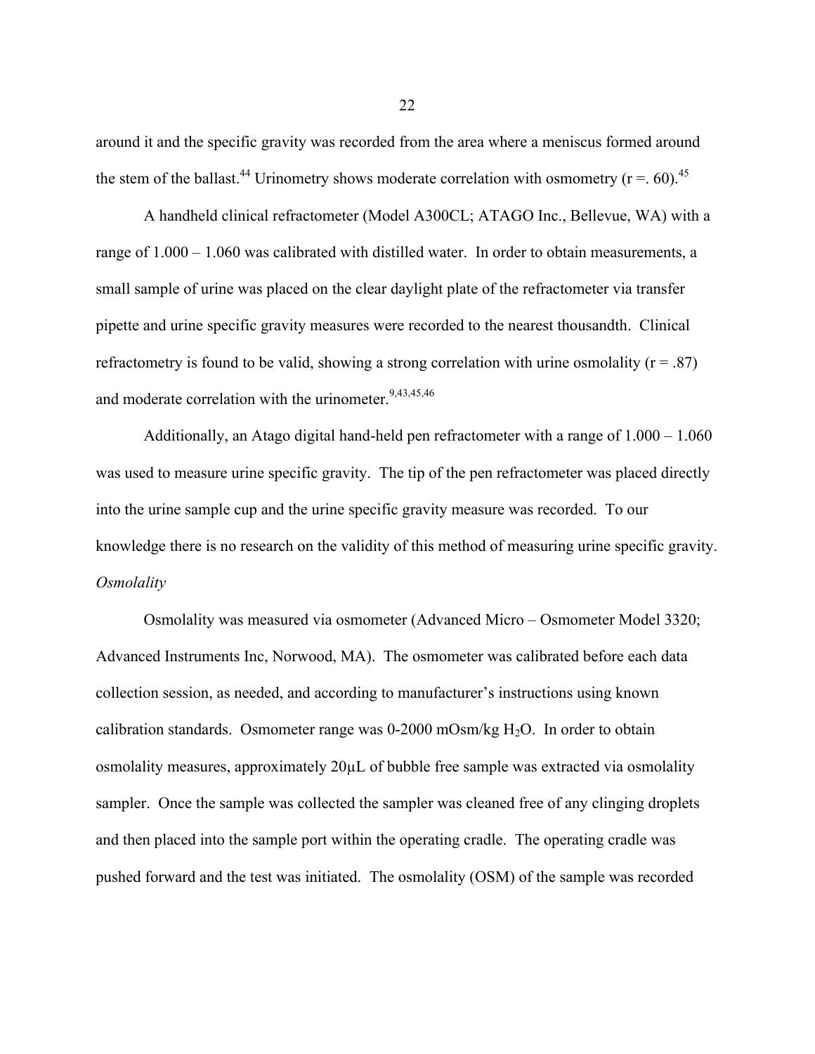around it and the specific gravity was recorded from the area where a meniscus formed around the stem of the ballast.[44] Urinometry shows moderate correlation with osmometry (r =. 60).[45]

A handheld clinical refractometer (Model A300CL; ATAGO Inc., Bellevue, WA) with a range of 1.000 – 1.060 was calibrated with distilled water. In order to obtain measurements, a small sample of urine was placed on the clear daylight plate of the refractometer via transfer pipette and urine specific gravity measures were recorded to the nearest thousandth. Clinical refractometry is found to be valid, showing a strong correlation with urine osmolality (r = .87) and moderate correlation with the urinometer.[9,43,45,46]

Additionally, an Atago digital hand-held pen refractometer with a range of 1.000 – 1.060 was used to measure urine specific gravity. The tip of the pen refractometer was placed directly into the urine sample cup and the urine specific gravity measure was recorded. To our knowledge there is no research on the validity of this method of measuring urine specific gravity.

*Osmolality*

Osmolality was measured via osmometer (Advanced Micro – Osmometer Model 3320; Advanced Instruments Inc, Norwood, MA). The osmometer was calibrated before each data collection session, as needed, and according to manufacturer's instructions using known calibration standards. Osmometer range was 0-2000 mOsm/kg $H_2O$. In order to obtain osmolality measures, approximately 20µL of bubble free sample was extracted via osmolality sampler. Once the sample was collected the sampler was cleaned free of any clinging droplets and then placed into the sample port within the operating cradle. The operating cradle was pushed forward and the test was initiated. The osmolality (OSM) of the sample was recorded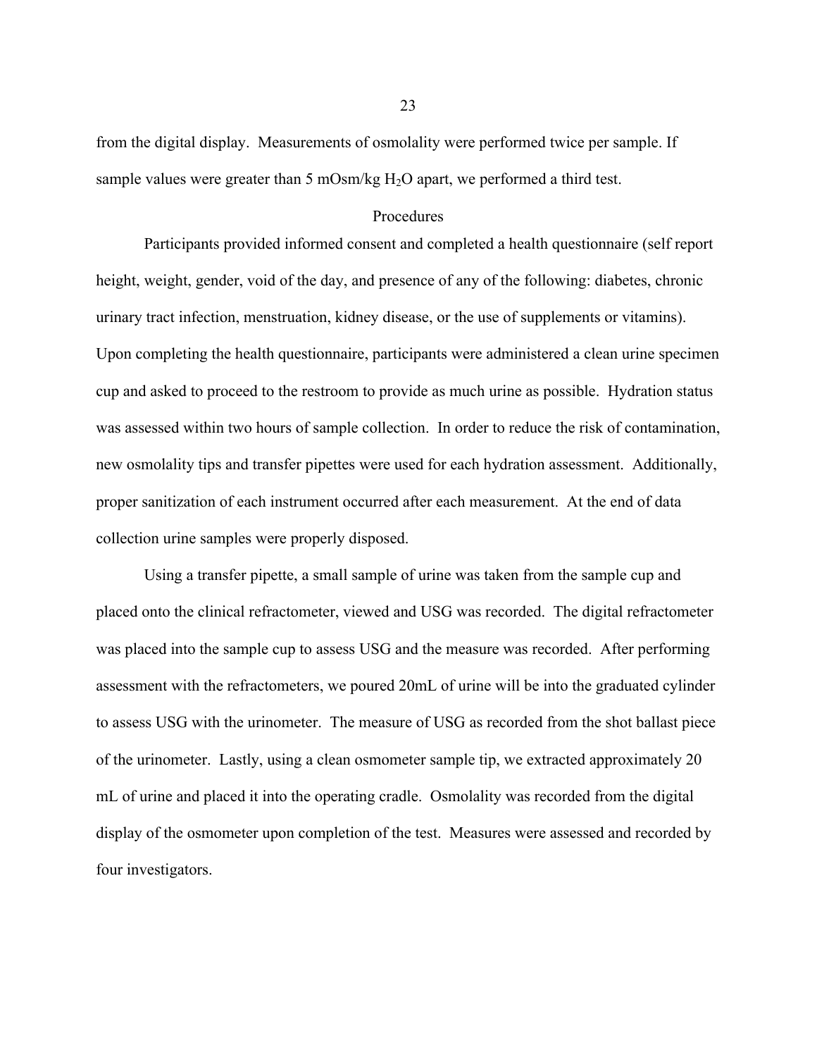from the digital display. Measurements of osmolality were performed twice per sample. If sample values were greater than 5 mOsm/kg $H_2O$ apart, we performed a third test.

## Procedures

Participants provided informed consent and completed a health questionnaire (self report height, weight, gender, void of the day, and presence of any of the following: diabetes, chronic urinary tract infection, menstruation, kidney disease, or the use of supplements or vitamins). Upon completing the health questionnaire, participants were administered a clean urine specimen cup and asked to proceed to the restroom to provide as much urine as possible. Hydration status was assessed within two hours of sample collection. In order to reduce the risk of contamination, new osmolality tips and transfer pipettes were used for each hydration assessment. Additionally, proper sanitization of each instrument occurred after each measurement. At the end of data collection urine samples were properly disposed.

Using a transfer pipette, a small sample of urine was taken from the sample cup and placed onto the clinical refractometer, viewed and USG was recorded. The digital refractometer was placed into the sample cup to assess USG and the measure was recorded. After performing assessment with the refractometers, we poured 20mL of urine will be into the graduated cylinder to assess USG with the urinometer. The measure of USG as recorded from the shot ballast piece of the urinometer. Lastly, using a clean osmometer sample tip, we extracted approximately 20 mL of urine and placed it into the operating cradle. Osmolality was recorded from the digital display of the osmometer upon completion of the test. Measures were assessed and recorded by four investigators.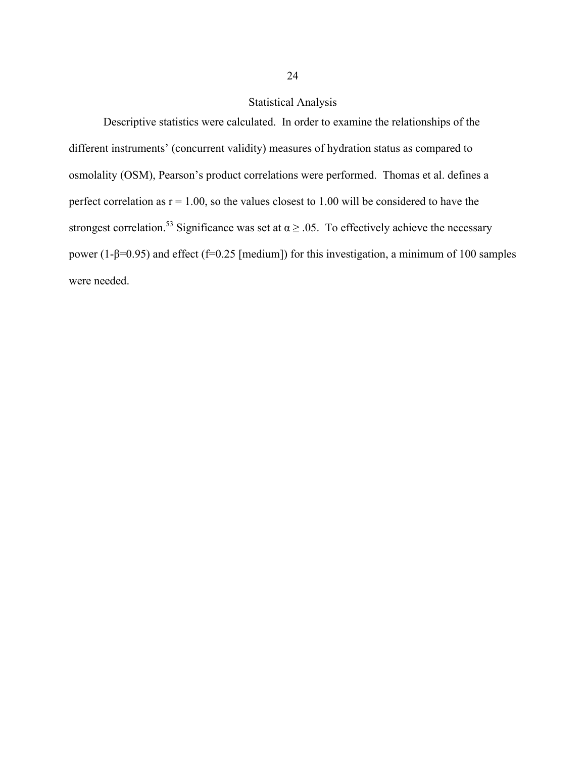## Statistical Analysis

Descriptive statistics were calculated. In order to examine the relationships of the different instruments' (concurrent validity) measures of hydration status as compared to osmolality (OSM), Pearson's product correlations were performed. Thomas et al. defines a perfect correlation as $r = 1.00$, so the values closest to 1.00 will be considered to have the strongest correlation.[53] Significance was set at $\alpha \geq .05$. To effectively achieve the necessary power ($1\text{-}\beta=0.95$) and effect ($f=0.25$ [medium]) for this investigation, a minimum of 100 samples were needed.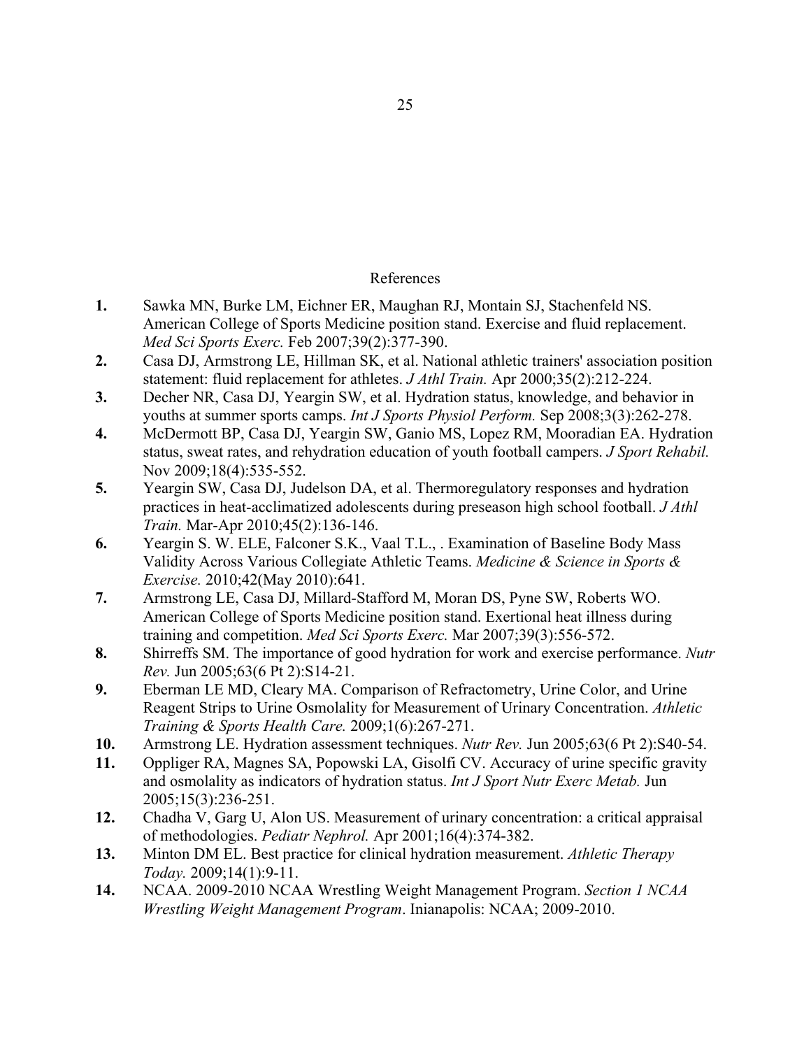# References

1. Sawka MN, Burke LM, Eichner ER, Maughan RJ, Montain SJ, Stachenfeld NS. American College of Sports Medicine position stand. Exercise and fluid replacement. *Med Sci Sports Exerc.* Feb 2007;39(2):377-390.
2. Casa DJ, Armstrong LE, Hillman SK, et al. National athletic trainers' association position statement: fluid replacement for athletes. *J Athl Train.* Apr 2000;35(2):212-224.
3. Decher NR, Casa DJ, Yeargin SW, et al. Hydration status, knowledge, and behavior in youths at summer sports camps. *Int J Sports Physiol Perform.* Sep 2008;3(3):262-278.
4. McDermott BP, Casa DJ, Yeargin SW, Ganio MS, Lopez RM, Mooradian EA. Hydration status, sweat rates, and rehydration education of youth football campers. *J Sport Rehabil.* Nov 2009;18(4):535-552.
5. Yeargin SW, Casa DJ, Judelson DA, et al. Thermoregulatory responses and hydration practices in heat-acclimatized adolescents during preseason high school football. *J Athl Train.* Mar-Apr 2010;45(2):136-146.
6. Yeargin S. W. ELE, Falconer S.K., Vaal T.L., . Examination of Baseline Body Mass Validity Across Various Collegiate Athletic Teams. *Medicine & Science in Sports & Exercise.* 2010;42(May 2010):641.
7. Armstrong LE, Casa DJ, Millard-Stafford M, Moran DS, Pyne SW, Roberts WO. American College of Sports Medicine position stand. Exertional heat illness during training and competition. *Med Sci Sports Exerc.* Mar 2007;39(3):556-572.
8. Shirreffs SM. The importance of good hydration for work and exercise performance. *Nutr Rev.* Jun 2005;63(6 Pt 2):S14-21.
9. Eberman LE MD, Cleary MA. Comparison of Refractometry, Urine Color, and Urine Reagent Strips to Urine Osmolality for Measurement of Urinary Concentration. *Athletic Training & Sports Health Care.* 2009;1(6):267-271.
10. Armstrong LE. Hydration assessment techniques. *Nutr Rev.* Jun 2005;63(6 Pt 2):S40-54.
11. Oppliger RA, Magnes SA, Popowski LA, Gisolfi CV. Accuracy of urine specific gravity and osmolality as indicators of hydration status. *Int J Sport Nutr Exerc Metab.* Jun 2005;15(3):236-251.
12. Chadha V, Garg U, Alon US. Measurement of urinary concentration: a critical appraisal of methodologies. *Pediatr Nephrol.* Apr 2001;16(4):374-382.
13. Minton DM EL. Best practice for clinical hydration measurement. *Athletic Therapy Today.* 2009;14(1):9-11.
14. NCAA. 2009-2010 NCAA Wrestling Weight Management Program. *Section 1 NCAA Wrestling Weight Management Program*. Inianapolis: NCAA; 2009-2010.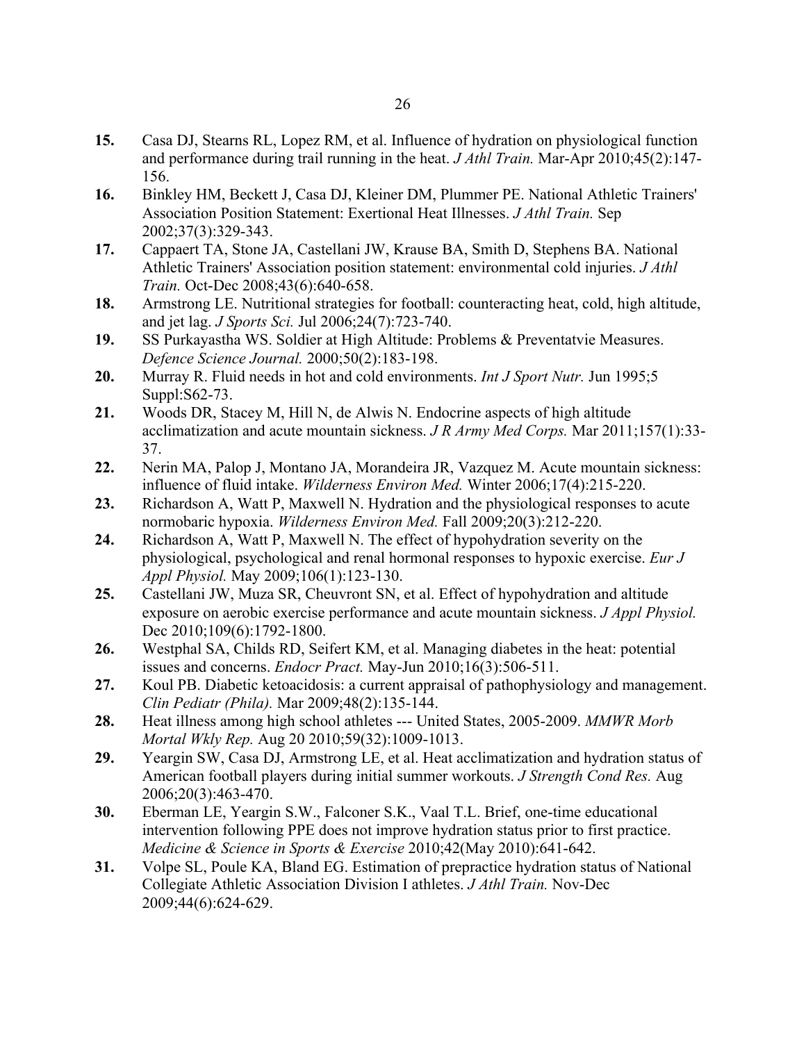**15.** Casa DJ, Stearns RL, Lopez RM, et al. Influence of hydration on physiological function and performance during trail running in the heat. *J Athl Train.* Mar-Apr 2010;45(2):147-156.

**16.** Binkley HM, Beckett J, Casa DJ, Kleiner DM, Plummer PE. National Athletic Trainers' Association Position Statement: Exertional Heat Illnesses. *J Athl Train.* Sep 2002;37(3):329-343.

**17.** Cappaert TA, Stone JA, Castellani JW, Krause BA, Smith D, Stephens BA. National Athletic Trainers' Association position statement: environmental cold injuries. *J Athl Train.* Oct-Dec 2008;43(6):640-658.

**18.** Armstrong LE. Nutritional strategies for football: counteracting heat, cold, high altitude, and jet lag. *J Sports Sci.* Jul 2006;24(7):723-740.

**19.** SS Purkayastha WS. Soldier at High Altitude: Problems & Preventatvie Measures. *Defence Science Journal.* 2000;50(2):183-198.

**20.** Murray R. Fluid needs in hot and cold environments. *Int J Sport Nutr.* Jun 1995;5 Suppl:S62-73.

**21.** Woods DR, Stacey M, Hill N, de Alwis N. Endocrine aspects of high altitude acclimatization and acute mountain sickness. *J R Army Med Corps.* Mar 2011;157(1):33-37.

**22.** Nerin MA, Palop J, Montano JA, Morandeira JR, Vazquez M. Acute mountain sickness: influence of fluid intake. *Wilderness Environ Med.* Winter 2006;17(4):215-220.

**23.** Richardson A, Watt P, Maxwell N. Hydration and the physiological responses to acute normobaric hypoxia. *Wilderness Environ Med.* Fall 2009;20(3):212-220.

**24.** Richardson A, Watt P, Maxwell N. The effect of hypohydration severity on the physiological, psychological and renal hormonal responses to hypoxic exercise. *Eur J Appl Physiol.* May 2009;106(1):123-130.

**25.** Castellani JW, Muza SR, Cheuvront SN, et al. Effect of hypohydration and altitude exposure on aerobic exercise performance and acute mountain sickness. *J Appl Physiol.* Dec 2010;109(6):1792-1800.

**26.** Westphal SA, Childs RD, Seifert KM, et al. Managing diabetes in the heat: potential issues and concerns. *Endocr Pract.* May-Jun 2010;16(3):506-511.

**27.** Koul PB. Diabetic ketoacidosis: a current appraisal of pathophysiology and management. *Clin Pediatr (Phila).* Mar 2009;48(2):135-144.

**28.** Heat illness among high school athletes --- United States, 2005-2009. *MMWR Morb Mortal Wkly Rep.* Aug 20 2010;59(32):1009-1013.

**29.** Yeargin SW, Casa DJ, Armstrong LE, et al. Heat acclimatization and hydration status of American football players during initial summer workouts. *J Strength Cond Res.* Aug 2006;20(3):463-470.

**30.** Eberman LE, Yeargin S.W., Falconer S.K., Vaal T.L. Brief, one-time educational intervention following PPE does not improve hydration status prior to first practice. *Medicine & Science in Sports & Exercise* 2010;42(May 2010):641-642.

**31.** Volpe SL, Poule KA, Bland EG. Estimation of prepractice hydration status of National Collegiate Athletic Association Division I athletes. *J Athl Train.* Nov-Dec 2009;44(6):624-629.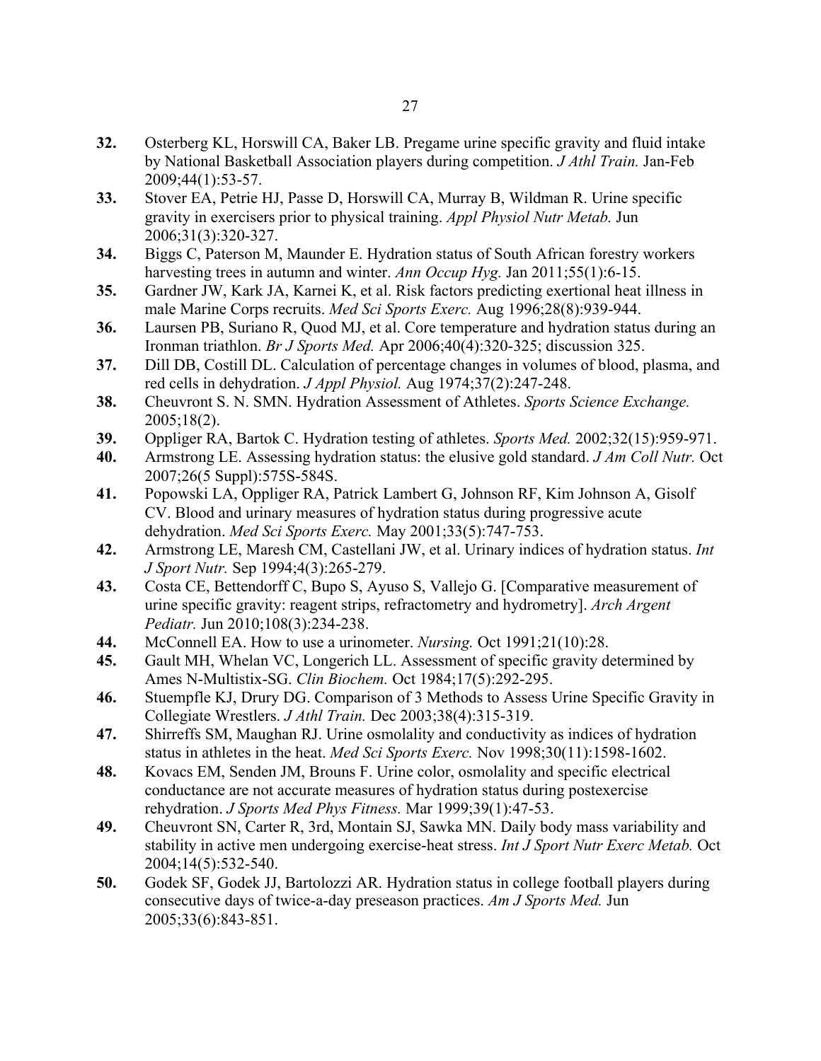**32.** Osterberg KL, Horswill CA, Baker LB. Pregame urine specific gravity and fluid intake by National Basketball Association players during competition. *J Athl Train.* Jan-Feb 2009;44(1):53-57.

**33.** Stover EA, Petrie HJ, Passe D, Horswill CA, Murray B, Wildman R. Urine specific gravity in exercisers prior to physical training. *Appl Physiol Nutr Metab.* Jun 2006;31(3):320-327.

**34.** Biggs C, Paterson M, Maunder E. Hydration status of South African forestry workers harvesting trees in autumn and winter. *Ann Occup Hyg.* Jan 2011;55(1):6-15.

**35.** Gardner JW, Kark JA, Karnei K, et al. Risk factors predicting exertional heat illness in male Marine Corps recruits. *Med Sci Sports Exerc.* Aug 1996;28(8):939-944.

**36.** Laursen PB, Suriano R, Quod MJ, et al. Core temperature and hydration status during an Ironman triathlon. *Br J Sports Med.* Apr 2006;40(4):320-325; discussion 325.

**37.** Dill DB, Costill DL. Calculation of percentage changes in volumes of blood, plasma, and red cells in dehydration. *J Appl Physiol.* Aug 1974;37(2):247-248.

**38.** Cheuvront S. N. SMN. Hydration Assessment of Athletes. *Sports Science Exchange.* 2005;18(2).

**39.** Oppliger RA, Bartok C. Hydration testing of athletes. *Sports Med.* 2002;32(15):959-971.

**40.** Armstrong LE. Assessing hydration status: the elusive gold standard. *J Am Coll Nutr.* Oct 2007;26(5 Suppl):575S-584S.

**41.** Popowski LA, Oppliger RA, Patrick Lambert G, Johnson RF, Kim Johnson A, Gisolf CV. Blood and urinary measures of hydration status during progressive acute dehydration. *Med Sci Sports Exerc.* May 2001;33(5):747-753.

**42.** Armstrong LE, Maresh CM, Castellani JW, et al. Urinary indices of hydration status. *Int J Sport Nutr.* Sep 1994;4(3):265-279.

**43.** Costa CE, Bettendorff C, Bupo S, Ayuso S, Vallejo G. [Comparative measurement of urine specific gravity: reagent strips, refractometry and hydrometry]. *Arch Argent Pediatr.* Jun 2010;108(3):234-238.

**44.** McConnell EA. How to use a urinometer. *Nursing.* Oct 1991;21(10):28.

**45.** Gault MH, Whelan VC, Longerich LL. Assessment of specific gravity determined by Ames N-Multistix-SG. *Clin Biochem.* Oct 1984;17(5):292-295.

**46.** Stuempfle KJ, Drury DG. Comparison of 3 Methods to Assess Urine Specific Gravity in Collegiate Wrestlers. *J Athl Train.* Dec 2003;38(4):315-319.

**47.** Shirreffs SM, Maughan RJ. Urine osmolality and conductivity as indices of hydration status in athletes in the heat. *Med Sci Sports Exerc.* Nov 1998;30(11):1598-1602.

**48.** Kovacs EM, Senden JM, Brouns F. Urine color, osmolality and specific electrical conductance are not accurate measures of hydration status during postexercise rehydration. *J Sports Med Phys Fitness.* Mar 1999;39(1):47-53.

**49.** Cheuvront SN, Carter R, 3rd, Montain SJ, Sawka MN. Daily body mass variability and stability in active men undergoing exercise-heat stress. *Int J Sport Nutr Exerc Metab.* Oct 2004;14(5):532-540.

**50.** Godek SF, Godek JJ, Bartolozzi AR. Hydration status in college football players during consecutive days of twice-a-day preseason practices. *Am J Sports Med.* Jun 2005;33(6):843-851.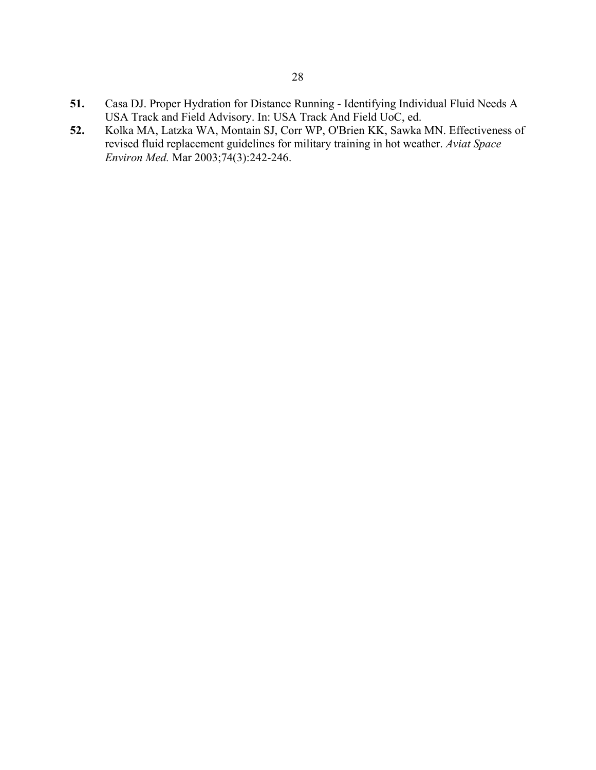**51.** Casa DJ. Proper Hydration for Distance Running - Identifying Individual Fluid Needs A USA Track and Field Advisory. In: USA Track And Field UoC, ed.

**52.** Kolka MA, Latzka WA, Montain SJ, Corr WP, O'Brien KK, Sawka MN. Effectiveness of revised fluid replacement guidelines for military training in hot weather. *Aviat Space Environ Med.* Mar 2003;74(3):242-246.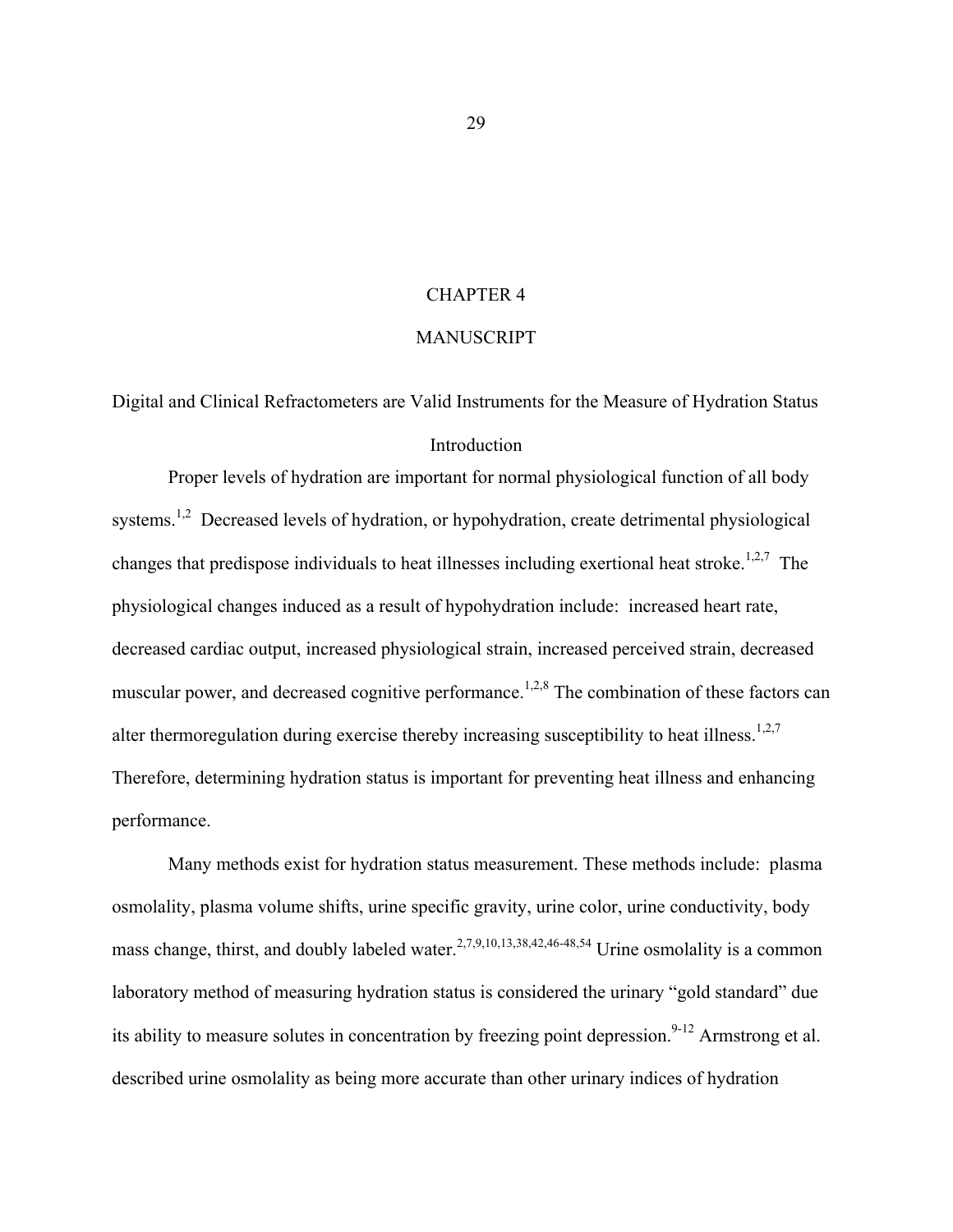# CHAPTER 4

# MANUSCRIPT

## Digital and Clinical Refractometers are Valid Instruments for the Measure of Hydration Status

### Introduction

Proper levels of hydration are important for normal physiological function of all body systems.[1,2] Decreased levels of hydration, or hypohydration, create detrimental physiological changes that predispose individuals to heat illnesses including exertional heat stroke.[1,2,7] The physiological changes induced as a result of hypohydration include: increased heart rate, decreased cardiac output, increased physiological strain, increased perceived strain, decreased muscular power, and decreased cognitive performance.[1,2,8] The combination of these factors can alter thermoregulation during exercise thereby increasing susceptibility to heat illness.[1,2,7] Therefore, determining hydration status is important for preventing heat illness and enhancing performance.

Many methods exist for hydration status measurement. These methods include: plasma osmolality, plasma volume shifts, urine specific gravity, urine color, urine conductivity, body mass change, thirst, and doubly labeled water.[2,7,9,10,13,38,42,46-48,54] Urine osmolality is a common laboratory method of measuring hydration status is considered the urinary "gold standard" due its ability to measure solutes in concentration by freezing point depression.[9-12] Armstrong et al. described urine osmolality as being more accurate than other urinary indices of hydration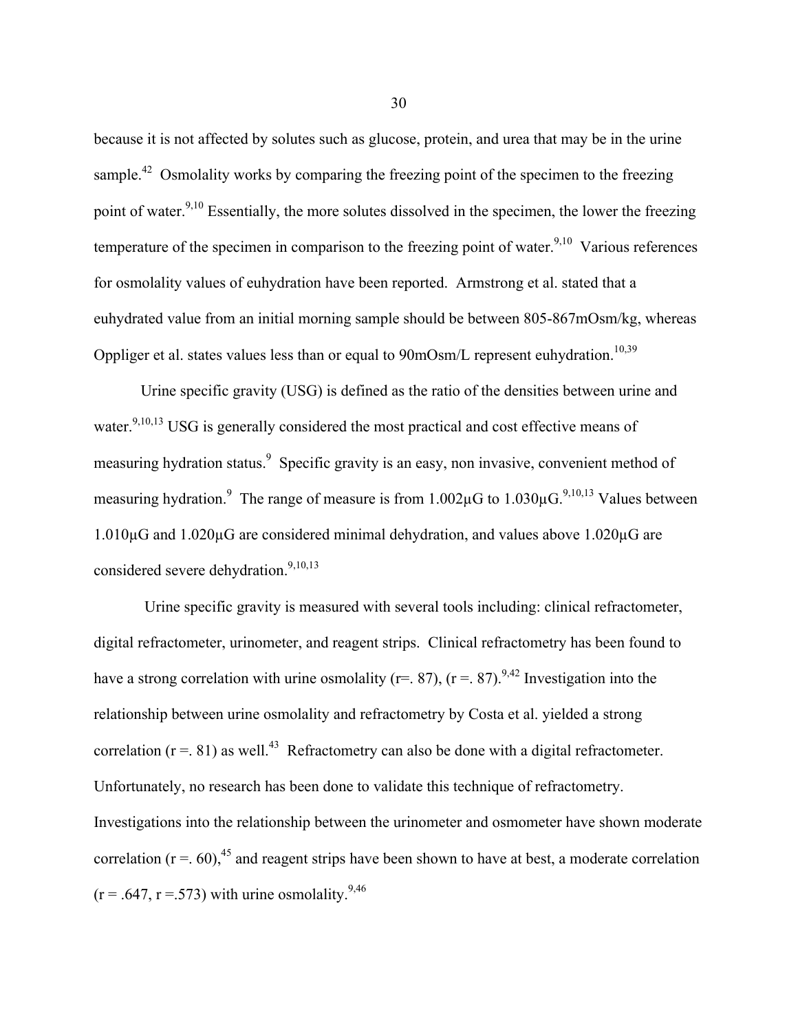because it is not affected by solutes such as glucose, protein, and urea that may be in the urine sample.[42] Osmolality works by comparing the freezing point of the specimen to the freezing point of water.[9,10] Essentially, the more solutes dissolved in the specimen, the lower the freezing temperature of the specimen in comparison to the freezing point of water.[9,10] Various references for osmolality values of euhydration have been reported. Armstrong et al. stated that a euhydrated value from an initial morning sample should be between 805-867mOsm/kg, whereas Oppliger et al. states values less than or equal to 90mOsm/L represent euhydration.[10,39]

Urine specific gravity (USG) is defined as the ratio of the densities between urine and water.[9,10,13] USG is generally considered the most practical and cost effective means of measuring hydration status.[9] Specific gravity is an easy, non invasive, convenient method of measuring hydration.[9] The range of measure is from 1.002μG to 1.030μG.[9,10,13] Values between 1.010μG and 1.020μG are considered minimal dehydration, and values above 1.020μG are considered severe dehydration.[9,10,13]

Urine specific gravity is measured with several tools including: clinical refractometer, digital refractometer, urinometer, and reagent strips. Clinical refractometry has been found to have a strong correlation with urine osmolality (r=. 87), (r =. 87).[9,42] Investigation into the relationship between urine osmolality and refractometry by Costa et al. yielded a strong correlation (r =. 81) as well.[43] Refractometry can also be done with a digital refractometer. Unfortunately, no research has been done to validate this technique of refractometry. Investigations into the relationship between the urinometer and osmometer have shown moderate correlation (r =. 60),[45] and reagent strips have been shown to have at best, a moderate correlation (r = .647, r =.573) with urine osmolality.[9,46]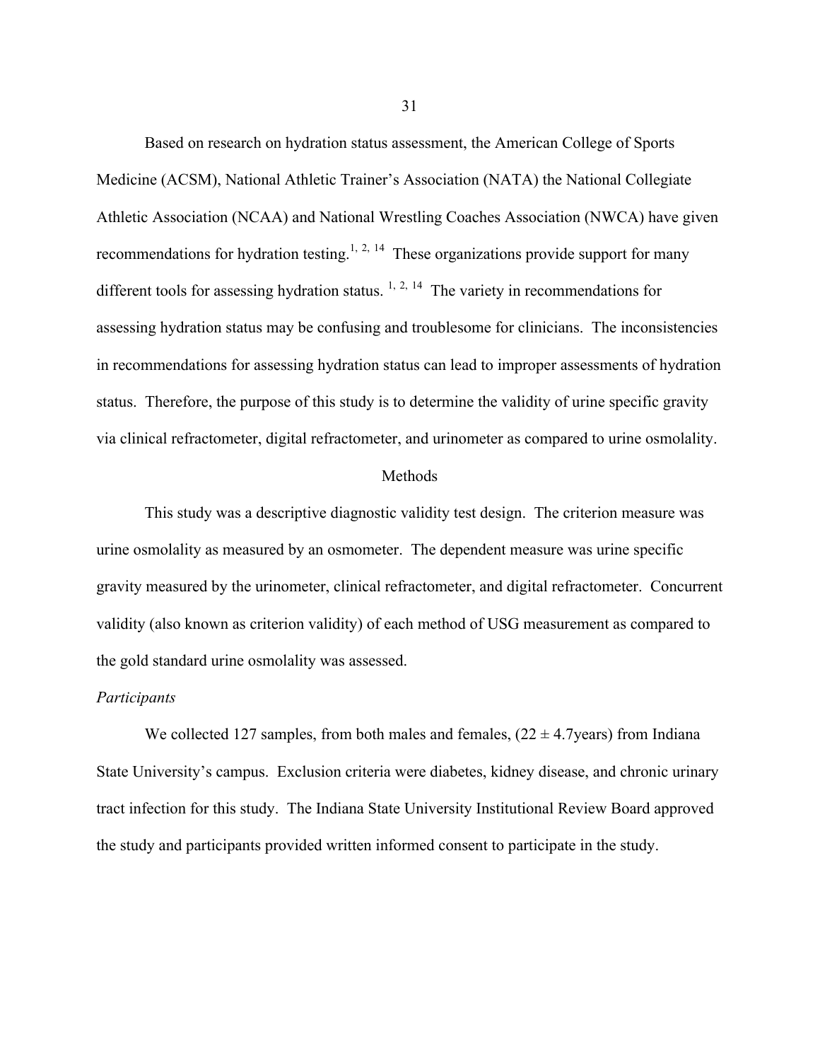Based on research on hydration status assessment, the American College of Sports Medicine (ACSM), National Athletic Trainer's Association (NATA) the National Collegiate Athletic Association (NCAA) and National Wrestling Coaches Association (NWCA) have given recommendations for hydration testing.[1, 2, 14] These organizations provide support for many different tools for assessing hydration status. [1, 2, 14] The variety in recommendations for assessing hydration status may be confusing and troublesome for clinicians. The inconsistencies in recommendations for assessing hydration status can lead to improper assessments of hydration status. Therefore, the purpose of this study is to determine the validity of urine specific gravity via clinical refractometer, digital refractometer, and urinometer as compared to urine osmolality.

## Methods

This study was a descriptive diagnostic validity test design. The criterion measure was urine osmolality as measured by an osmometer. The dependent measure was urine specific gravity measured by the urinometer, clinical refractometer, and digital refractometer. Concurrent validity (also known as criterion validity) of each method of USG measurement as compared to the gold standard urine osmolality was assessed.

### *Participants*

We collected 127 samples, from both males and females, ($22 \pm 4.7$years) from Indiana State University's campus. Exclusion criteria were diabetes, kidney disease, and chronic urinary tract infection for this study. The Indiana State University Institutional Review Board approved the study and participants provided written informed consent to participate in the study.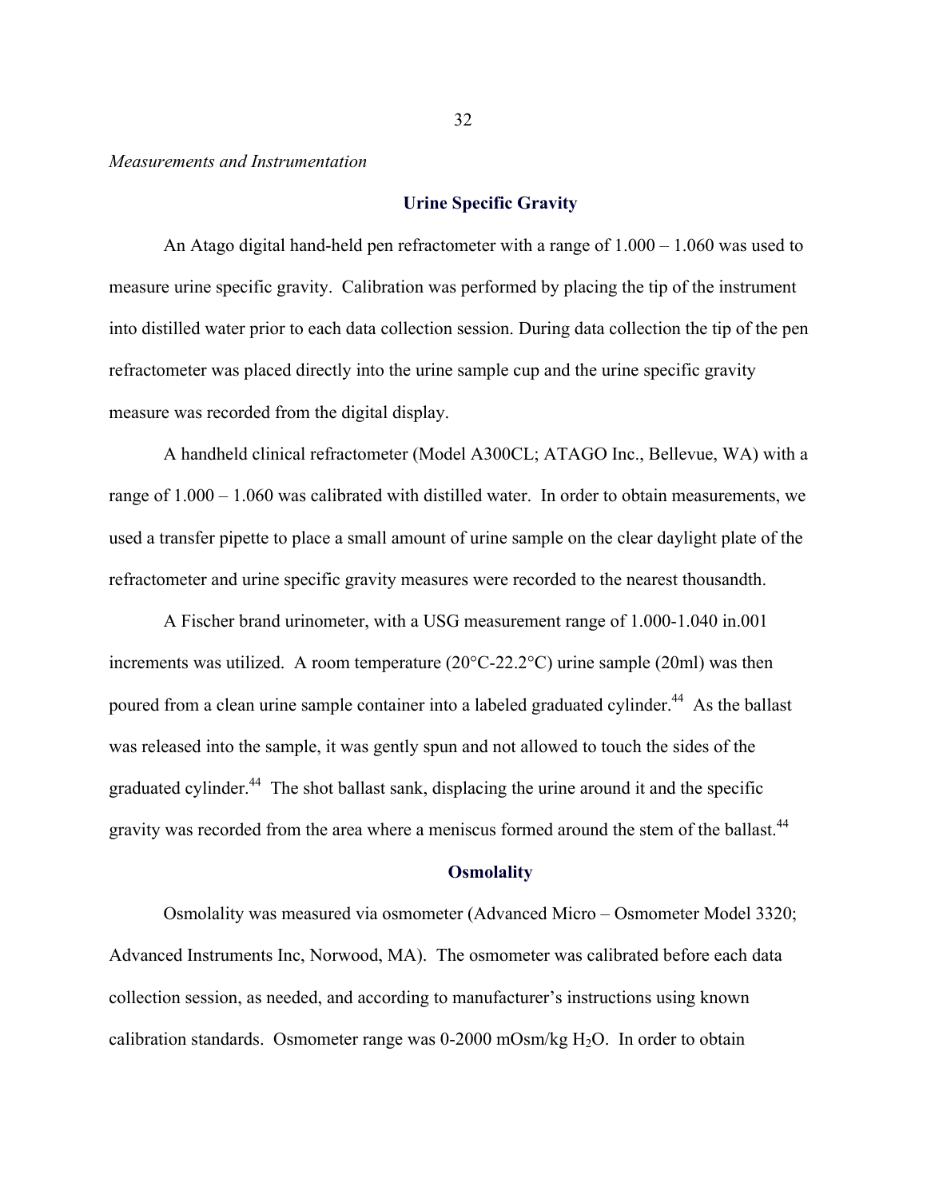*Measurements and Instrumentation*

## Urine Specific Gravity

An Atago digital hand-held pen refractometer with a range of 1.000 – 1.060 was used to measure urine specific gravity. Calibration was performed by placing the tip of the instrument into distilled water prior to each data collection session. During data collection the tip of the pen refractometer was placed directly into the urine sample cup and the urine specific gravity measure was recorded from the digital display.

A handheld clinical refractometer (Model A300CL; ATAGO Inc., Bellevue, WA) with a range of 1.000 – 1.060 was calibrated with distilled water. In order to obtain measurements, we used a transfer pipette to place a small amount of urine sample on the clear daylight plate of the refractometer and urine specific gravity measures were recorded to the nearest thousandth.

A Fischer brand urinometer, with a USG measurement range of 1.000-1.040 in.001 increments was utilized. A room temperature (20°C-22.2°C) urine sample (20ml) was then poured from a clean urine sample container into a labeled graduated cylinder.[44] As the ballast was released into the sample, it was gently spun and not allowed to touch the sides of the graduated cylinder.[44] The shot ballast sank, displacing the urine around it and the specific gravity was recorded from the area where a meniscus formed around the stem of the ballast.[44]

## Osmolality

Osmolality was measured via osmometer (Advanced Micro – Osmometer Model 3320; Advanced Instruments Inc, Norwood, MA). The osmometer was calibrated before each data collection session, as needed, and according to manufacturer's instructions using known calibration standards. Osmometer range was 0-2000 mOsm/kg $H_2O$. In order to obtain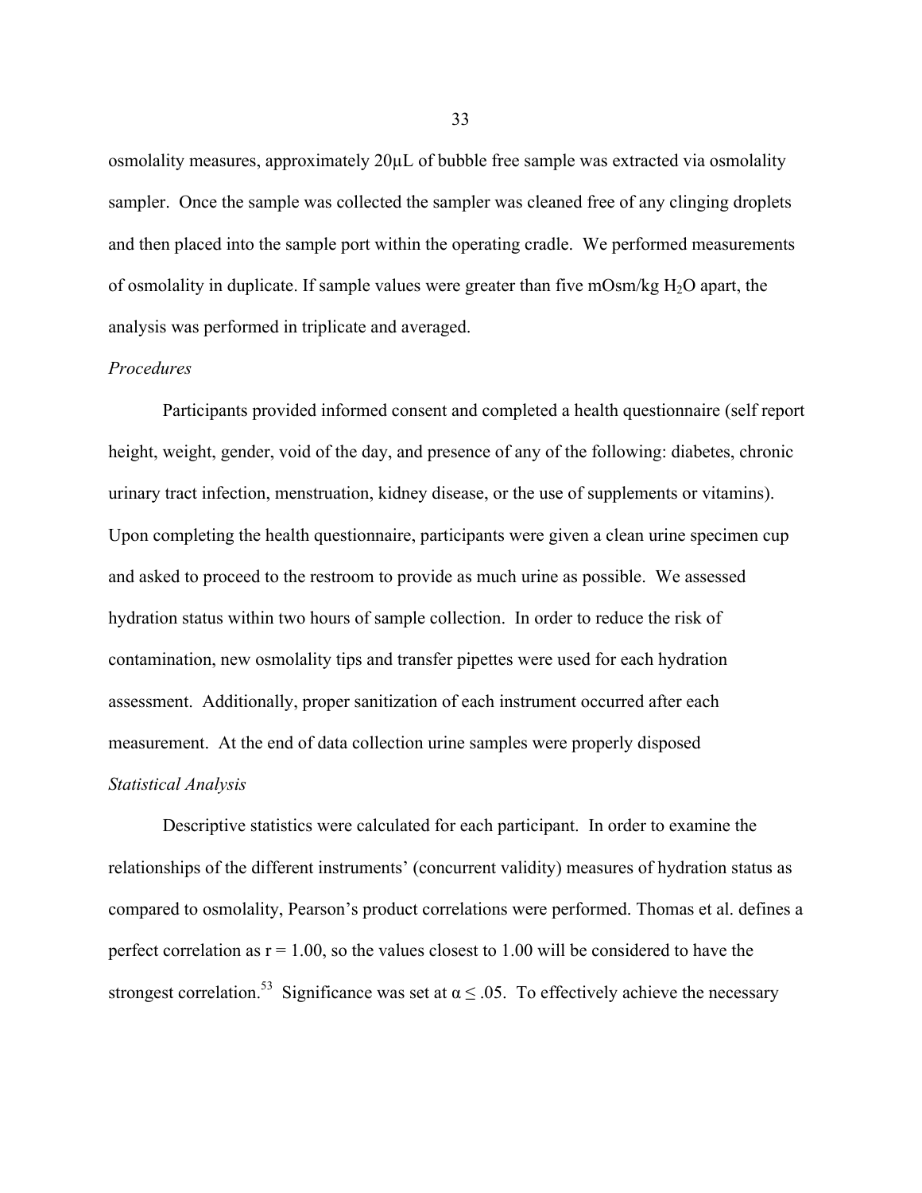osmolality measures, approximately 20μL of bubble free sample was extracted via osmolality sampler. Once the sample was collected the sampler was cleaned free of any clinging droplets and then placed into the sample port within the operating cradle. We performed measurements of osmolality in duplicate. If sample values were greater than five mOsm/kg $H_2O$ apart, the analysis was performed in triplicate and averaged.

*Procedures*

Participants provided informed consent and completed a health questionnaire (self report height, weight, gender, void of the day, and presence of any of the following: diabetes, chronic urinary tract infection, menstruation, kidney disease, or the use of supplements or vitamins). Upon completing the health questionnaire, participants were given a clean urine specimen cup and asked to proceed to the restroom to provide as much urine as possible. We assessed hydration status within two hours of sample collection. In order to reduce the risk of contamination, new osmolality tips and transfer pipettes were used for each hydration assessment. Additionally, proper sanitization of each instrument occurred after each measurement. At the end of data collection urine samples were properly disposed

*Statistical Analysis*

Descriptive statistics were calculated for each participant. In order to examine the relationships of the different instruments' (concurrent validity) measures of hydration status as compared to osmolality, Pearson's product correlations were performed. Thomas et al. defines a perfect correlation as $r = 1.00$, so the values closest to 1.00 will be considered to have the strongest correlation.[53] Significance was set at $\alpha \leq .05$. To effectively achieve the necessary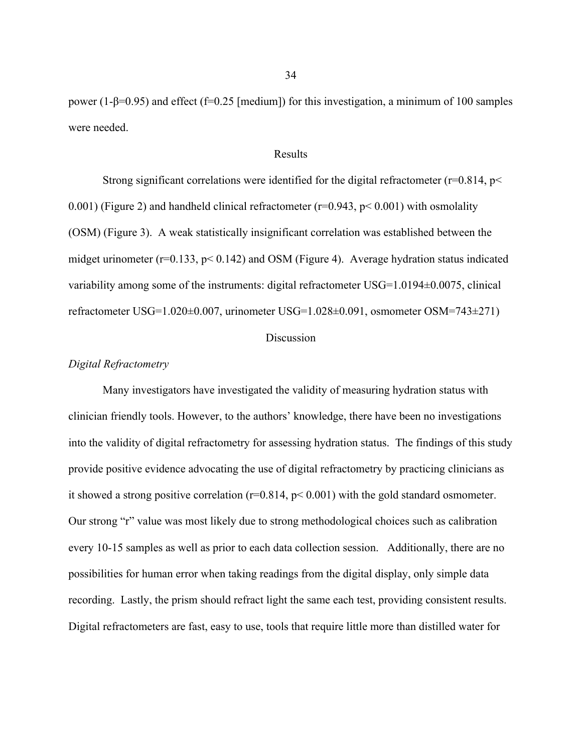power ($1-\beta=0.95$) and effect ($f=0.25$ [medium]) for this investigation, a minimum of 100 samples were needed.

## Results

Strong significant correlations were identified for the digital refractometer ($r=0.814$, $p< 0.001$) (Figure 2) and handheld clinical refractometer ($r=0.943$, $p< 0.001$) with osmolality (OSM) (Figure 3). A weak statistically insignificant correlation was established between the midget urinometer ($r=0.133$, $p< 0.142$) and OSM (Figure 4). Average hydration status indicated variability among some of the instruments: digital refractometer USG=1.0194±0.0075, clinical refractometer USG=1.020±0.007, urinometer USG=1.028±0.091, osmometer OSM=743±271)

## Discussion

### *Digital Refractometry*

Many investigators have investigated the validity of measuring hydration status with clinician friendly tools. However, to the authors' knowledge, there have been no investigations into the validity of digital refractometry for assessing hydration status. The findings of this study provide positive evidence advocating the use of digital refractometry by practicing clinicians as it showed a strong positive correlation ($r=0.814$, $p< 0.001$) with the gold standard osmometer. Our strong "r" value was most likely due to strong methodological choices such as calibration every 10-15 samples as well as prior to each data collection session. Additionally, there are no possibilities for human error when taking readings from the digital display, only simple data recording. Lastly, the prism should refract light the same each test, providing consistent results. Digital refractometers are fast, easy to use, tools that require little more than distilled water for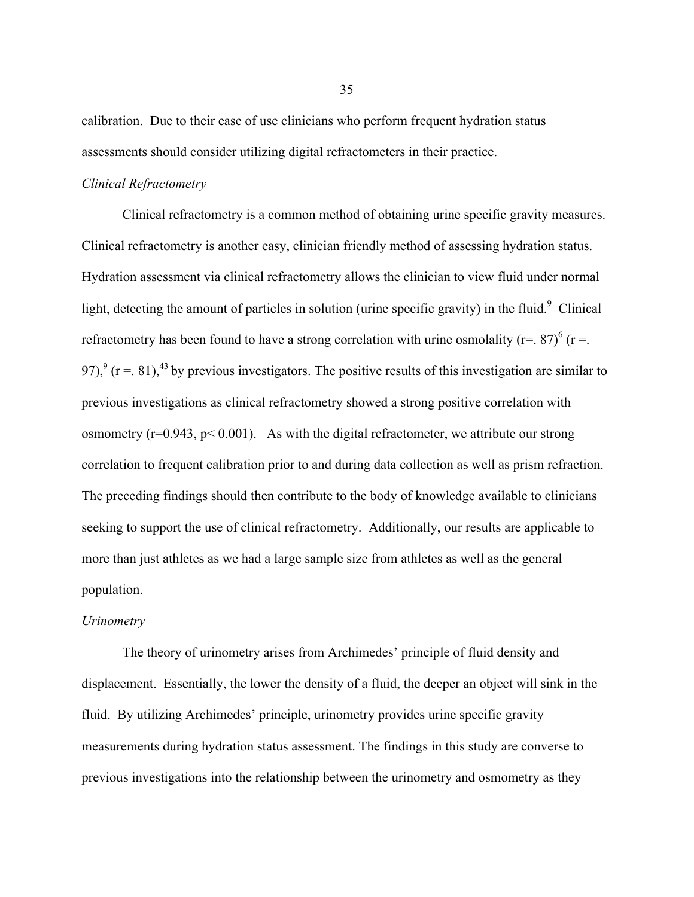calibration. Due to their ease of use clinicians who perform frequent hydration status assessments should consider utilizing digital refractometers in their practice.

*Clinical Refractometry*

Clinical refractometry is a common method of obtaining urine specific gravity measures. Clinical refractometry is another easy, clinician friendly method of assessing hydration status. Hydration assessment via clinical refractometry allows the clinician to view fluid under normal light, detecting the amount of particles in solution (urine specific gravity) in the fluid.[9] Clinical refractometry has been found to have a strong correlation with urine osmolality (r=. 87)[6] (r =. 97),[9] (r =. 81),[43] by previous investigators. The positive results of this investigation are similar to previous investigations as clinical refractometry showed a strong positive correlation with osmometry ($r=0.943$, $p< 0.001$). As with the digital refractometer, we attribute our strong correlation to frequent calibration prior to and during data collection as well as prism refraction. The preceding findings should then contribute to the body of knowledge available to clinicians seeking to support the use of clinical refractometry. Additionally, our results are applicable to more than just athletes as we had a large sample size from athletes as well as the general population.

*Urinometry*

The theory of urinometry arises from Archimedes' principle of fluid density and displacement. Essentially, the lower the density of a fluid, the deeper an object will sink in the fluid. By utilizing Archimedes' principle, urinometry provides urine specific gravity measurements during hydration status assessment. The findings in this study are converse to previous investigations into the relationship between the urinometry and osmometry as they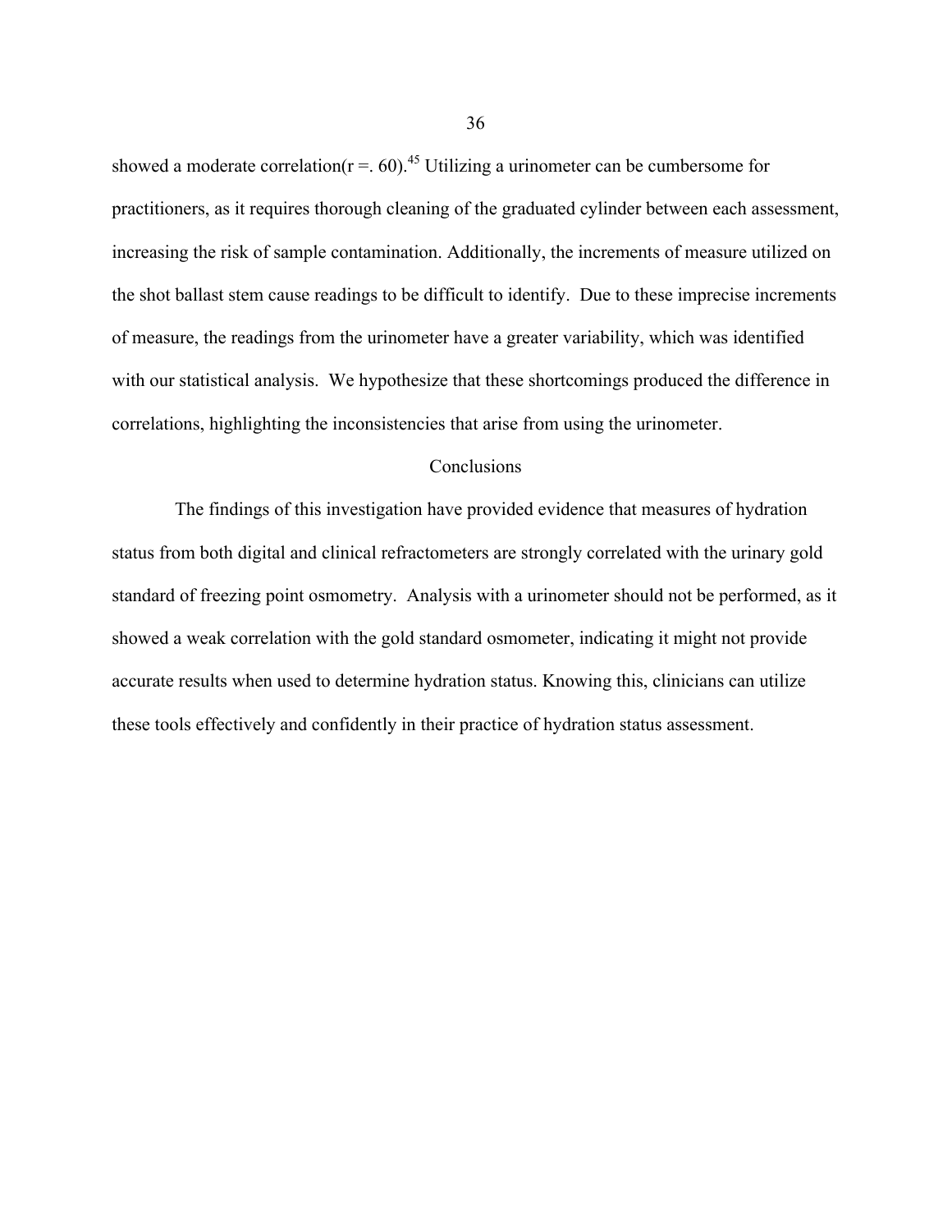showed a moderate correlation($r = .60$).[45] Utilizing a urinometer can be cumbersome for practitioners, as it requires thorough cleaning of the graduated cylinder between each assessment, increasing the risk of sample contamination. Additionally, the increments of measure utilized on the shot ballast stem cause readings to be difficult to identify. Due to these imprecise increments of measure, the readings from the urinometer have a greater variability, which was identified with our statistical analysis. We hypothesize that these shortcomings produced the difference in correlations, highlighting the inconsistencies that arise from using the urinometer.

## Conclusions

The findings of this investigation have provided evidence that measures of hydration status from both digital and clinical refractometers are strongly correlated with the urinary gold standard of freezing point osmometry. Analysis with a urinometer should not be performed, as it showed a weak correlation with the gold standard osmometer, indicating it might not provide accurate results when used to determine hydration status. Knowing this, clinicians can utilize these tools effectively and confidently in their practice of hydration status assessment.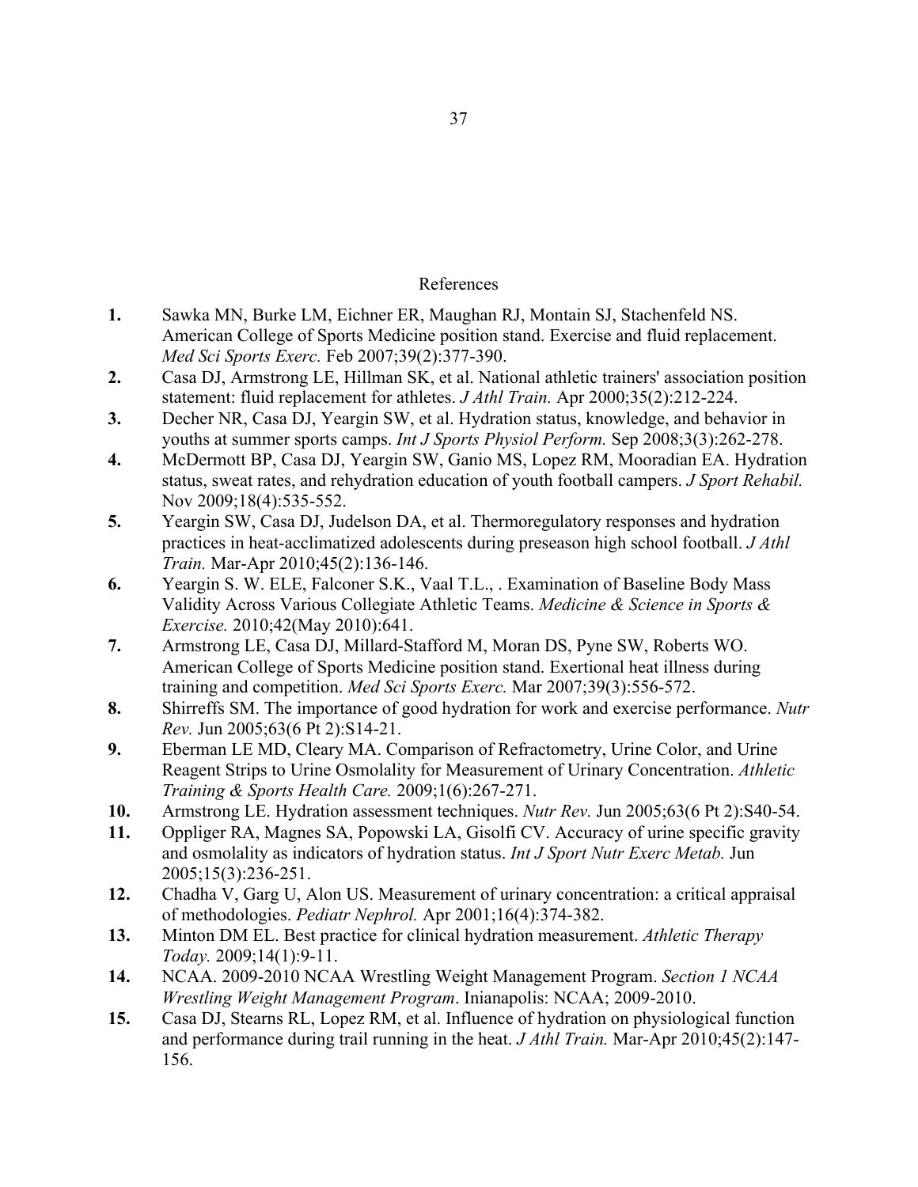## References

1. Sawka MN, Burke LM, Eichner ER, Maughan RJ, Montain SJ, Stachenfeld NS. American College of Sports Medicine position stand. Exercise and fluid replacement. *Med Sci Sports Exerc.* Feb 2007;39(2):377-390.
2. Casa DJ, Armstrong LE, Hillman SK, et al. National athletic trainers' association position statement: fluid replacement for athletes. *J Athl Train.* Apr 2000;35(2):212-224.
3. Decher NR, Casa DJ, Yeargin SW, et al. Hydration status, knowledge, and behavior in youths at summer sports camps. *Int J Sports Physiol Perform.* Sep 2008;3(3):262-278.
4. McDermott BP, Casa DJ, Yeargin SW, Ganio MS, Lopez RM, Mooradian EA. Hydration status, sweat rates, and rehydration education of youth football campers. *J Sport Rehabil.* Nov 2009;18(4):535-552.
5. Yeargin SW, Casa DJ, Judelson DA, et al. Thermoregulatory responses and hydration practices in heat-acclimatized adolescents during preseason high school football. *J Athl Train.* Mar-Apr 2010;45(2):136-146.
6. Yeargin S. W. ELE, Falconer S.K., Vaal T.L., . Examination of Baseline Body Mass Validity Across Various Collegiate Athletic Teams. *Medicine & Science in Sports & Exercise.* 2010;42(May 2010):641.
7. Armstrong LE, Casa DJ, Millard-Stafford M, Moran DS, Pyne SW, Roberts WO. American College of Sports Medicine position stand. Exertional heat illness during training and competition. *Med Sci Sports Exerc.* Mar 2007;39(3):556-572.
8. Shirreffs SM. The importance of good hydration for work and exercise performance. *Nutr Rev.* Jun 2005;63(6 Pt 2):S14-21.
9. Eberman LE MD, Cleary MA. Comparison of Refractometry, Urine Color, and Urine Reagent Strips to Urine Osmolality for Measurement of Urinary Concentration. *Athletic Training & Sports Health Care.* 2009;1(6):267-271.
10. Armstrong LE. Hydration assessment techniques. *Nutr Rev.* Jun 2005;63(6 Pt 2):S40-54.
11. Oppliger RA, Magnes SA, Popowski LA, Gisolfi CV. Accuracy of urine specific gravity and osmolality as indicators of hydration status. *Int J Sport Nutr Exerc Metab.* Jun 2005;15(3):236-251.
12. Chadha V, Garg U, Alon US. Measurement of urinary concentration: a critical appraisal of methodologies. *Pediatr Nephrol.* Apr 2001;16(4):374-382.
13. Minton DM EL. Best practice for clinical hydration measurement. *Athletic Therapy Today.* 2009;14(1):9-11.
14. NCAA. 2009-2010 NCAA Wrestling Weight Management Program. *Section 1 NCAA Wrestling Weight Management Program*. Inianapolis: NCAA; 2009-2010.
15. Casa DJ, Stearns RL, Lopez RM, et al. Influence of hydration on physiological function and performance during trail running in the heat. *J Athl Train.* Mar-Apr 2010;45(2):147-156.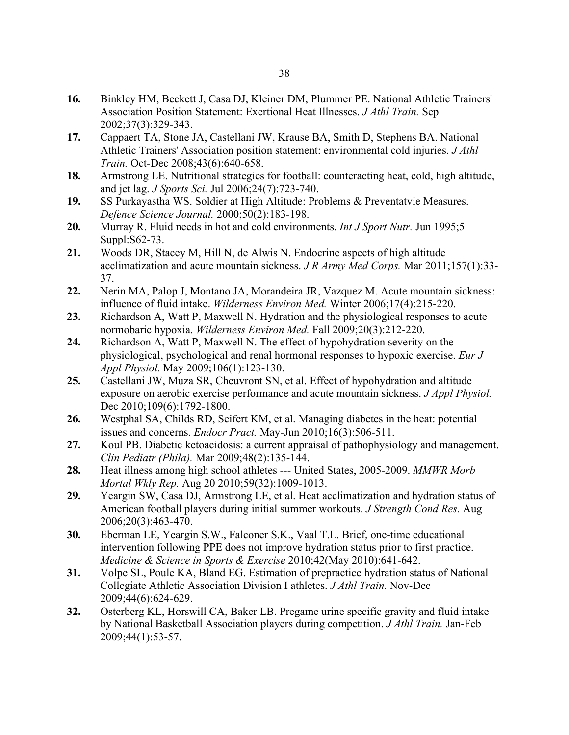**16.** Binkley HM, Beckett J, Casa DJ, Kleiner DM, Plummer PE. National Athletic Trainers' Association Position Statement: Exertional Heat Illnesses. *J Athl Train.* Sep 2002;37(3):329-343.

**17.** Cappaert TA, Stone JA, Castellani JW, Krause BA, Smith D, Stephens BA. National Athletic Trainers' Association position statement: environmental cold injuries. *J Athl Train.* Oct-Dec 2008;43(6):640-658.

**18.** Armstrong LE. Nutritional strategies for football: counteracting heat, cold, high altitude, and jet lag. *J Sports Sci.* Jul 2006;24(7):723-740.

**19.** SS Purkayastha WS. Soldier at High Altitude: Problems & Preventatvie Measures. *Defence Science Journal.* 2000;50(2):183-198.

**20.** Murray R. Fluid needs in hot and cold environments. *Int J Sport Nutr.* Jun 1995;5 Suppl:S62-73.

**21.** Woods DR, Stacey M, Hill N, de Alwis N. Endocrine aspects of high altitude acclimatization and acute mountain sickness. *J R Army Med Corps.* Mar 2011;157(1):33-37.

**22.** Nerin MA, Palop J, Montano JA, Morandeira JR, Vazquez M. Acute mountain sickness: influence of fluid intake. *Wilderness Environ Med.* Winter 2006;17(4):215-220.

**23.** Richardson A, Watt P, Maxwell N. Hydration and the physiological responses to acute normobaric hypoxia. *Wilderness Environ Med.* Fall 2009;20(3):212-220.

**24.** Richardson A, Watt P, Maxwell N. The effect of hypohydration severity on the physiological, psychological and renal hormonal responses to hypoxic exercise. *Eur J Appl Physiol.* May 2009;106(1):123-130.

**25.** Castellani JW, Muza SR, Cheuvront SN, et al. Effect of hypohydration and altitude exposure on aerobic exercise performance and acute mountain sickness. *J Appl Physiol.* Dec 2010;109(6):1792-1800.

**26.** Westphal SA, Childs RD, Seifert KM, et al. Managing diabetes in the heat: potential issues and concerns. *Endocr Pract.* May-Jun 2010;16(3):506-511.

**27.** Koul PB. Diabetic ketoacidosis: a current appraisal of pathophysiology and management. *Clin Pediatr (Phila).* Mar 2009;48(2):135-144.

**28.** Heat illness among high school athletes --- United States, 2005-2009. *MMWR Morb Mortal Wkly Rep.* Aug 20 2010;59(32):1009-1013.

**29.** Yeargin SW, Casa DJ, Armstrong LE, et al. Heat acclimatization and hydration status of American football players during initial summer workouts. *J Strength Cond Res.* Aug 2006;20(3):463-470.

**30.** Eberman LE, Yeargin S.W., Falconer S.K., Vaal T.L. Brief, one-time educational intervention following PPE does not improve hydration status prior to first practice. *Medicine & Science in Sports & Exercise* 2010;42(May 2010):641-642.

**31.** Volpe SL, Poule KA, Bland EG. Estimation of prepractice hydration status of National Collegiate Athletic Association Division I athletes. *J Athl Train.* Nov-Dec 2009;44(6):624-629.

**32.** Osterberg KL, Horswill CA, Baker LB. Pregame urine specific gravity and fluid intake by National Basketball Association players during competition. *J Athl Train.* Jan-Feb 2009;44(1):53-57.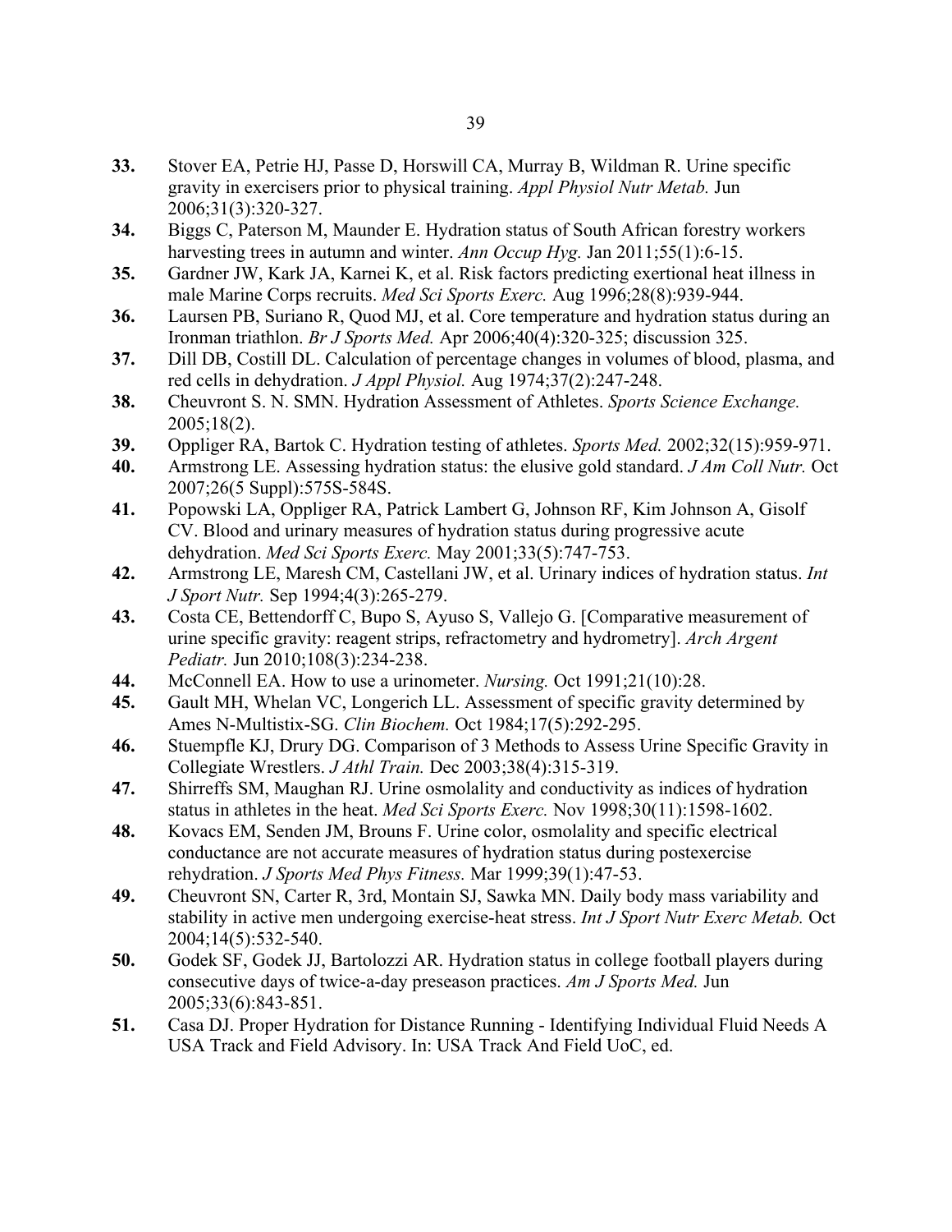**33.** Stover EA, Petrie HJ, Passe D, Horswill CA, Murray B, Wildman R. Urine specific gravity in exercisers prior to physical training. *Appl Physiol Nutr Metab.* Jun 2006;31(3):320-327.

**34.** Biggs C, Paterson M, Maunder E. Hydration status of South African forestry workers harvesting trees in autumn and winter. *Ann Occup Hyg.* Jan 2011;55(1):6-15.

**35.** Gardner JW, Kark JA, Karnei K, et al. Risk factors predicting exertional heat illness in male Marine Corps recruits. *Med Sci Sports Exerc.* Aug 1996;28(8):939-944.

**36.** Laursen PB, Suriano R, Quod MJ, et al. Core temperature and hydration status during an Ironman triathlon. *Br J Sports Med.* Apr 2006;40(4):320-325; discussion 325.

**37.** Dill DB, Costill DL. Calculation of percentage changes in volumes of blood, plasma, and red cells in dehydration. *J Appl Physiol.* Aug 1974;37(2):247-248.

**38.** Cheuvront S. N. SMN. Hydration Assessment of Athletes. *Sports Science Exchange.* 2005;18(2).

**39.** Oppliger RA, Bartok C. Hydration testing of athletes. *Sports Med.* 2002;32(15):959-971.

**40.** Armstrong LE. Assessing hydration status: the elusive gold standard. *J Am Coll Nutr.* Oct 2007;26(5 Suppl):575S-584S.

**41.** Popowski LA, Oppliger RA, Patrick Lambert G, Johnson RF, Kim Johnson A, Gisolf CV. Blood and urinary measures of hydration status during progressive acute dehydration. *Med Sci Sports Exerc.* May 2001;33(5):747-753.

**42.** Armstrong LE, Maresh CM, Castellani JW, et al. Urinary indices of hydration status. *Int J Sport Nutr.* Sep 1994;4(3):265-279.

**43.** Costa CE, Bettendorff C, Bupo S, Ayuso S, Vallejo G. [Comparative measurement of urine specific gravity: reagent strips, refractometry and hydrometry]. *Arch Argent Pediatr.* Jun 2010;108(3):234-238.

**44.** McConnell EA. How to use a urinometer. *Nursing.* Oct 1991;21(10):28.

**45.** Gault MH, Whelan VC, Longerich LL. Assessment of specific gravity determined by Ames N-Multistix-SG. *Clin Biochem.* Oct 1984;17(5):292-295.

**46.** Stuempfle KJ, Drury DG. Comparison of 3 Methods to Assess Urine Specific Gravity in Collegiate Wrestlers. *J Athl Train.* Dec 2003;38(4):315-319.

**47.** Shirreffs SM, Maughan RJ. Urine osmolality and conductivity as indices of hydration status in athletes in the heat. *Med Sci Sports Exerc.* Nov 1998;30(11):1598-1602.

**48.** Kovacs EM, Senden JM, Brouns F. Urine color, osmolality and specific electrical conductance are not accurate measures of hydration status during postexercise rehydration. *J Sports Med Phys Fitness.* Mar 1999;39(1):47-53.

**49.** Cheuvront SN, Carter R, 3rd, Montain SJ, Sawka MN. Daily body mass variability and stability in active men undergoing exercise-heat stress. *Int J Sport Nutr Exerc Metab.* Oct 2004;14(5):532-540.

**50.** Godek SF, Godek JJ, Bartolozzi AR. Hydration status in college football players during consecutive days of twice-a-day preseason practices. *Am J Sports Med.* Jun 2005;33(6):843-851.

**51.** Casa DJ. Proper Hydration for Distance Running - Identifying Individual Fluid Needs A USA Track and Field Advisory. In: USA Track And Field UoC, ed.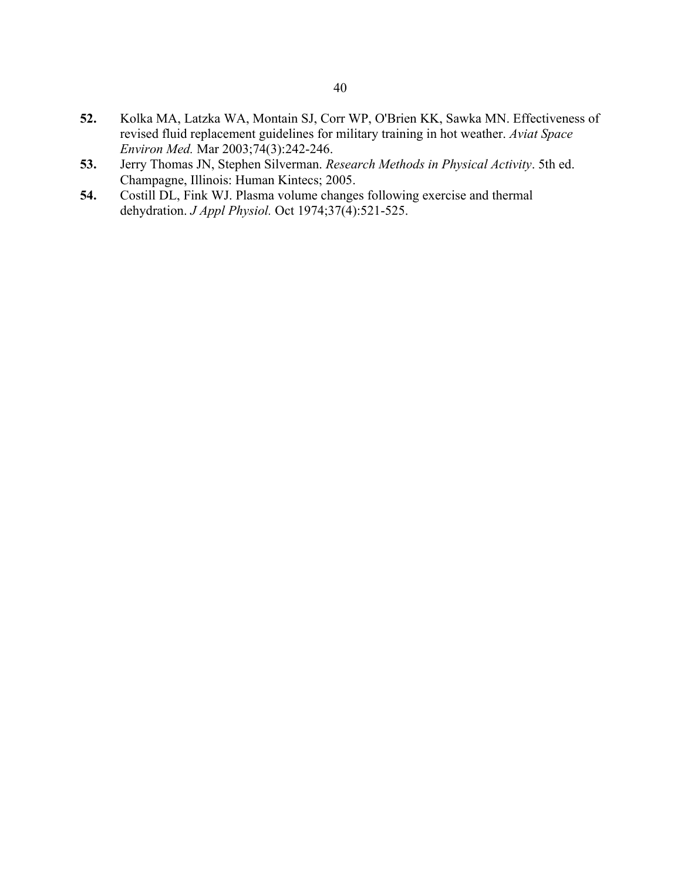**52.** Kolka MA, Latzka WA, Montain SJ, Corr WP, O'Brien KK, Sawka MN. Effectiveness of revised fluid replacement guidelines for military training in hot weather. *Aviat Space Environ Med.* Mar 2003;74(3):242-246.

**53.** Jerry Thomas JN, Stephen Silverman. *Research Methods in Physical Activity*. 5th ed. Champagne, Illinois: Human Kintecs; 2005.

**54.** Costill DL, Fink WJ. Plasma volume changes following exercise and thermal dehydration. *J Appl Physiol.* Oct 1974;37(4):521-525.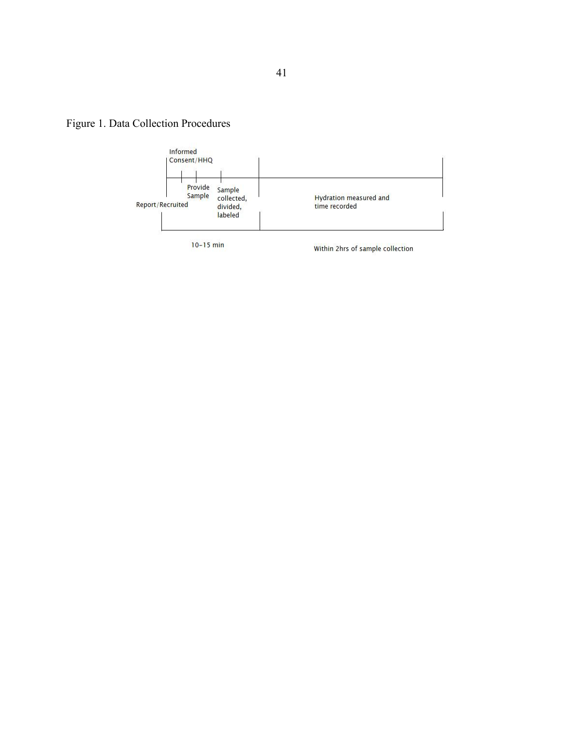Figure 1. Data Collection Procedures

Informed Consent/HHQ

Report/Recruited

Provide Sample

Sample collected, divided, labeled

Hydration measured and time recorded

10–15 min

Within 2hrs of sample collection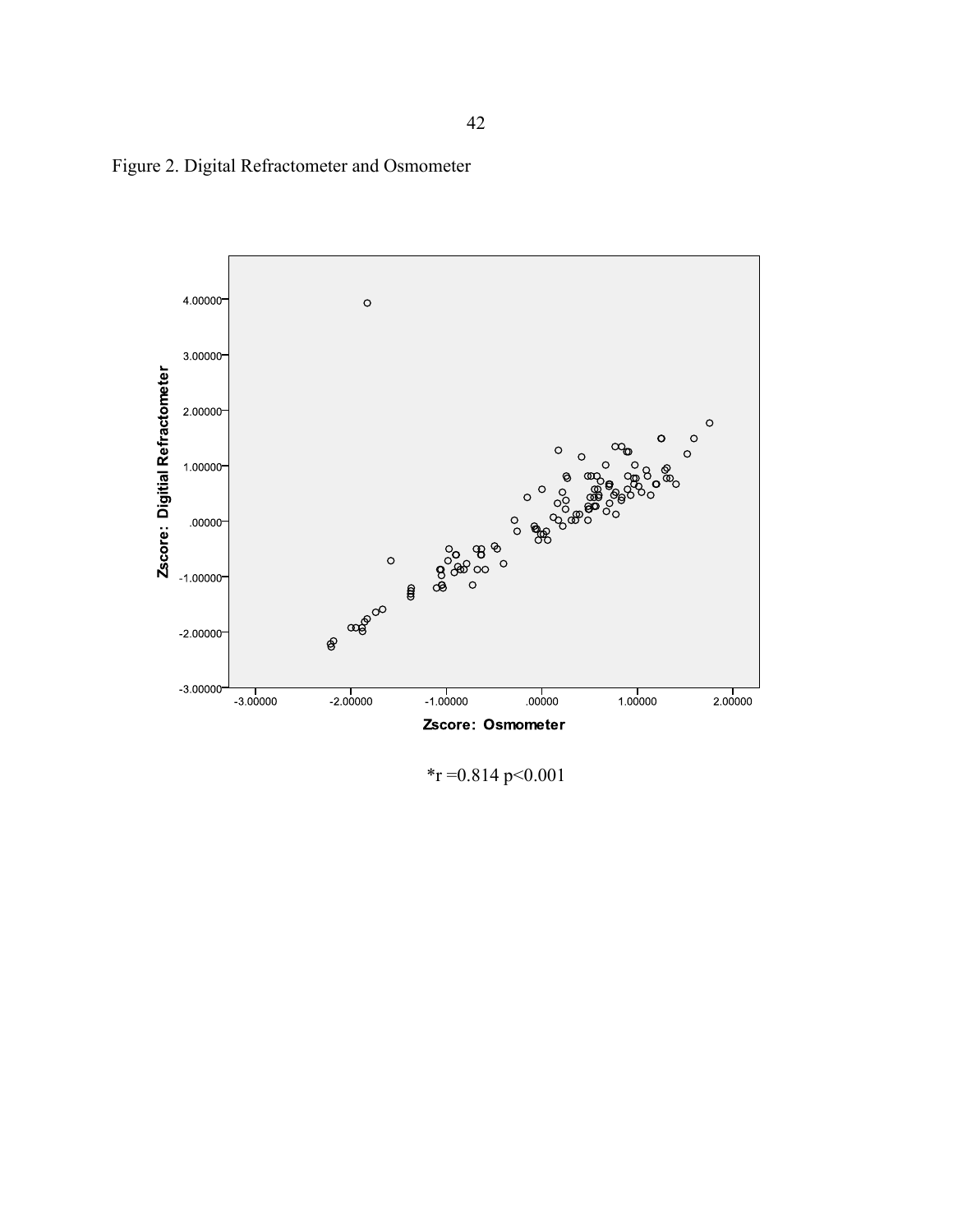Figure 2. Digital Refractometer and Osmometer

*r =0.814 p<0.001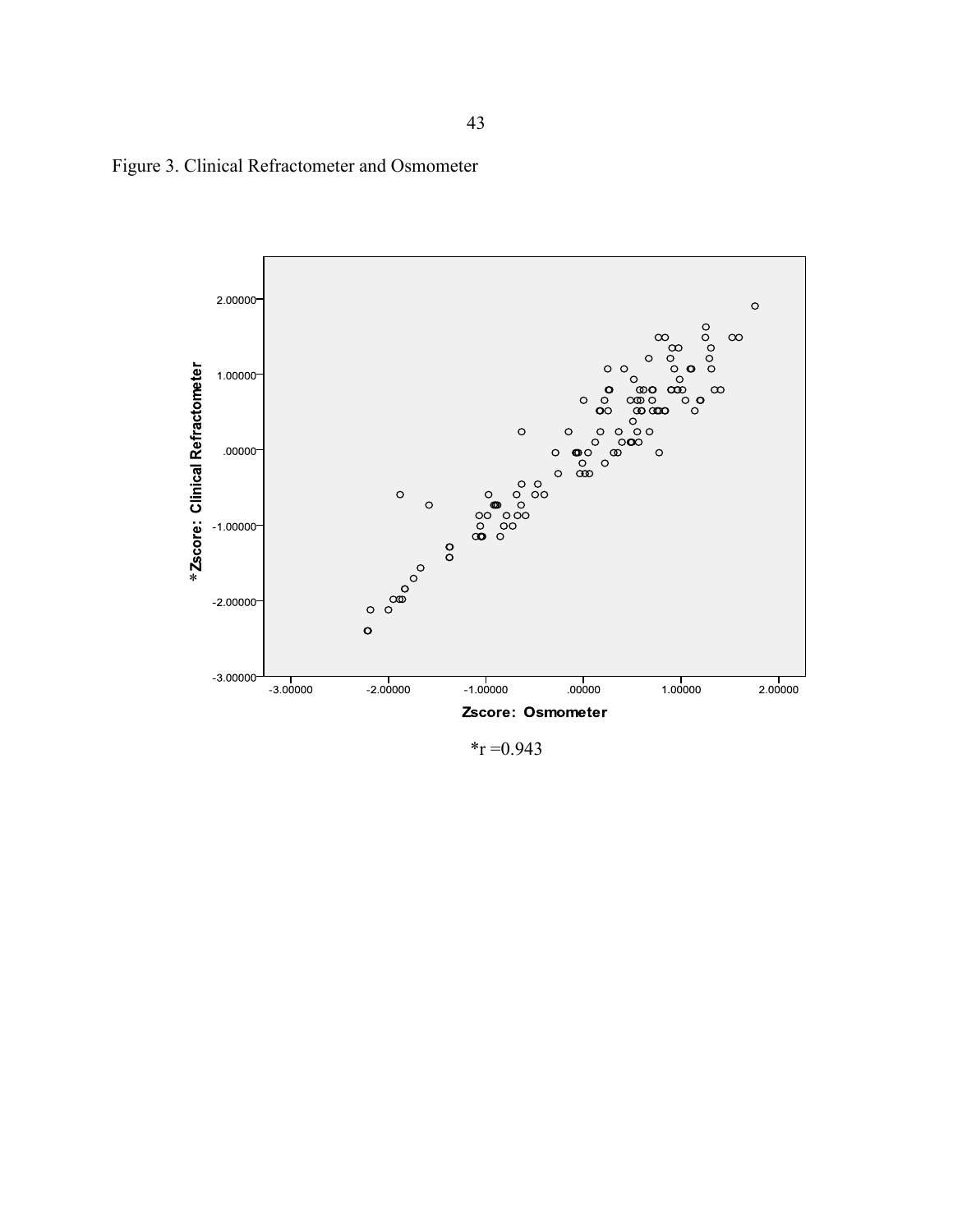Figure 3. Clinical Refractometer and Osmometer

*r =0.943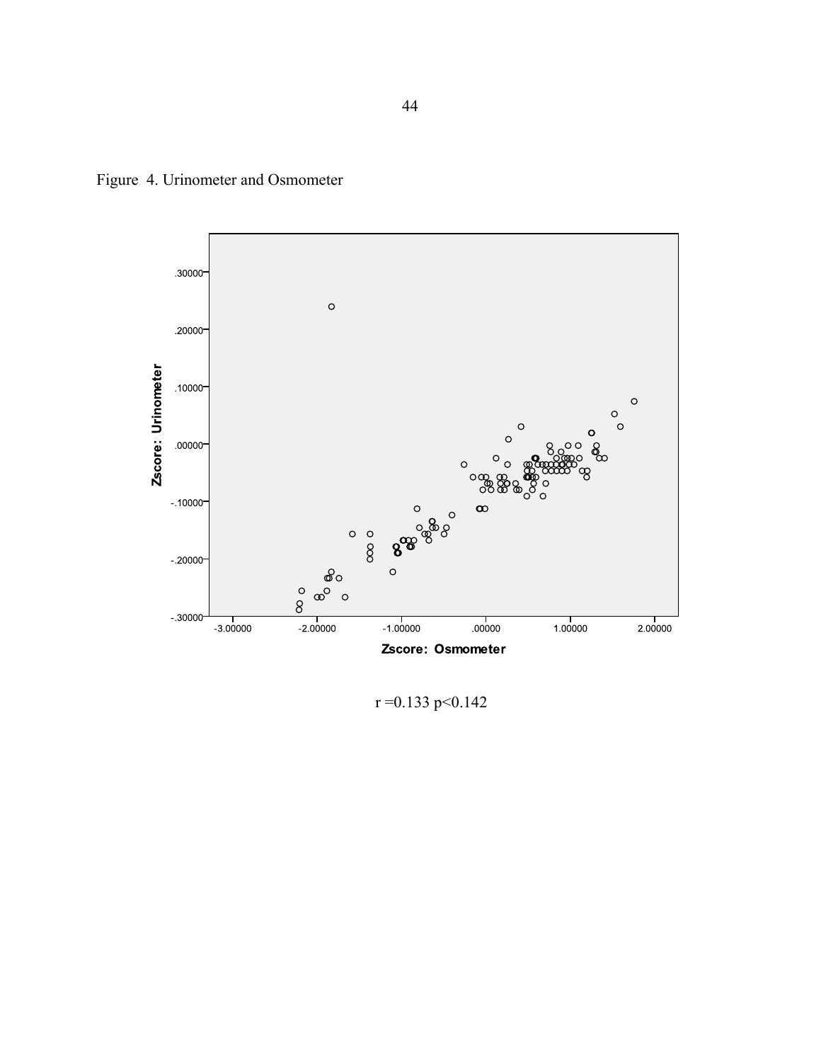Figure 4. Urinometer and Osmometer

$r = 0.133$ $p < 0.142$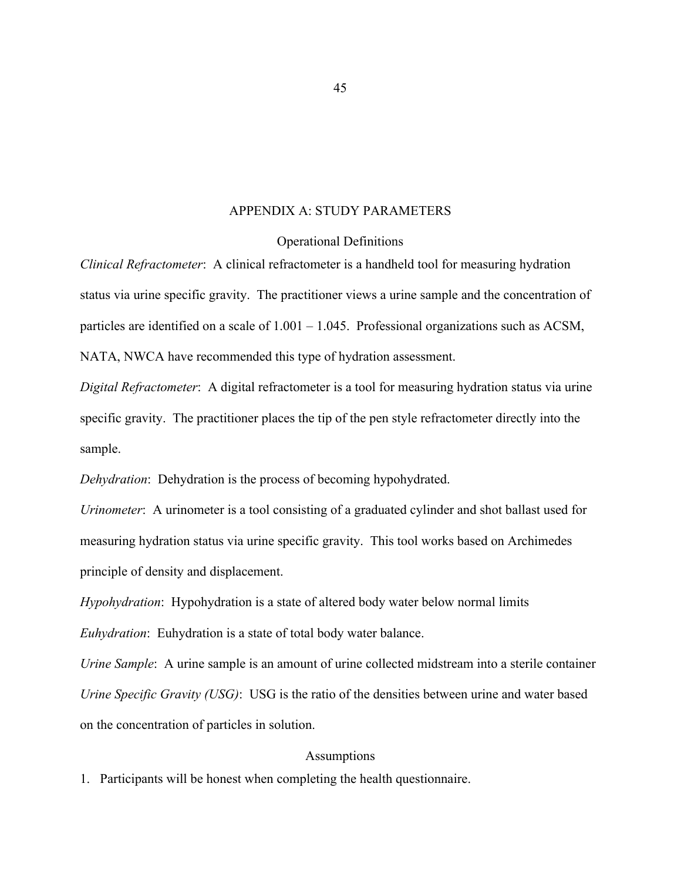# APPENDIX A: STUDY PARAMETERS

## Operational Definitions

*Clinical Refractometer*: A clinical refractometer is a handheld tool for measuring hydration status via urine specific gravity. The practitioner views a urine sample and the concentration of particles are identified on a scale of 1.001 – 1.045. Professional organizations such as ACSM, NATA, NWCA have recommended this type of hydration assessment.

*Digital Refractometer*: A digital refractometer is a tool for measuring hydration status via urine specific gravity. The practitioner places the tip of the pen style refractometer directly into the sample.

*Dehydration*: Dehydration is the process of becoming hypohydrated.

*Urinometer*: A urinometer is a tool consisting of a graduated cylinder and shot ballast used for measuring hydration status via urine specific gravity. This tool works based on Archimedes principle of density and displacement.

*Hypohydration*: Hypohydration is a state of altered body water below normal limits

*Euhydration*: Euhydration is a state of total body water balance.

*Urine Sample*: A urine sample is an amount of urine collected midstream into a sterile container

*Urine Specific Gravity (USG)*: USG is the ratio of the densities between urine and water based on the concentration of particles in solution.

## Assumptions

1. Participants will be honest when completing the health questionnaire.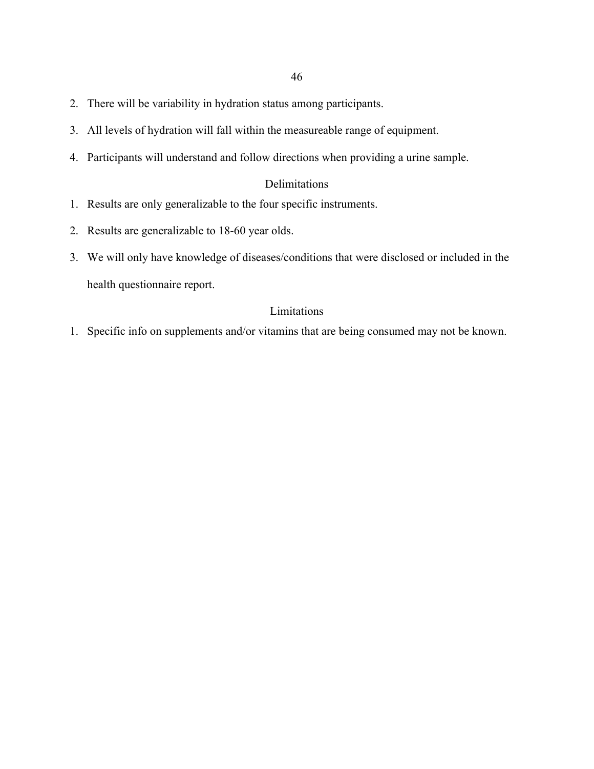2. There will be variability in hydration status among participants.
3. All levels of hydration will fall within the measureable range of equipment.
4. Participants will understand and follow directions when providing a urine sample.

## Delimitations

1. Results are only generalizable to the four specific instruments.
2. Results are generalizable to 18-60 year olds.
3. We will only have knowledge of diseases/conditions that were disclosed or included in the health questionnaire report.

## Limitations

1. Specific info on supplements and/or vitamins that are being consumed may not be known.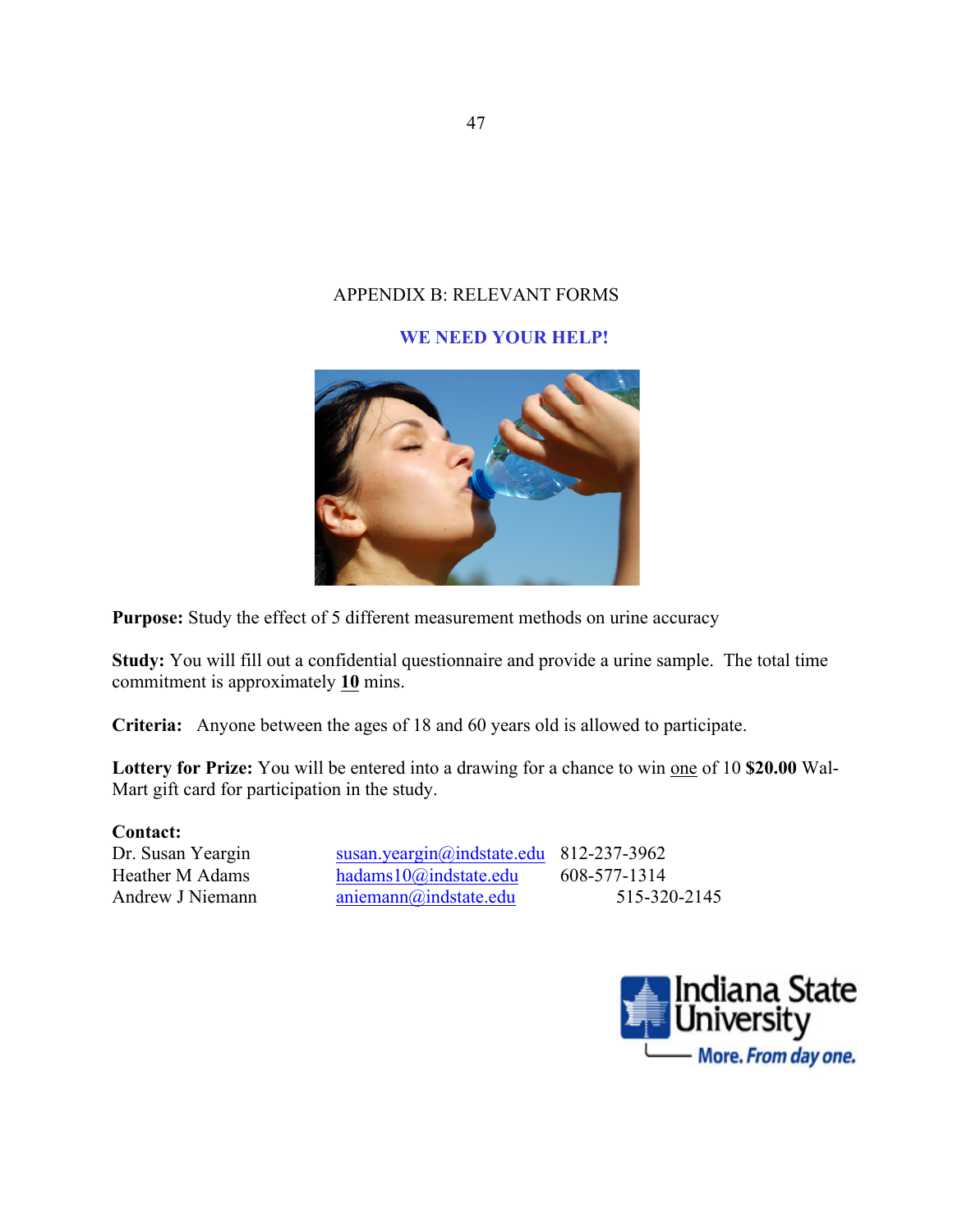# APPENDIX B: RELEVANT FORMS

## WE NEED YOUR HELP!

**Purpose:** Study the effect of 5 different measurement methods on urine accuracy

**Study:** You will fill out a confidential questionnaire and provide a urine sample. The total time commitment is approximately **10** mins.

**Criteria:** Anyone between the ages of 18 and 60 years old is allowed to participate.

**Lottery for Prize:** You will be entered into a drawing for a chance to win one of 10 **$20.00** Wal-Mart gift card for participation in the study.

**Contact:**

| | | |
|---|---|---|
| Dr. Susan Yeargin | susan.yeargin@indstate.edu | 812-237-3962 |
| Heather M Adams | hadams10@indstate.edu | 608-577-1314 |
| Andrew J Niemann | aniemann@indstate.edu | 515-320-2145 |

Indiana State University
More. From day one.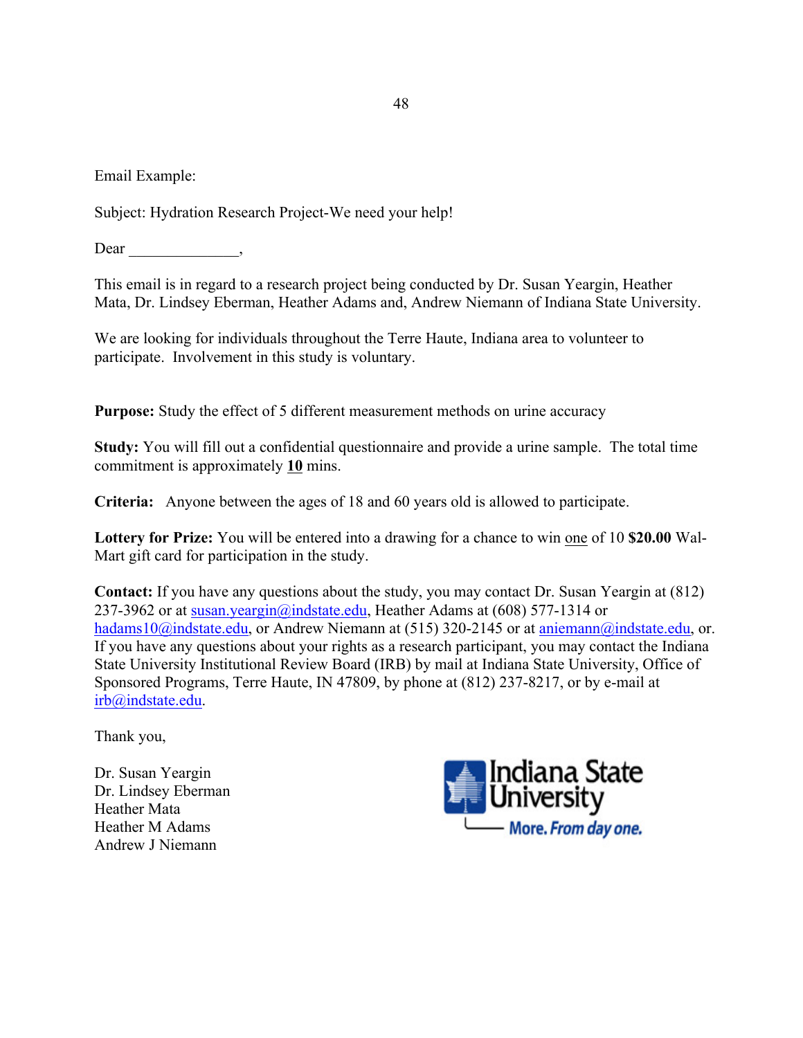Email Example:

Subject: Hydration Research Project-We need your help!

Dear _______________,

This email is in regard to a research project being conducted by Dr. Susan Yeargin, Heather Mata, Dr. Lindsey Eberman, Heather Adams and, Andrew Niemann of Indiana State University.

We are looking for individuals throughout the Terre Haute, Indiana area to volunteer to participate. Involvement in this study is voluntary.

**Purpose:** Study the effect of 5 different measurement methods on urine accuracy

**Study:** You will fill out a confidential questionnaire and provide a urine sample. The total time commitment is approximately **10** mins.

**Criteria:** Anyone between the ages of 18 and 60 years old is allowed to participate.

**Lottery for Prize:** You will be entered into a drawing for a chance to win one of 10 **$20.00** Wal-Mart gift card for participation in the study.

**Contact:** If you have any questions about the study, you may contact Dr. Susan Yeargin at (812) 237-3962 or at susan.yeargin@indstate.edu, Heather Adams at (608) 577-1314 or hadams10@indstate.edu, or Andrew Niemann at (515) 320-2145 or at aniemann@indstate.edu, or. If you have any questions about your rights as a research participant, you may contact the Indiana State University Institutional Review Board (IRB) by mail at Indiana State University, Office of Sponsored Programs, Terre Haute, IN 47809, by phone at (812) 237-8217, or by e-mail at irb@indstate.edu.

Thank you,

Dr. Susan Yeargin
Dr. Lindsey Eberman
Heather Mata
Heather M Adams
Andrew J Niemann

Indiana State University
More. From day one.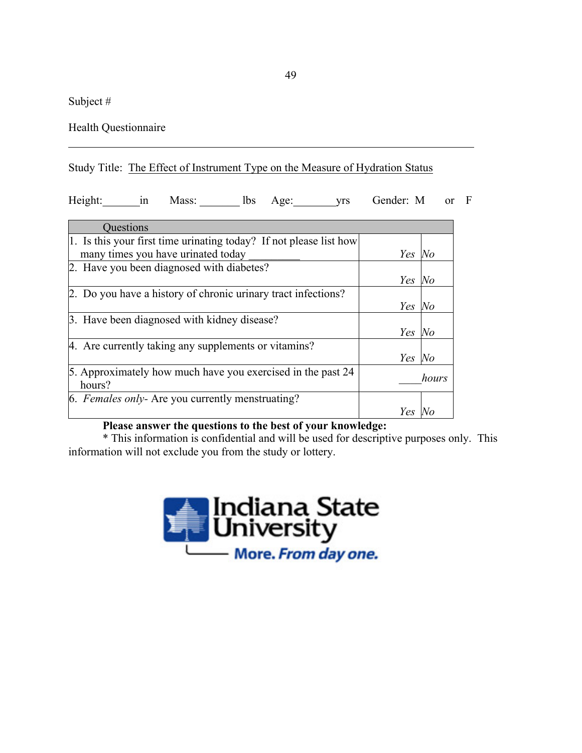Subject #

Health Questionnaire

---

Study Title: The Effect of Instrument Type on the Measure of Hydration Status

Height:_______in    Mass: _______ lbs    Age:_______yrs    Gender: M or F

| Questions | | |
|---|---|---|
| 1. Is this your first time urinating today? If not please list how many times you have urinated today _________ | *Yes* | *No* |
| 2. Have you been diagnosed with diabetes? | *Yes* | *No* |
| 2. Do you have a history of chronic urinary tract infections? | *Yes* | *No* |
| 3. Have been diagnosed with kidney disease? | *Yes* | *No* |
| 4. Are currently taking any supplements or vitamins? | *Yes* | *No* |
| 5. Approximately how much have you exercised in the past 24 hours? | ____*hours* | |
| 6. *Females only*- Are you currently menstruating? | *Yes* | *No* |

**Please answer the questions to the best of your knowledge:**

* This information is confidential and will be used for descriptive purposes only. This information will not exclude you from the study or lottery.

Indiana State University

More. From day one.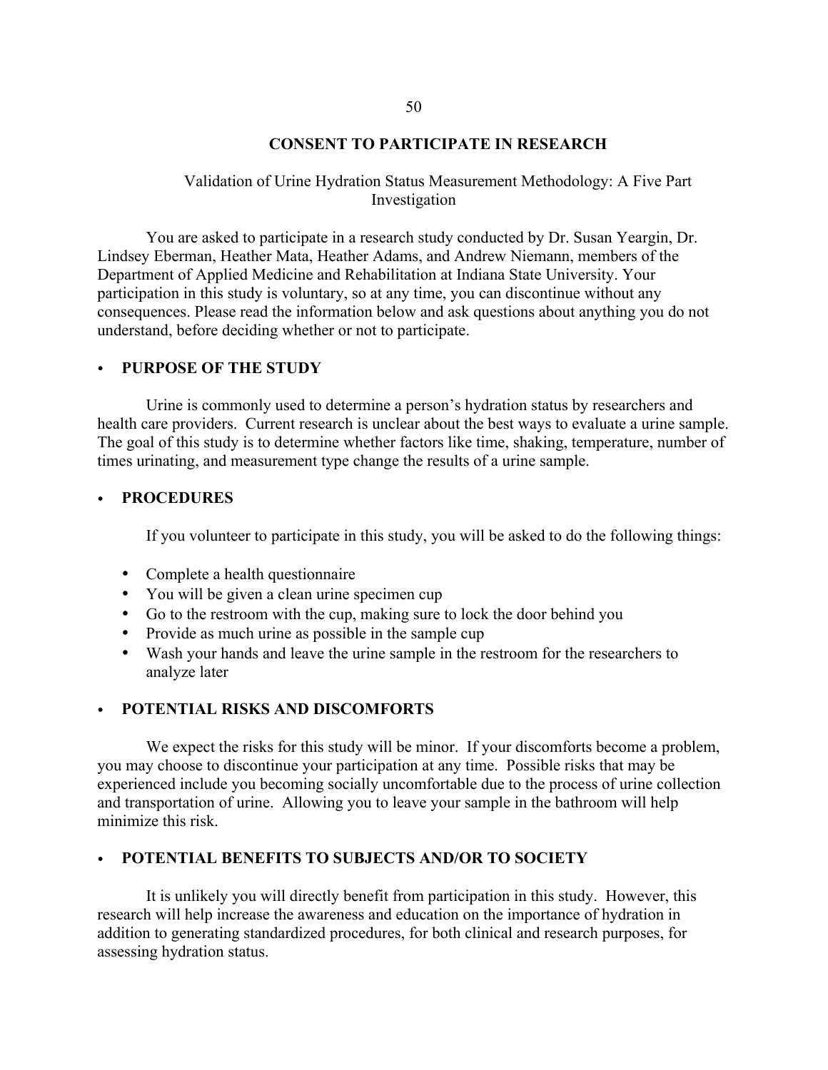# CONSENT TO PARTICIPATE IN RESEARCH

Validation of Urine Hydration Status Measurement Methodology: A Five Part Investigation

You are asked to participate in a research study conducted by Dr. Susan Yeargin, Dr. Lindsey Eberman, Heather Mata, Heather Adams, and Andrew Niemann, members of the Department of Applied Medicine and Rehabilitation at Indiana State University. Your participation in this study is voluntary, so at any time, you can discontinue without any consequences. Please read the information below and ask questions about anything you do not understand, before deciding whether or not to participate.

- **PURPOSE OF THE STUDY**

Urine is commonly used to determine a person's hydration status by researchers and health care providers. Current research is unclear about the best ways to evaluate a urine sample. The goal of this study is to determine whether factors like time, shaking, temperature, number of times urinating, and measurement type change the results of a urine sample.

- **PROCEDURES**

If you volunteer to participate in this study, you will be asked to do the following things:

- Complete a health questionnaire
- You will be given a clean urine specimen cup
- Go to the restroom with the cup, making sure to lock the door behind you
- Provide as much urine as possible in the sample cup
- Wash your hands and leave the urine sample in the restroom for the researchers to analyze later

- **POTENTIAL RISKS AND DISCOMFORTS**

We expect the risks for this study will be minor. If your discomforts become a problem, you may choose to discontinue your participation at any time. Possible risks that may be experienced include you becoming socially uncomfortable due to the process of urine collection and transportation of urine. Allowing you to leave your sample in the bathroom will help minimize this risk.

- **POTENTIAL BENEFITS TO SUBJECTS AND/OR TO SOCIETY**

It is unlikely you will directly benefit from participation in this study. However, this research will help increase the awareness and education on the importance of hydration in addition to generating standardized procedures, for both clinical and research purposes, for assessing hydration status.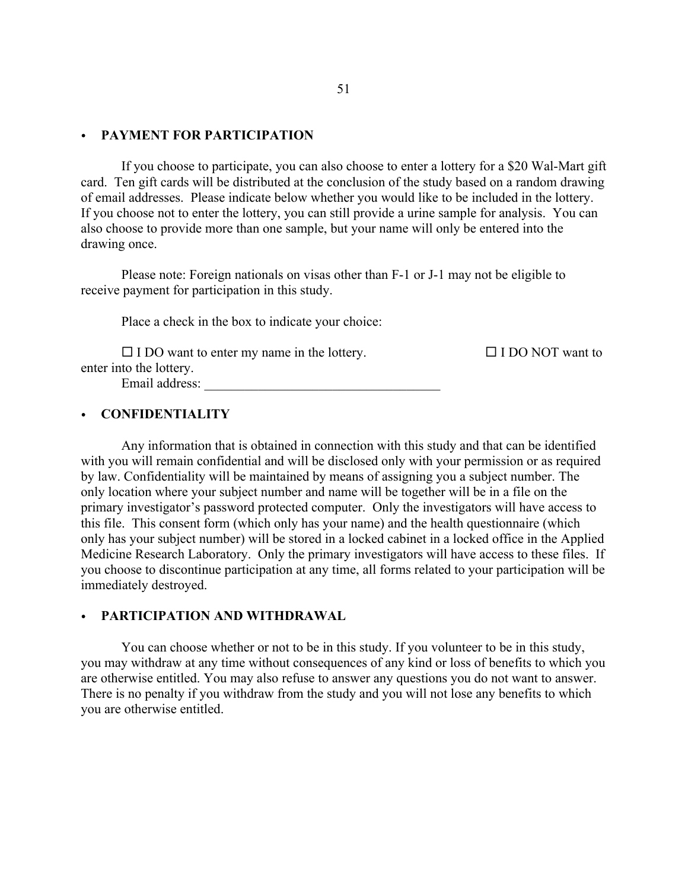- **PAYMENT FOR PARTICIPATION**

If you choose to participate, you can also choose to enter a lottery for a $20 Wal-Mart gift card. Ten gift cards will be distributed at the conclusion of the study based on a random drawing of email addresses. Please indicate below whether you would like to be included in the lottery. If you choose not to enter the lottery, you can still provide a urine sample for analysis. You can also choose to provide more than one sample, but your name will only be entered into the drawing once.

Please note: Foreign nationals on visas other than F-1 or J-1 may not be eligible to receive payment for participation in this study.

Place a check in the box to indicate your choice:

☐ I DO want to enter my name in the lottery. ☐ I DO NOT want to enter into the lottery.

Email address: ___________________________________

- **CONFIDENTIALITY**

Any information that is obtained in connection with this study and that can be identified with you will remain confidential and will be disclosed only with your permission or as required by law. Confidentiality will be maintained by means of assigning you a subject number. The only location where your subject number and name will be together will be in a file on the primary investigator's password protected computer. Only the investigators will have access to this file. This consent form (which only has your name) and the health questionnaire (which only has your subject number) will be stored in a locked cabinet in a locked office in the Applied Medicine Research Laboratory. Only the primary investigators will have access to these files. If you choose to discontinue participation at any time, all forms related to your participation will be immediately destroyed.

- **PARTICIPATION AND WITHDRAWAL**

You can choose whether or not to be in this study. If you volunteer to be in this study, you may withdraw at any time without consequences of any kind or loss of benefits to which you are otherwise entitled. You may also refuse to answer any questions you do not want to answer. There is no penalty if you withdraw from the study and you will not lose any benefits to which you are otherwise entitled.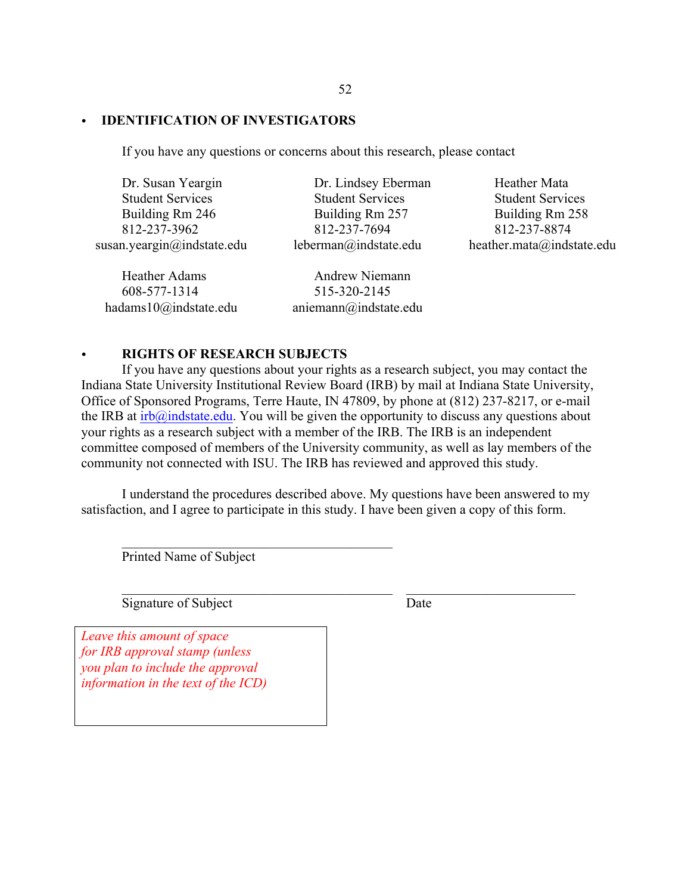- **IDENTIFICATION OF INVESTIGATORS**

If you have any questions or concerns about this research, please contact

Dr. Susan Yeargin
Student Services
Building Rm 246
812-237-3962
susan.yeargin@indstate.edu

Dr. Lindsey Eberman
Student Services
Building Rm 257
812-237-7694
leberman@indstate.edu

Heather Mata
Student Services
Building Rm 258
812-237-8874
heather.mata@indstate.edu

Heather Adams
608-577-1314
hadams10@indstate.edu

Andrew Niemann
515-320-2145
aniemann@indstate.edu

- **RIGHTS OF RESEARCH SUBJECTS**

If you have any questions about your rights as a research subject, you may contact the Indiana State University Institutional Review Board (IRB) by mail at Indiana State University, Office of Sponsored Programs, Terre Haute, IN 47809, by phone at (812) 237-8217, or e-mail the IRB at irb@indstate.edu. You will be given the opportunity to discuss any questions about your rights as a research subject with a member of the IRB. The IRB is an independent committee composed of members of the University community, as well as lay members of the community not connected with ISU. The IRB has reviewed and approved this study.

I understand the procedures described above. My questions have been answered to my satisfaction, and I agree to participate in this study. I have been given a copy of this form.

\_\_\_\_\_\_\_\_\_\_\_\_\_\_\_\_\_\_\_\_\_\_\_\_\_\_\_\_\_\_\_\_\_\_\_\_\_\_\_\_
Printed Name of Subject

\_\_\_\_\_\_\_\_\_\_\_\_\_\_\_\_\_\_\_\_\_\_\_\_\_\_\_\_\_\_\_\_\_\_\_\_\_\_\_\_ \_\_\_\_\_\_\_\_\_\_\_\_\_\_\_\_\_\_\_\_\_\_\_\_\_
Signature of Subject Date

*Leave this amount of space for IRB approval stamp (unless you plan to include the approval information in the text of the ICD)*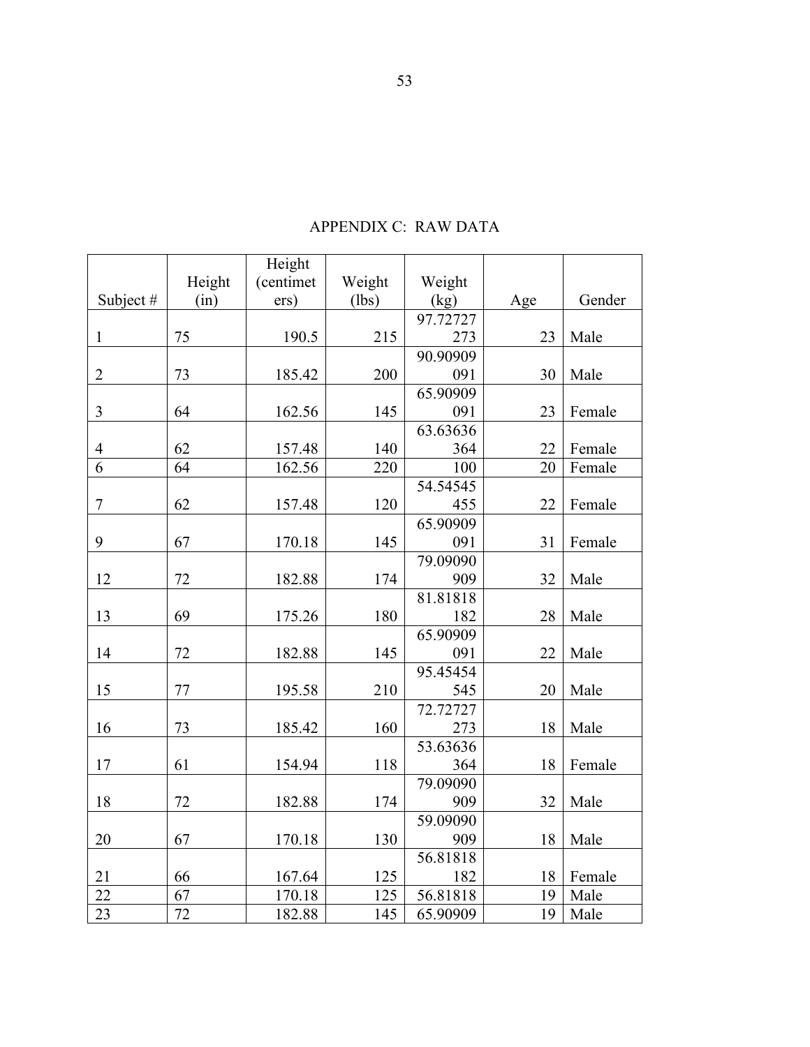## APPENDIX C: RAW DATA

| Subject # | Height (in) | Height (centimeters) | Weight (lbs) | Weight (kg) | Age | Gender |
|---|---|---|---|---|---|---|
| 1 | 75 | 190.5 | 215 | 97.72727273 | 23 | Male |
| 2 | 73 | 185.42 | 200 | 90.90909091 | 30 | Male |
| 3 | 64 | 162.56 | 145 | 65.90909091 | 23 | Female |
| 4 | 62 | 157.48 | 140 | 63.63636364 | 22 | Female |
| 6 | 64 | 162.56 | 220 | 100 | 20 | Female |
| 7 | 62 | 157.48 | 120 | 54.54545455 | 22 | Female |
| 9 | 67 | 170.18 | 145 | 65.90909091 | 31 | Female |
| 12 | 72 | 182.88 | 174 | 79.09090909 | 32 | Male |
| 13 | 69 | 175.26 | 180 | 81.81818182 | 28 | Male |
| 14 | 72 | 182.88 | 145 | 65.90909091 | 22 | Male |
| 15 | 77 | 195.58 | 210 | 95.45454545 | 20 | Male |
| 16 | 73 | 185.42 | 160 | 72.72727273 | 18 | Male |
| 17 | 61 | 154.94 | 118 | 53.63636364 | 18 | Female |
| 18 | 72 | 182.88 | 174 | 79.09090909 | 32 | Male |
| 20 | 67 | 170.18 | 130 | 59.09090909 | 18 | Male |
| 21 | 66 | 167.64 | 125 | 56.81818182 | 18 | Female |
| 22 | 67 | 170.18 | 125 | 56.81818 | 19 | Male |
| 23 | 72 | 182.88 | 145 | 65.90909 | 19 | Male |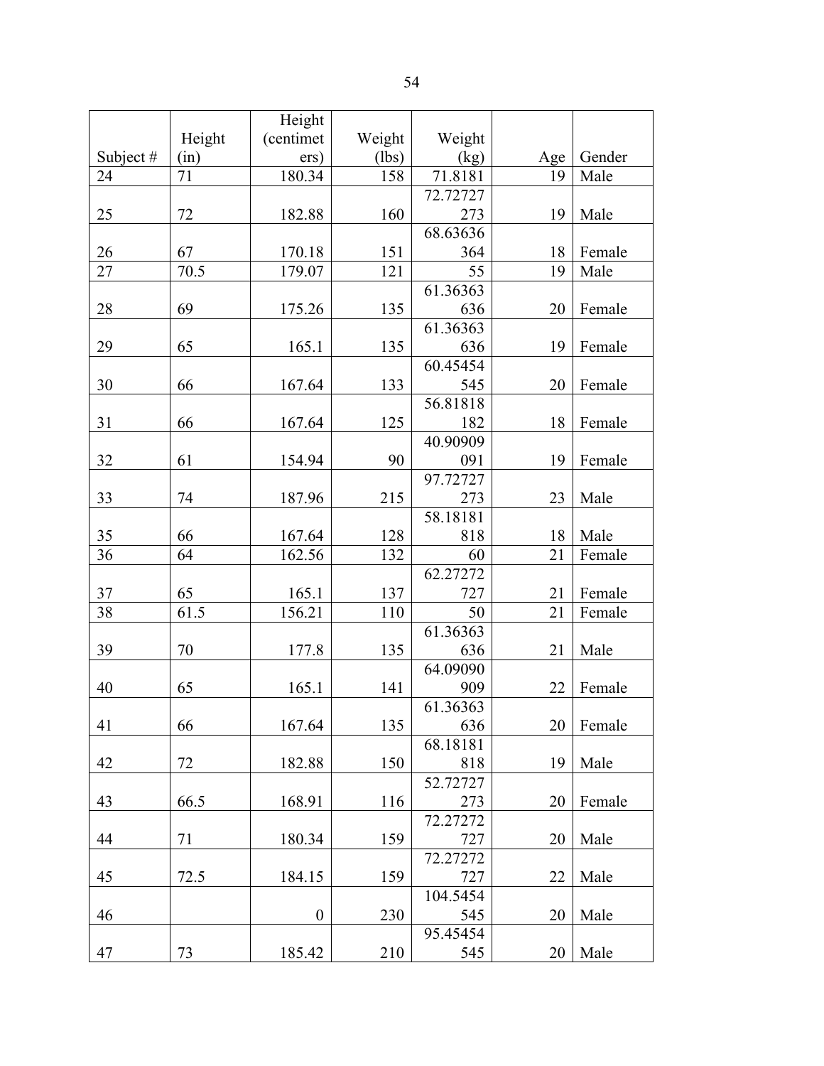| Subject # | Height (in) | Height (centimeters) | Weight (lbs) | Weight (kg) | Age | Gender |
|---|---|---|---|---|---|---|
| 24 | 71 | 180.34 | 158 | 71.8181 | 19 | Male |
| 25 | 72 | 182.88 | 160 | 72.72727273 | 19 | Male |
| 26 | 67 | 170.18 | 151 | 68.63636364 | 18 | Female |
| 27 | 70.5 | 179.07 | 121 | 55 | 19 | Male |
| 28 | 69 | 175.26 | 135 | 61.36363636 | 20 | Female |
| 29 | 65 | 165.1 | 135 | 61.36363636 | 19 | Female |
| 30 | 66 | 167.64 | 133 | 60.45454545 | 20 | Female |
| 31 | 66 | 167.64 | 125 | 56.81818182 | 18 | Female |
| 32 | 61 | 154.94 | 90 | 40.90909091 | 19 | Female |
| 33 | 74 | 187.96 | 215 | 97.72727273 | 23 | Male |
| 35 | 66 | 167.64 | 128 | 58.18181818 | 18 | Male |
| 36 | 64 | 162.56 | 132 | 60 | 21 | Female |
| 37 | 65 | 165.1 | 137 | 62.27272727 | 21 | Female |
| 38 | 61.5 | 156.21 | 110 | 50 | 21 | Female |
| 39 | 70 | 177.8 | 135 | 61.36363636 | 21 | Male |
| 40 | 65 | 165.1 | 141 | 64.09090909 | 22 | Female |
| 41 | 66 | 167.64 | 135 | 61.36363636 | 20 | Female |
| 42 | 72 | 182.88 | 150 | 68.18181818 | 19 | Male |
| 43 | 66.5 | 168.91 | 116 | 52.72727273 | 20 | Female |
| 44 | 71 | 180.34 | 159 | 72.27272727 | 20 | Male |
| 45 | 72.5 | 184.15 | 159 | 72.27272727 | 22 | Male |
| 46 | | 0 | 230 | 104.5454545 | 20 | Male |
| 47 | 73 | 185.42 | 210 | 95.45454545 | 20 | Male |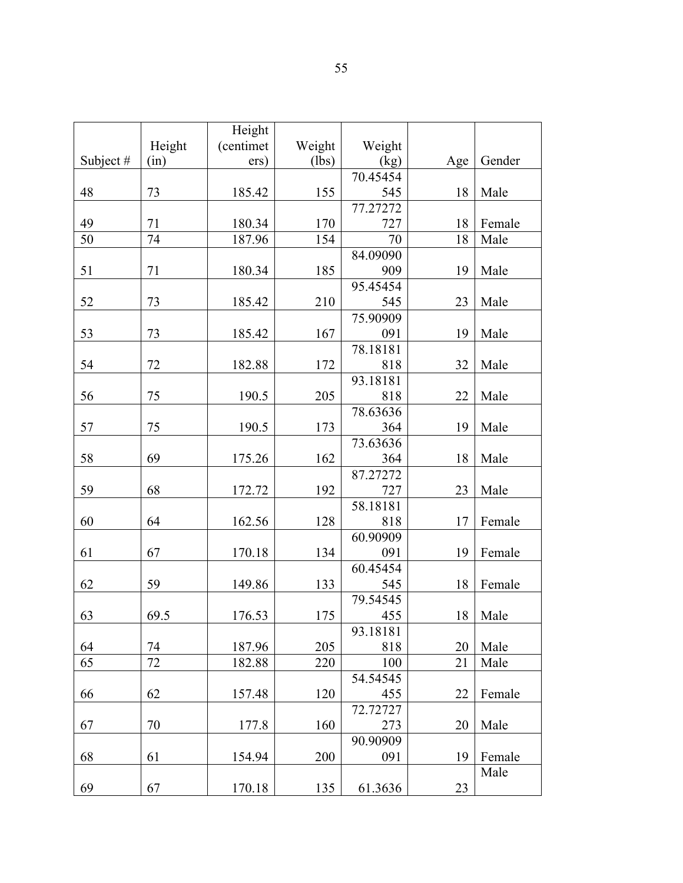| Subject # | Height (in) | Height (centimeters) | Weight (lbs) | Weight (kg) | Age | Gender |
|---|---|---|---|---|---|---|
| 48 | 73 | 185.42 | 155 | 70.45454545 | 18 | Male |
| 49 | 71 | 180.34 | 170 | 77.27272727 | 18 | Female |
| 50 | 74 | 187.96 | 154 | 70 | 18 | Male |
| 51 | 71 | 180.34 | 185 | 84.09090909 | 19 | Male |
| 52 | 73 | 185.42 | 210 | 95.45454545 | 23 | Male |
| 53 | 73 | 185.42 | 167 | 75.90909091 | 19 | Male |
| 54 | 72 | 182.88 | 172 | 78.18181818 | 32 | Male |
| 56 | 75 | 190.5 | 205 | 93.18181818 | 22 | Male |
| 57 | 75 | 190.5 | 173 | 78.63636364 | 19 | Male |
| 58 | 69 | 175.26 | 162 | 73.63636364 | 18 | Male |
| 59 | 68 | 172.72 | 192 | 87.27272727 | 23 | Male |
| 60 | 64 | 162.56 | 128 | 58.18181818 | 17 | Female |
| 61 | 67 | 170.18 | 134 | 60.90909091 | 19 | Female |
| 62 | 59 | 149.86 | 133 | 60.45454545 | 18 | Female |
| 63 | 69.5 | 176.53 | 175 | 79.54545455 | 18 | Male |
| 64 | 74 | 187.96 | 205 | 93.18181818 | 20 | Male |
| 65 | 72 | 182.88 | 220 | 100 | 21 | Male |
| 66 | 62 | 157.48 | 120 | 54.54545455 | 22 | Female |
| 67 | 70 | 177.8 | 160 | 72.72727273 | 20 | Male |
| 68 | 61 | 154.94 | 200 | 90.90909091 | 19 | Female |
| 69 | 67 | 170.18 | 135 | 61.3636 | 23 | Male |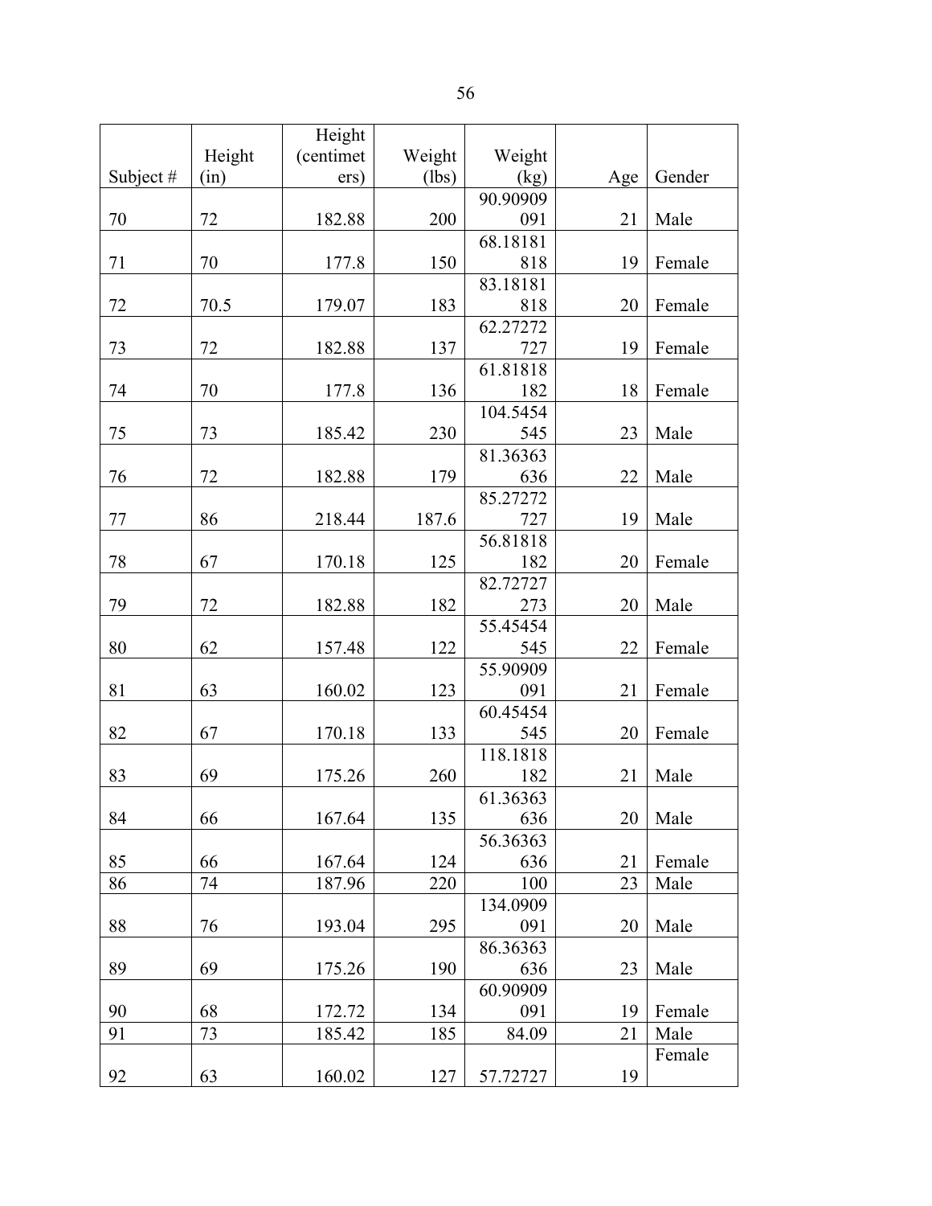| Subject # | Height (in) | Height (centimeters) | Weight (lbs) | Weight (kg) | Age | Gender |
|---|---|---|---|---|---|---|
| 70 | 72 | 182.88 | 200 | 90.90909091 | 21 | Male |
| 71 | 70 | 177.8 | 150 | 68.18181818 | 19 | Female |
| 72 | 70.5 | 179.07 | 183 | 83.18181818 | 20 | Female |
| 73 | 72 | 182.88 | 137 | 62.27272727 | 19 | Female |
| 74 | 70 | 177.8 | 136 | 61.81818182 | 18 | Female |
| 75 | 73 | 185.42 | 230 | 104.5454545 | 23 | Male |
| 76 | 72 | 182.88 | 179 | 81.36363636 | 22 | Male |
| 77 | 86 | 218.44 | 187.6 | 85.27272727 | 19 | Male |
| 78 | 67 | 170.18 | 125 | 56.81818182 | 20 | Female |
| 79 | 72 | 182.88 | 182 | 82.72727273 | 20 | Male |
| 80 | 62 | 157.48 | 122 | 55.45454545 | 22 | Female |
| 81 | 63 | 160.02 | 123 | 55.90909091 | 21 | Female |
| 82 | 67 | 170.18 | 133 | 60.45454545 | 20 | Female |
| 83 | 69 | 175.26 | 260 | 118.1818182 | 21 | Male |
| 84 | 66 | 167.64 | 135 | 61.36363636 | 20 | Male |
| 85 | 66 | 167.64 | 124 | 56.36363636 | 21 | Female |
| 86 | 74 | 187.96 | 220 | 100 | 23 | Male |
| 88 | 76 | 193.04 | 295 | 134.0909091 | 20 | Male |
| 89 | 69 | 175.26 | 190 | 86.36363636 | 23 | Male |
| 90 | 68 | 172.72 | 134 | 60.90909091 | 19 | Female |
| 91 | 73 | 185.42 | 185 | 84.09 | 21 | Male |
| 92 | 63 | 160.02 | 127 | 57.72727 | 19 | Female |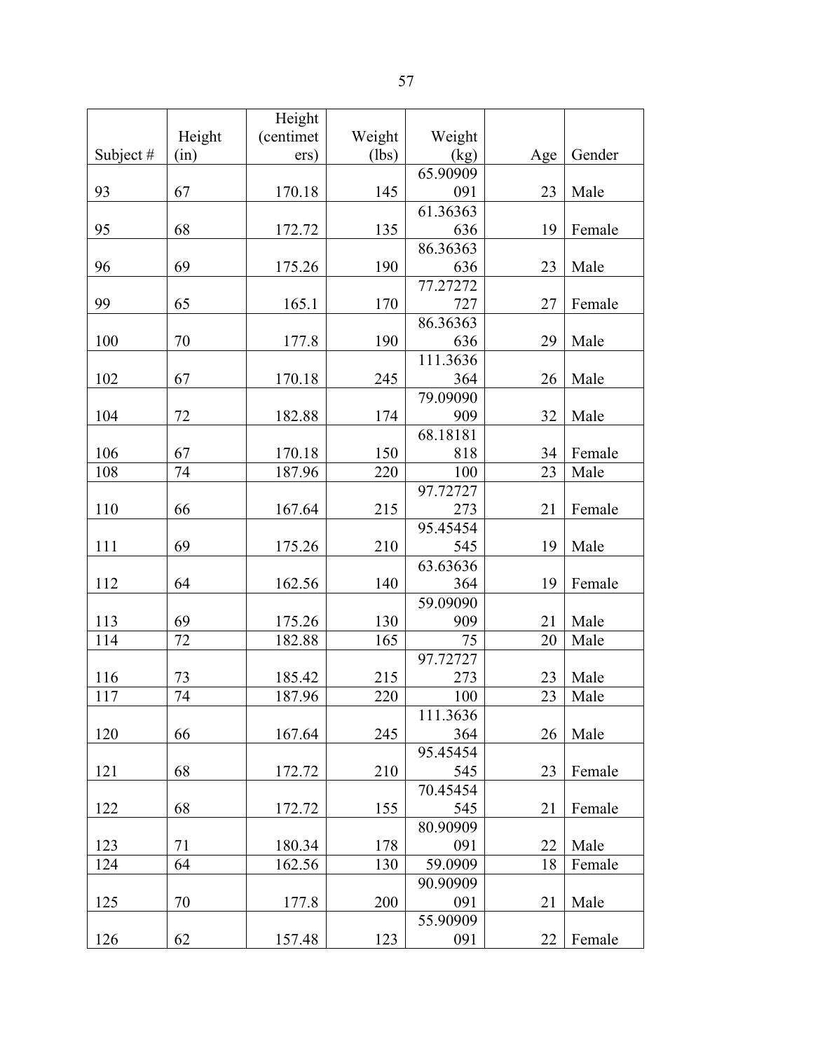| Subject # | Height (in) | Height (centimeters) | Weight (lbs) | Weight (kg) | Age | Gender |
|---|---|---|---|---|---|---|
| 93 | 67 | 170.18 | 145 | 65.90909091 | 23 | Male |
| 95 | 68 | 172.72 | 135 | 61.36363636 | 19 | Female |
| 96 | 69 | 175.26 | 190 | 86.36363636 | 23 | Male |
| 99 | 65 | 165.1 | 170 | 77.27272727 | 27 | Female |
| 100 | 70 | 177.8 | 190 | 86.36363636 | 29 | Male |
| 102 | 67 | 170.18 | 245 | 111.3636364 | 26 | Male |
| 104 | 72 | 182.88 | 174 | 79.09090909 | 32 | Male |
| 106 | 67 | 170.18 | 150 | 68.18181818 | 34 | Female |
| 108 | 74 | 187.96 | 220 | 100 | 23 | Male |
| 110 | 66 | 167.64 | 215 | 97.72727273 | 21 | Female |
| 111 | 69 | 175.26 | 210 | 95.45454545 | 19 | Male |
| 112 | 64 | 162.56 | 140 | 63.63636364 | 19 | Female |
| 113 | 69 | 175.26 | 130 | 59.09090909 | 21 | Male |
| 114 | 72 | 182.88 | 165 | 75 | 20 | Male |
| 116 | 73 | 185.42 | 215 | 97.72727273 | 23 | Male |
| 117 | 74 | 187.96 | 220 | 100 | 23 | Male |
| 120 | 66 | 167.64 | 245 | 111.3636364 | 26 | Male |
| 121 | 68 | 172.72 | 210 | 95.45454545 | 23 | Female |
| 122 | 68 | 172.72 | 155 | 70.45454545 | 21 | Female |
| 123 | 71 | 180.34 | 178 | 80.90909091 | 22 | Male |
| 124 | 64 | 162.56 | 130 | 59.0909 | 18 | Female |
| 125 | 70 | 177.8 | 200 | 90.90909091 | 21 | Male |
| 126 | 62 | 157.48 | 123 | 55.90909091 | 22 | Female |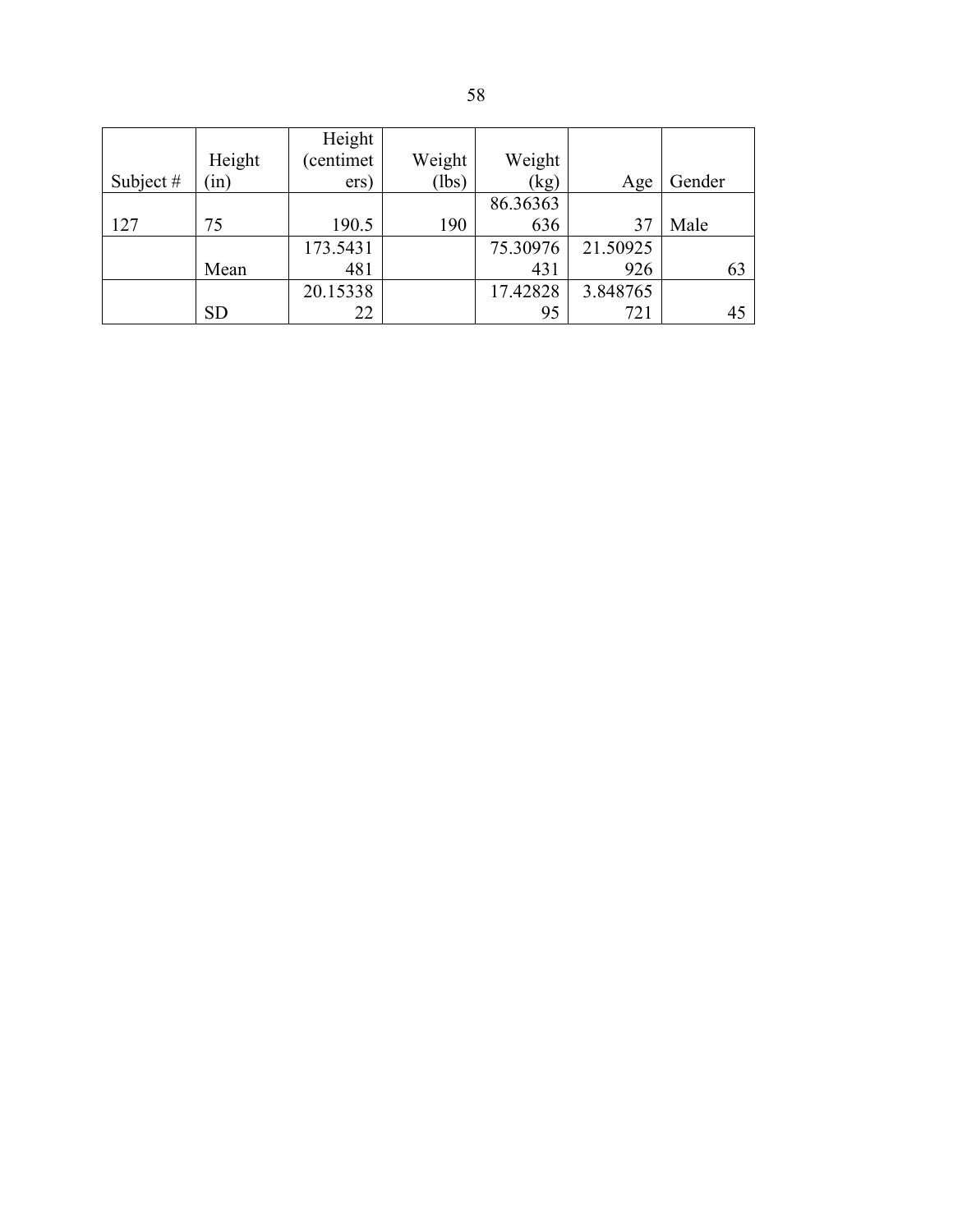| Subject # | Height (in) | Height (centimeters) | Weight (lbs) | Weight (kg) | Age | Gender |
|---|---|---|---|---|---|---|
| 127 | 75 | 190.5 | 190 | 86.36363636 | 37 | Male |
| | Mean | 173.5431481 | | 75.30976431 | 21.50925926 | 63 |
| | SD | 20.1533822 | | 17.4282895 | 3.848765721 | 45 |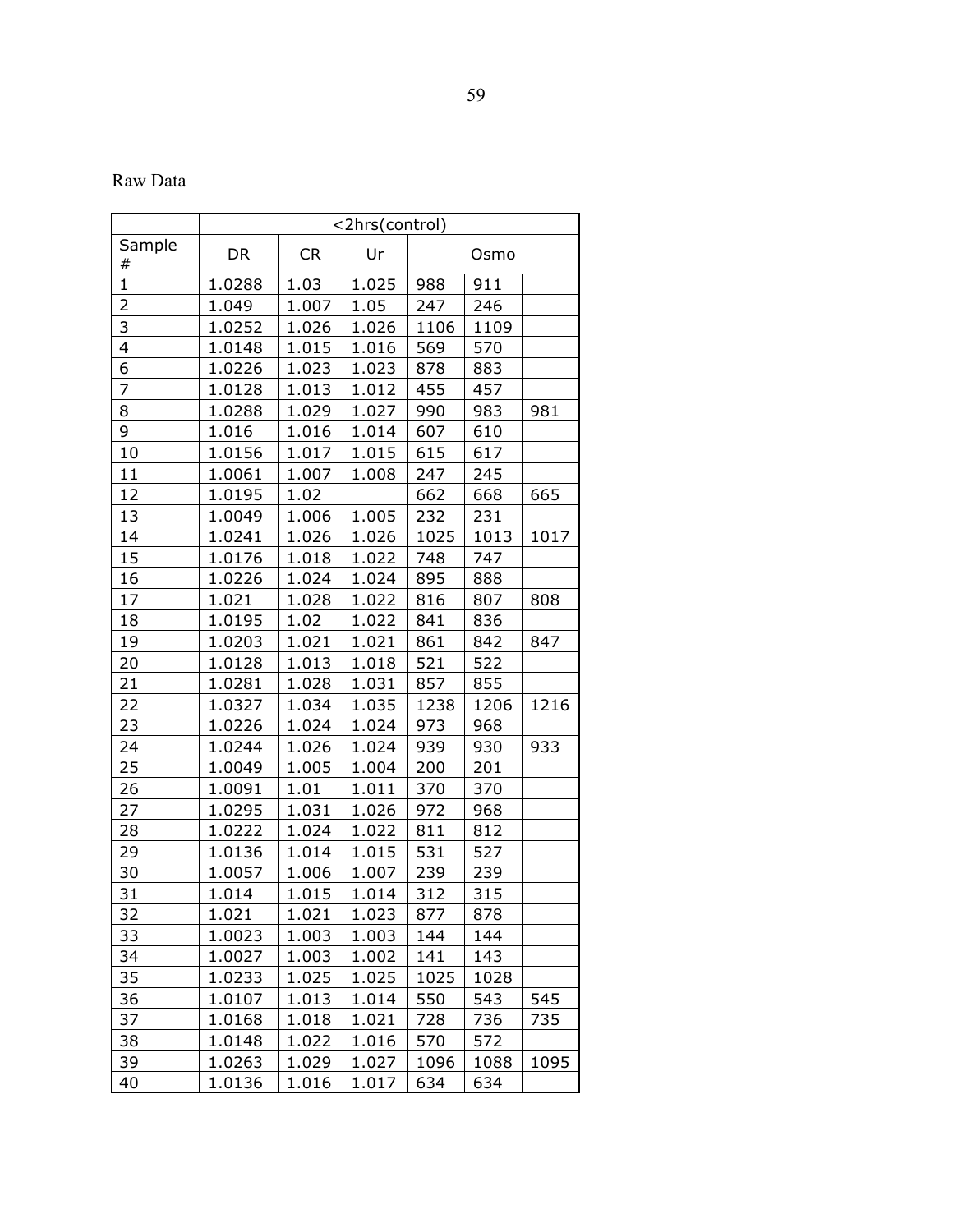Raw Data

| | <2hrs(control) | | | | | |
|---|---|---|---|---|---|---|
| Sample # | DR | CR | Ur | Osmo | | |
| 1 | 1.0288 | 1.03 | 1.025 | 988 | 911 | |
| 2 | 1.049 | 1.007 | 1.05 | 247 | 246 | |
| 3 | 1.0252 | 1.026 | 1.026 | 1106 | 1109 | |
| 4 | 1.0148 | 1.015 | 1.016 | 569 | 570 | |
| 6 | 1.0226 | 1.023 | 1.023 | 878 | 883 | |
| 7 | 1.0128 | 1.013 | 1.012 | 455 | 457 | |
| 8 | 1.0288 | 1.029 | 1.027 | 990 | 983 | 981 |
| 9 | 1.016 | 1.016 | 1.014 | 607 | 610 | |
| 10 | 1.0156 | 1.017 | 1.015 | 615 | 617 | |
| 11 | 1.0061 | 1.007 | 1.008 | 247 | 245 | |
| 12 | 1.0195 | 1.02 | | 662 | 668 | 665 |
| 13 | 1.0049 | 1.006 | 1.005 | 232 | 231 | |
| 14 | 1.0241 | 1.026 | 1.026 | 1025 | 1013 | 1017 |
| 15 | 1.0176 | 1.018 | 1.022 | 748 | 747 | |
| 16 | 1.0226 | 1.024 | 1.024 | 895 | 888 | |
| 17 | 1.021 | 1.028 | 1.022 | 816 | 807 | 808 |
| 18 | 1.0195 | 1.02 | 1.022 | 841 | 836 | |
| 19 | 1.0203 | 1.021 | 1.021 | 861 | 842 | 847 |
| 20 | 1.0128 | 1.013 | 1.018 | 521 | 522 | |
| 21 | 1.0281 | 1.028 | 1.031 | 857 | 855 | |
| 22 | 1.0327 | 1.034 | 1.035 | 1238 | 1206 | 1216 |
| 23 | 1.0226 | 1.024 | 1.024 | 973 | 968 | |
| 24 | 1.0244 | 1.026 | 1.024 | 939 | 930 | 933 |
| 25 | 1.0049 | 1.005 | 1.004 | 200 | 201 | |
| 26 | 1.0091 | 1.01 | 1.011 | 370 | 370 | |
| 27 | 1.0295 | 1.031 | 1.026 | 972 | 968 | |
| 28 | 1.0222 | 1.024 | 1.022 | 811 | 812 | |
| 29 | 1.0136 | 1.014 | 1.015 | 531 | 527 | |
| 30 | 1.0057 | 1.006 | 1.007 | 239 | 239 | |
| 31 | 1.014 | 1.015 | 1.014 | 312 | 315 | |
| 32 | 1.021 | 1.021 | 1.023 | 877 | 878 | |
| 33 | 1.0023 | 1.003 | 1.003 | 144 | 144 | |
| 34 | 1.0027 | 1.003 | 1.002 | 141 | 143 | |
| 35 | 1.0233 | 1.025 | 1.025 | 1025 | 1028 | |
| 36 | 1.0107 | 1.013 | 1.014 | 550 | 543 | 545 |
| 37 | 1.0168 | 1.018 | 1.021 | 728 | 736 | 735 |
| 38 | 1.0148 | 1.022 | 1.016 | 570 | 572 | |
| 39 | 1.0263 | 1.029 | 1.027 | 1096 | 1088 | 1095 |
| 40 | 1.0136 | 1.016 | 1.017 | 634 | 634 | |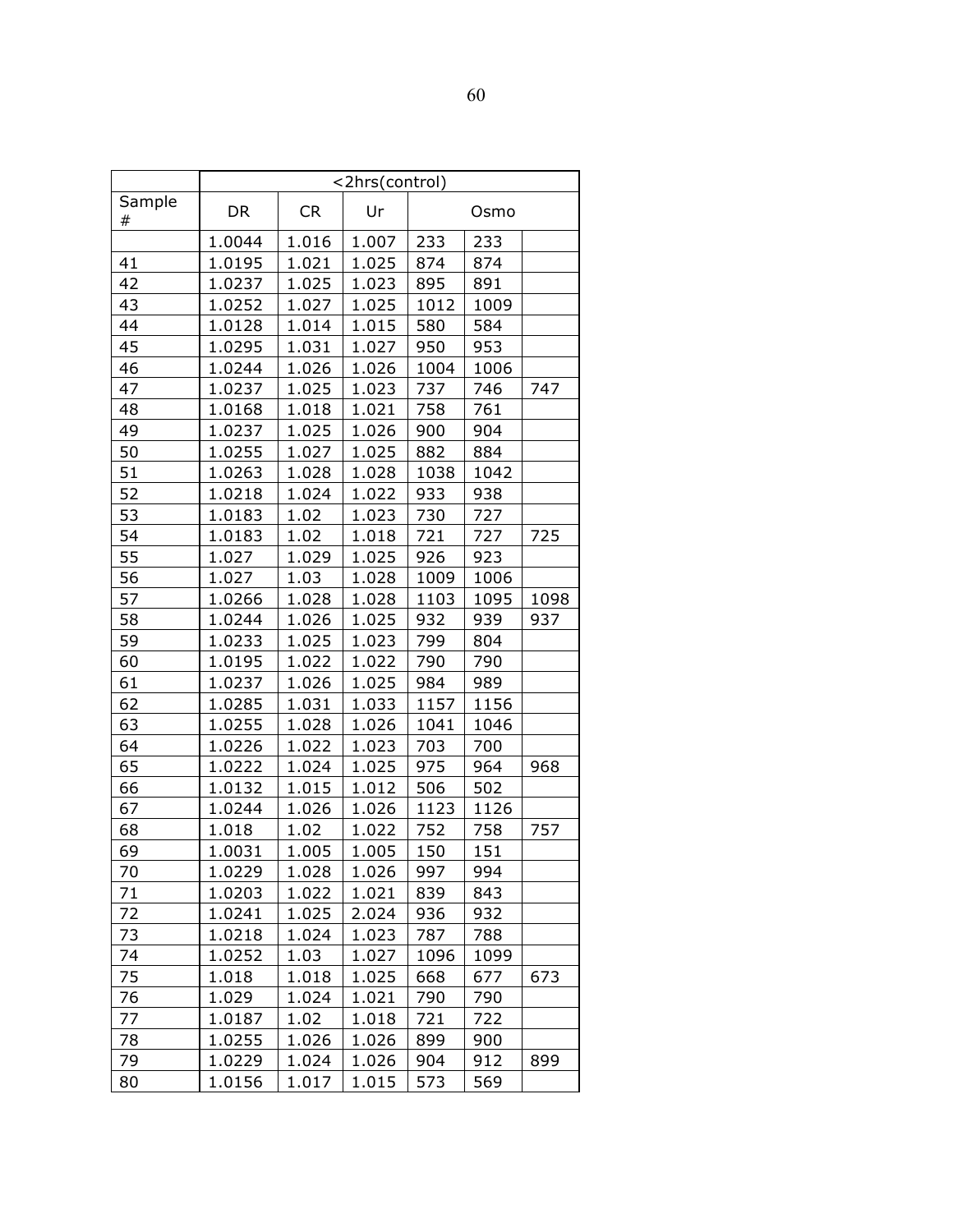| | <2hrs(control) | | | | | |
|---|---|---|---|---|---|---|
| Sample # | DR | CR | Ur | Osmo | | |
| | 1.0044 | 1.016 | 1.007 | 233 | 233 | |
| 41 | 1.0195 | 1.021 | 1.025 | 874 | 874 | |
| 42 | 1.0237 | 1.025 | 1.023 | 895 | 891 | |
| 43 | 1.0252 | 1.027 | 1.025 | 1012 | 1009 | |
| 44 | 1.0128 | 1.014 | 1.015 | 580 | 584 | |
| 45 | 1.0295 | 1.031 | 1.027 | 950 | 953 | |
| 46 | 1.0244 | 1.026 | 1.026 | 1004 | 1006 | |
| 47 | 1.0237 | 1.025 | 1.023 | 737 | 746 | 747 |
| 48 | 1.0168 | 1.018 | 1.021 | 758 | 761 | |
| 49 | 1.0237 | 1.025 | 1.026 | 900 | 904 | |
| 50 | 1.0255 | 1.027 | 1.025 | 882 | 884 | |
| 51 | 1.0263 | 1.028 | 1.028 | 1038 | 1042 | |
| 52 | 1.0218 | 1.024 | 1.022 | 933 | 938 | |
| 53 | 1.0183 | 1.02 | 1.023 | 730 | 727 | |
| 54 | 1.0183 | 1.02 | 1.018 | 721 | 727 | 725 |
| 55 | 1.027 | 1.029 | 1.025 | 926 | 923 | |
| 56 | 1.027 | 1.03 | 1.028 | 1009 | 1006 | |
| 57 | 1.0266 | 1.028 | 1.028 | 1103 | 1095 | 1098 |
| 58 | 1.0244 | 1.026 | 1.025 | 932 | 939 | 937 |
| 59 | 1.0233 | 1.025 | 1.023 | 799 | 804 | |
| 60 | 1.0195 | 1.022 | 1.022 | 790 | 790 | |
| 61 | 1.0237 | 1.026 | 1.025 | 984 | 989 | |
| 62 | 1.0285 | 1.031 | 1.033 | 1157 | 1156 | |
| 63 | 1.0255 | 1.028 | 1.026 | 1041 | 1046 | |
| 64 | 1.0226 | 1.022 | 1.023 | 703 | 700 | |
| 65 | 1.0222 | 1.024 | 1.025 | 975 | 964 | 968 |
| 66 | 1.0132 | 1.015 | 1.012 | 506 | 502 | |
| 67 | 1.0244 | 1.026 | 1.026 | 1123 | 1126 | |
| 68 | 1.018 | 1.02 | 1.022 | 752 | 758 | 757 |
| 69 | 1.0031 | 1.005 | 1.005 | 150 | 151 | |
| 70 | 1.0229 | 1.028 | 1.026 | 997 | 994 | |
| 71 | 1.0203 | 1.022 | 1.021 | 839 | 843 | |
| 72 | 1.0241 | 1.025 | 2.024 | 936 | 932 | |
| 73 | 1.0218 | 1.024 | 1.023 | 787 | 788 | |
| 74 | 1.0252 | 1.03 | 1.027 | 1096 | 1099 | |
| 75 | 1.018 | 1.018 | 1.025 | 668 | 677 | 673 |
| 76 | 1.029 | 1.024 | 1.021 | 790 | 790 | |
| 77 | 1.0187 | 1.02 | 1.018 | 721 | 722 | |
| 78 | 1.0255 | 1.026 | 1.026 | 899 | 900 | |
| 79 | 1.0229 | 1.024 | 1.026 | 904 | 912 | 899 |
| 80 | 1.0156 | 1.017 | 1.015 | 573 | 569 | |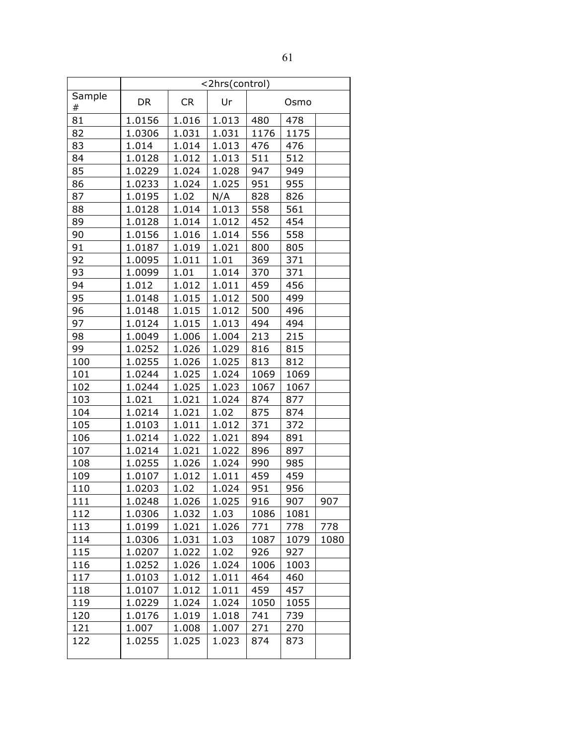| | <2hrs(control) | | | | | |
|---|---|---|---|---|---|---|
| Sample # | DR | CR | Ur | Osmo | | |
| 81 | 1.0156 | 1.016 | 1.013 | 480 | 478 | |
| 82 | 1.0306 | 1.031 | 1.031 | 1176 | 1175 | |
| 83 | 1.014 | 1.014 | 1.013 | 476 | 476 | |
| 84 | 1.0128 | 1.012 | 1.013 | 511 | 512 | |
| 85 | 1.0229 | 1.024 | 1.028 | 947 | 949 | |
| 86 | 1.0233 | 1.024 | 1.025 | 951 | 955 | |
| 87 | 1.0195 | 1.02 | N/A | 828 | 826 | |
| 88 | 1.0128 | 1.014 | 1.013 | 558 | 561 | |
| 89 | 1.0128 | 1.014 | 1.012 | 452 | 454 | |
| 90 | 1.0156 | 1.016 | 1.014 | 556 | 558 | |
| 91 | 1.0187 | 1.019 | 1.021 | 800 | 805 | |
| 92 | 1.0095 | 1.011 | 1.01 | 369 | 371 | |
| 93 | 1.0099 | 1.01 | 1.014 | 370 | 371 | |
| 94 | 1.012 | 1.012 | 1.011 | 459 | 456 | |
| 95 | 1.0148 | 1.015 | 1.012 | 500 | 499 | |
| 96 | 1.0148 | 1.015 | 1.012 | 500 | 496 | |
| 97 | 1.0124 | 1.015 | 1.013 | 494 | 494 | |
| 98 | 1.0049 | 1.006 | 1.004 | 213 | 215 | |
| 99 | 1.0252 | 1.026 | 1.029 | 816 | 815 | |
| 100 | 1.0255 | 1.026 | 1.025 | 813 | 812 | |
| 101 | 1.0244 | 1.025 | 1.024 | 1069 | 1069 | |
| 102 | 1.0244 | 1.025 | 1.023 | 1067 | 1067 | |
| 103 | 1.021 | 1.021 | 1.024 | 874 | 877 | |
| 104 | 1.0214 | 1.021 | 1.02 | 875 | 874 | |
| 105 | 1.0103 | 1.011 | 1.012 | 371 | 372 | |
| 106 | 1.0214 | 1.022 | 1.021 | 894 | 891 | |
| 107 | 1.0214 | 1.021 | 1.022 | 896 | 897 | |
| 108 | 1.0255 | 1.026 | 1.024 | 990 | 985 | |
| 109 | 1.0107 | 1.012 | 1.011 | 459 | 459 | |
| 110 | 1.0203 | 1.02 | 1.024 | 951 | 956 | |
| 111 | 1.0248 | 1.026 | 1.025 | 916 | 907 | 907 |
| 112 | 1.0306 | 1.032 | 1.03 | 1086 | 1081 | |
| 113 | 1.0199 | 1.021 | 1.026 | 771 | 778 | 778 |
| 114 | 1.0306 | 1.031 | 1.03 | 1087 | 1079 | 1080 |
| 115 | 1.0207 | 1.022 | 1.02 | 926 | 927 | |
| 116 | 1.0252 | 1.026 | 1.024 | 1006 | 1003 | |
| 117 | 1.0103 | 1.012 | 1.011 | 464 | 460 | |
| 118 | 1.0107 | 1.012 | 1.011 | 459 | 457 | |
| 119 | 1.0229 | 1.024 | 1.024 | 1050 | 1055 | |
| 120 | 1.0176 | 1.019 | 1.018 | 741 | 739 | |
| 121 | 1.007 | 1.008 | 1.007 | 271 | 270 | |
| 122 | 1.0255 | 1.025 | 1.023 | 874 | 873 | |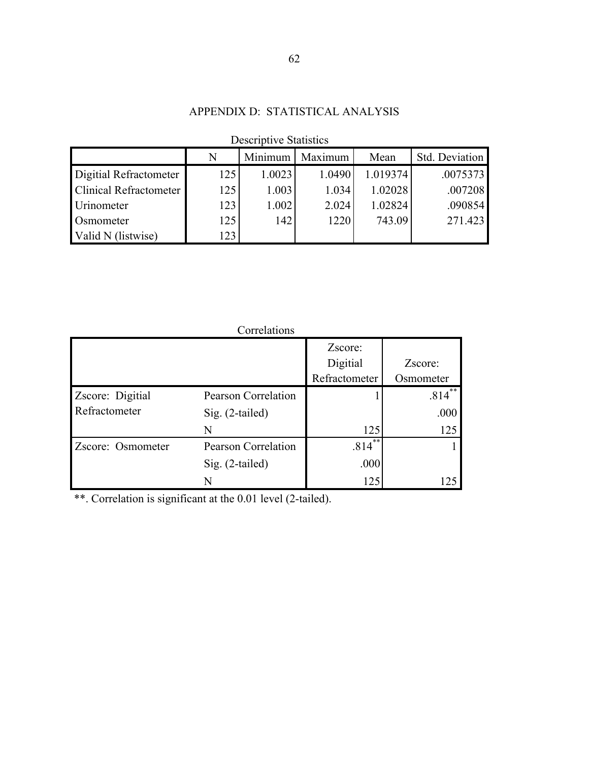# APPENDIX D: STATISTICAL ANALYSIS

Descriptive Statistics

| | N | Minimum | Maximum | Mean | Std. Deviation |
|---|---|---|---|---|---|
| Digitial Refractometer | 125 | 1.0023 | 1.0490 | 1.019374 | .0075373 |
| Clinical Refractometer | 125 | 1.003 | 1.034 | 1.02028 | .007208 |
| Urinometer | 123 | 1.002 | 2.024 | 1.02824 | .090854 |
| Osmometer | 125 | 142 | 1220 | 743.09 | 271.423 |
| Valid N (listwise) | 123 | | | | |

Correlations

| | | Zscore: Digitial Refractometer | Zscore: Osmometer |
|---|---|---|---|
| Zscore: Digitial Refractometer | Pearson Correlation | 1 | .814** |
| | Sig. (2-tailed) | | .000 |
| | N | 125 | 125 |
| Zscore: Osmometer | Pearson Correlation | .814** | 1 |
| | Sig. (2-tailed) | .000 | |
| | N | 125 | 125 |

**. Correlation is significant at the 0.01 level (2-tailed).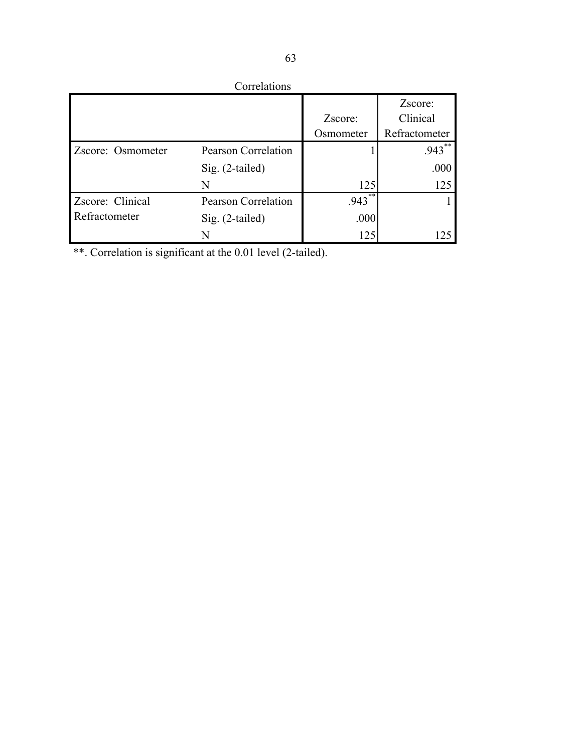Correlations

| | | Zscore: Osmometer | Zscore: Clinical Refractometer |
|---|---|---|---|
| Zscore: Osmometer | Pearson Correlation | 1 | .943** |
| | Sig. (2-tailed) | | .000 |
| | N | 125 | 125 |
| Zscore: Clinical Refractometer | Pearson Correlation | .943** | 1 |
| | Sig. (2-tailed) | .000 | |
| | N | 125 | 125 |

**. Correlation is significant at the 0.01 level (2-tailed).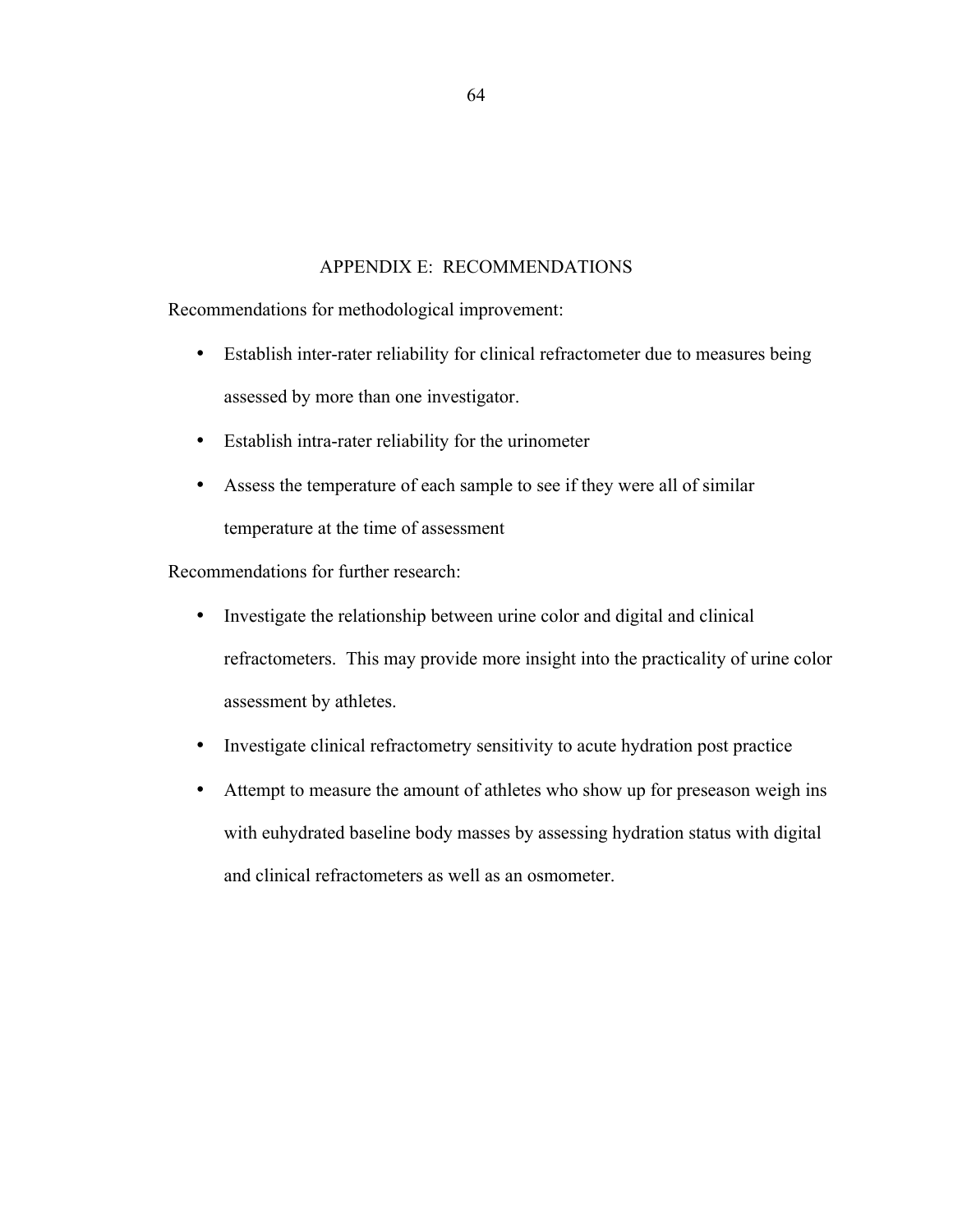## APPENDIX E: RECOMMENDATIONS

Recommendations for methodological improvement:

- Establish inter-rater reliability for clinical refractometer due to measures being assessed by more than one investigator.
- Establish intra-rater reliability for the urinometer
- Assess the temperature of each sample to see if they were all of similar temperature at the time of assessment

Recommendations for further research:

- Investigate the relationship between urine color and digital and clinical refractometers. This may provide more insight into the practicality of urine color assessment by athletes.
- Investigate clinical refractometry sensitivity to acute hydration post practice
- Attempt to measure the amount of athletes who show up for preseason weigh ins with euhydrated baseline body masses by assessing hydration status with digital and clinical refractometers as well as an osmometer.